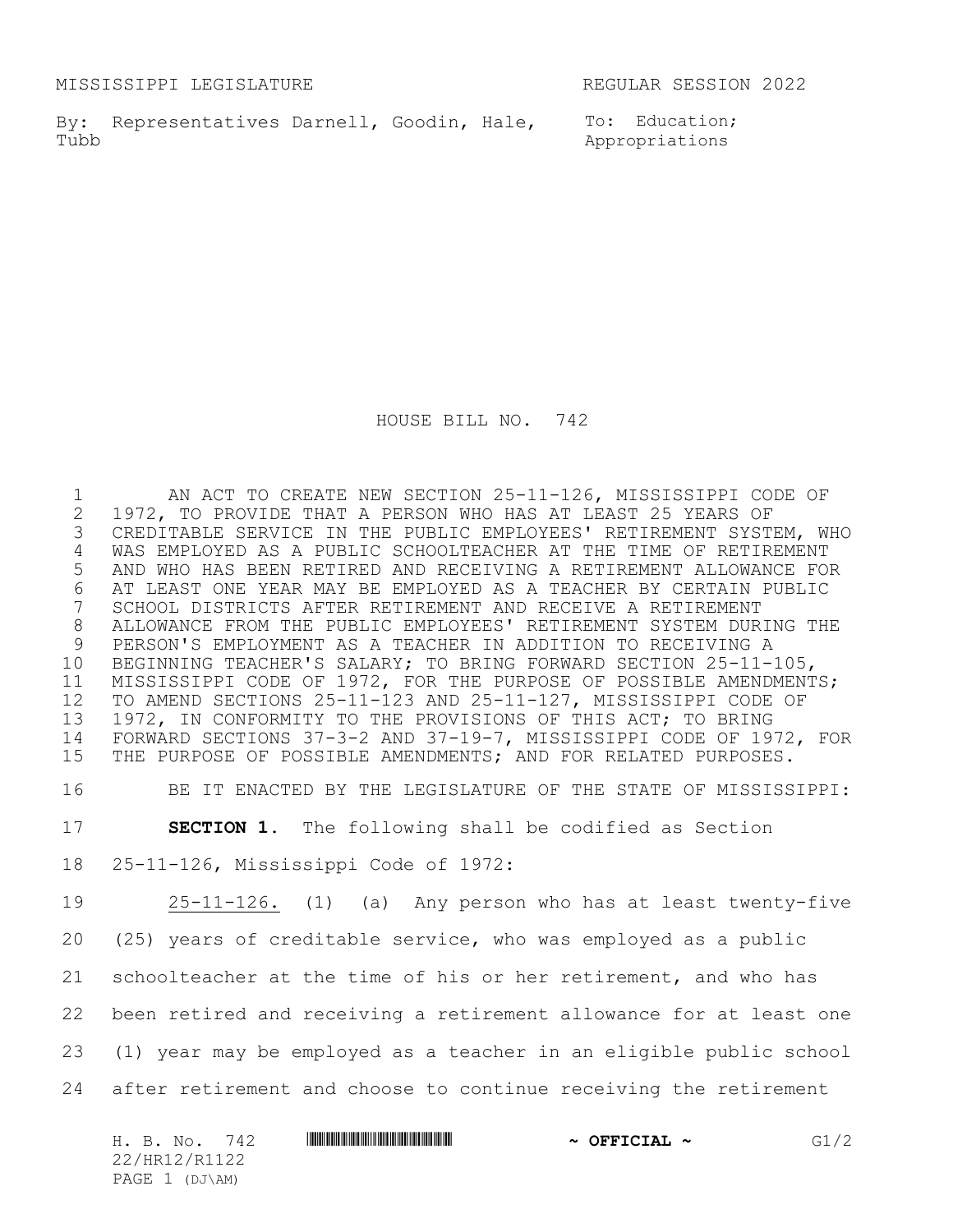MISSISSIPPI LEGISLATURE REGULAR SESSION 2022

By: Representatives Darnell, Goodin, Hale, Tubb

To: Education; Appropriations

# HOUSE BILL NO. 742

AN ACT TO CREATE NEW SECTION 25-11-126, MISSISSIPPI CODE OF 1972, TO PROVIDE THAT A PERSON WHO HAS AT LEAST 25 YEARS OF CREDITABLE SERVICE IN THE PUBLIC EMPLOYEES' RETIREMENT SYSTEM, WHO WAS EMPLOYED AS A PUBLIC SCHOOLTEACHER AT THE TIME OF RETIREMENT AND WHO HAS BEEN RETIRED AND RECEIVING A RETIREMENT ALLOWANCE FOR AT LEAST ONE YEAR MAY BE EMPLOYED AS A TEACHER BY CERTAIN PUBLIC SCHOOL DISTRICTS AFTER RETIREMENT AND RECEIVE A RETIREMENT ALLOWANCE FROM THE PUBLIC EMPLOYEES' RETIREMENT SYSTEM DURING THE PERSON'S EMPLOYMENT AS A TEACHER IN ADDITION TO RECEIVING A BEGINNING TEACHER'S SALARY; TO BRING FORWARD SECTION 25-11-105, MISSISSIPPI CODE OF 1972, FOR THE PURPOSE OF POSSIBLE AMENDMENTS; TO AMEND SECTIONS 25-11-123 AND 25-11-127, MISSISSIPPI CODE OF 1972, IN CONFORMITY TO THE PROVISIONS OF THIS ACT; TO BRING FORWARD SECTIONS 37-3-2 AND 37-19-7, MISSISSIPPI CODE OF 1972, FOR THE PURPOSE OF POSSIBLE AMENDMENTS; AND FOR RELATED PURPOSES.

BE IT ENACTED BY THE LEGISLATURE OF THE STATE OF MISSISSIPPI:

**SECTION 1.** The following shall be codified as Section 25-11-126, Mississippi Code of 1972:

25-11-126. (1) (a) Any person who has at least twenty-five (25) years of creditable service, who was employed as a public schoolteacher at the time of his or her retirement, and who has been retired and receiving a retirement allowance for at least one (1) year may be employed as a teacher in an eligible public school after retirement and choose to continue receiving the retirement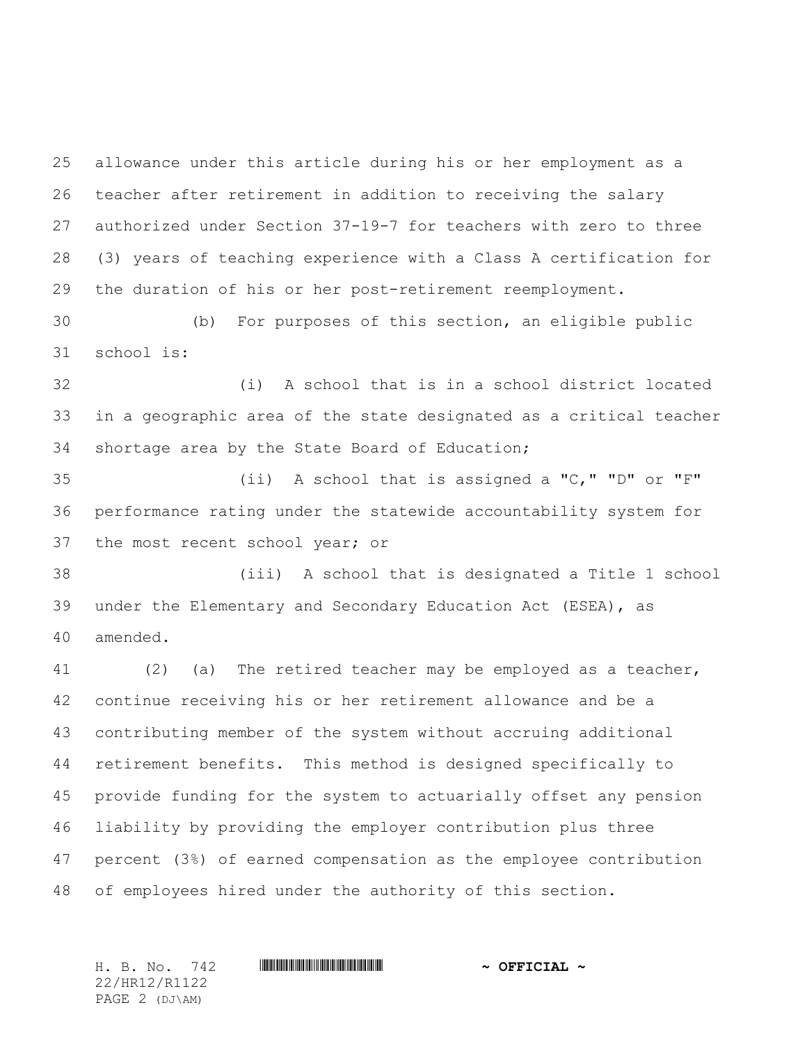allowance under this article during his or her employment as a teacher after retirement in addition to receiving the salary authorized under Section 37-19-7 for teachers with zero to three (3) years of teaching experience with a Class A certification for the duration of his or her post-retirement reemployment.

(b) For purposes of this section, an eligible public school is:

(i) A school that is in a school district located in a geographic area of the state designated as a critical teacher shortage area by the State Board of Education;

(ii) A school that is assigned a "C," "D" or "F" performance rating under the statewide accountability system for the most recent school year; or

(iii) A school that is designated a Title 1 school under the Elementary and Secondary Education Act (ESEA), as amended.

(2) (a) The retired teacher may be employed as a teacher, continue receiving his or her retirement allowance and be a contributing member of the system without accruing additional retirement benefits. This method is designed specifically to provide funding for the system to actuarially offset any pension liability by providing the employer contribution plus three percent (3%) of earned compensation as the employee contribution of employees hired under the authority of this section.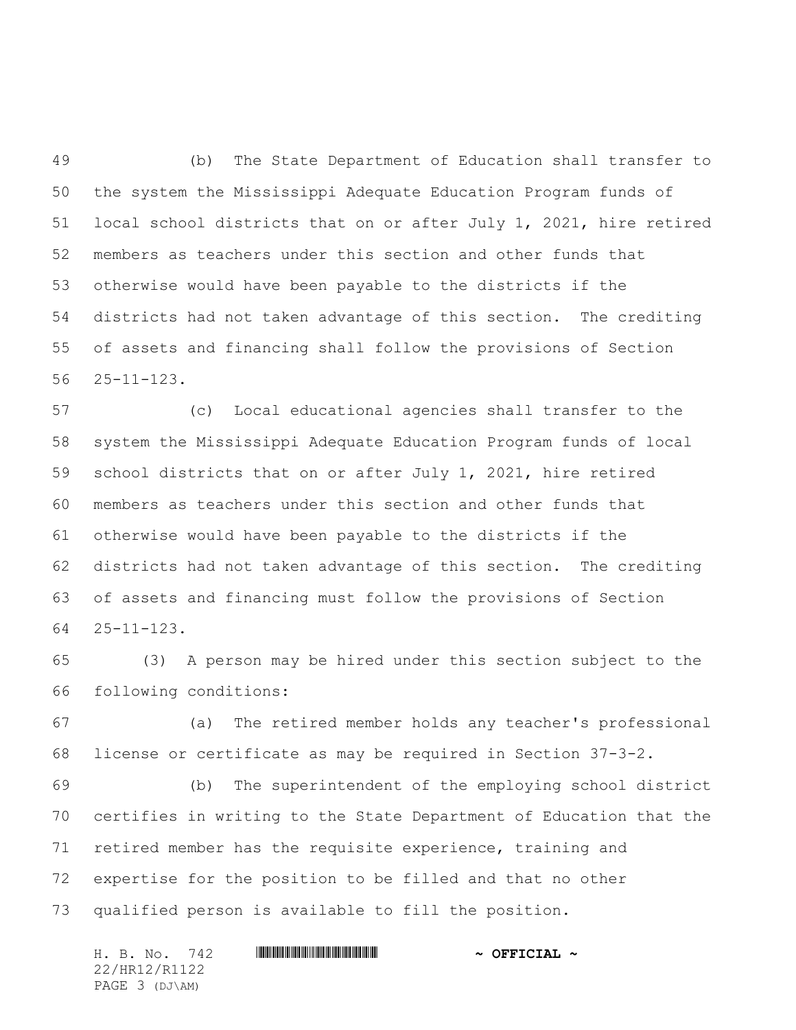(b) The State Department of Education shall transfer to the system the Mississippi Adequate Education Program funds of local school districts that on or after July 1, 2021, hire retired members as teachers under this section and other funds that otherwise would have been payable to the districts if the districts had not taken advantage of this section. The crediting of assets and financing shall follow the provisions of Section 25-11-123.

(c) Local educational agencies shall transfer to the system the Mississippi Adequate Education Program funds of local school districts that on or after July 1, 2021, hire retired members as teachers under this section and other funds that otherwise would have been payable to the districts if the districts had not taken advantage of this section. The crediting of assets and financing must follow the provisions of Section 25-11-123.

(3) A person may be hired under this section subject to the following conditions:

(a) The retired member holds any teacher's professional license or certificate as may be required in Section 37-3-2.

(b) The superintendent of the employing school district certifies in writing to the State Department of Education that the retired member has the requisite experience, training and expertise for the position to be filled and that no other qualified person is available to fill the position.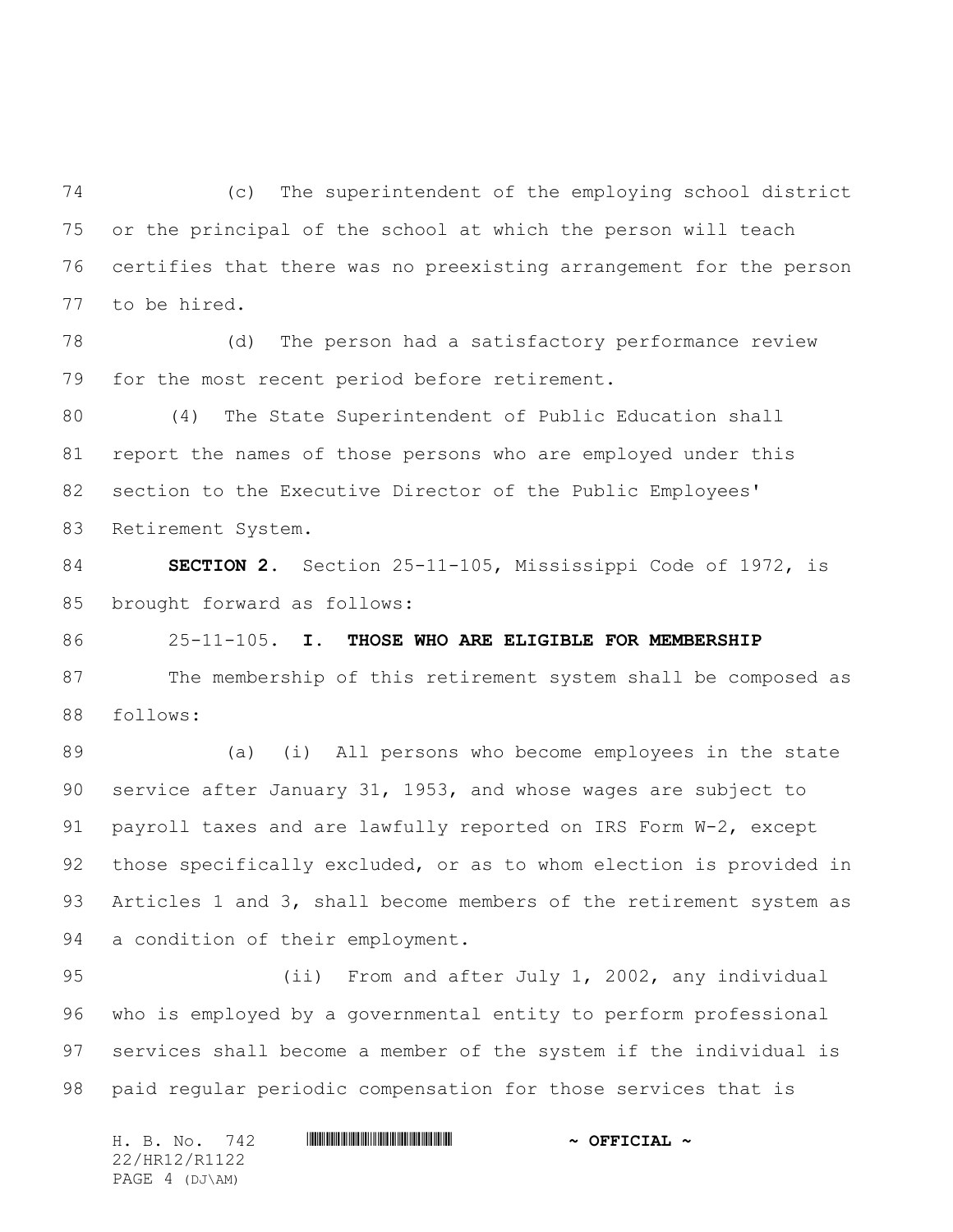(c) The superintendent of the employing school district or the principal of the school at which the person will teach certifies that there was no preexisting arrangement for the person to be hired.

(d) The person had a satisfactory performance review for the most recent period before retirement.

(4) The State Superintendent of Public Education shall report the names of those persons who are employed under this section to the Executive Director of the Public Employees' Retirement System.

**SECTION 2.** Section 25-11-105, Mississippi Code of 1972, is brought forward as follows:

25-11-105. **I. THOSE WHO ARE ELIGIBLE FOR MEMBERSHIP**

The membership of this retirement system shall be composed as follows:

(a) (i) All persons who become employees in the state service after January 31, 1953, and whose wages are subject to payroll taxes and are lawfully reported on IRS Form W-2, except those specifically excluded, or as to whom election is provided in Articles 1 and 3, shall become members of the retirement system as a condition of their employment.

(ii) From and after July 1, 2002, any individual who is employed by a governmental entity to perform professional services shall become a member of the system if the individual is paid regular periodic compensation for those services that is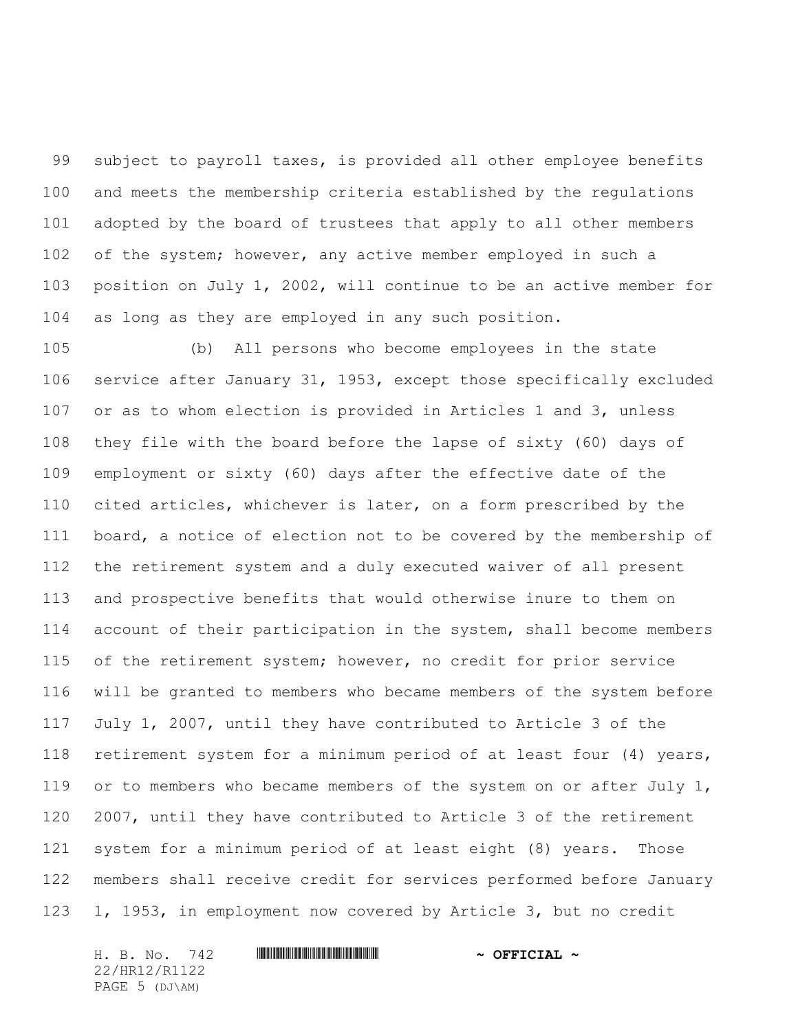subject to payroll taxes, is provided all other employee benefits and meets the membership criteria established by the regulations adopted by the board of trustees that apply to all other members of the system; however, any active member employed in such a position on July 1, 2002, will continue to be an active member for as long as they are employed in any such position.

(b) All persons who become employees in the state service after January 31, 1953, except those specifically excluded or as to whom election is provided in Articles 1 and 3, unless they file with the board before the lapse of sixty (60) days of employment or sixty (60) days after the effective date of the cited articles, whichever is later, on a form prescribed by the board, a notice of election not to be covered by the membership of the retirement system and a duly executed waiver of all present and prospective benefits that would otherwise inure to them on account of their participation in the system, shall become members of the retirement system; however, no credit for prior service will be granted to members who became members of the system before July 1, 2007, until they have contributed to Article 3 of the retirement system for a minimum period of at least four (4) years, or to members who became members of the system on or after July 1, 2007, until they have contributed to Article 3 of the retirement system for a minimum period of at least eight (8) years. Those members shall receive credit for services performed before January 1, 1953, in employment now covered by Article 3, but no credit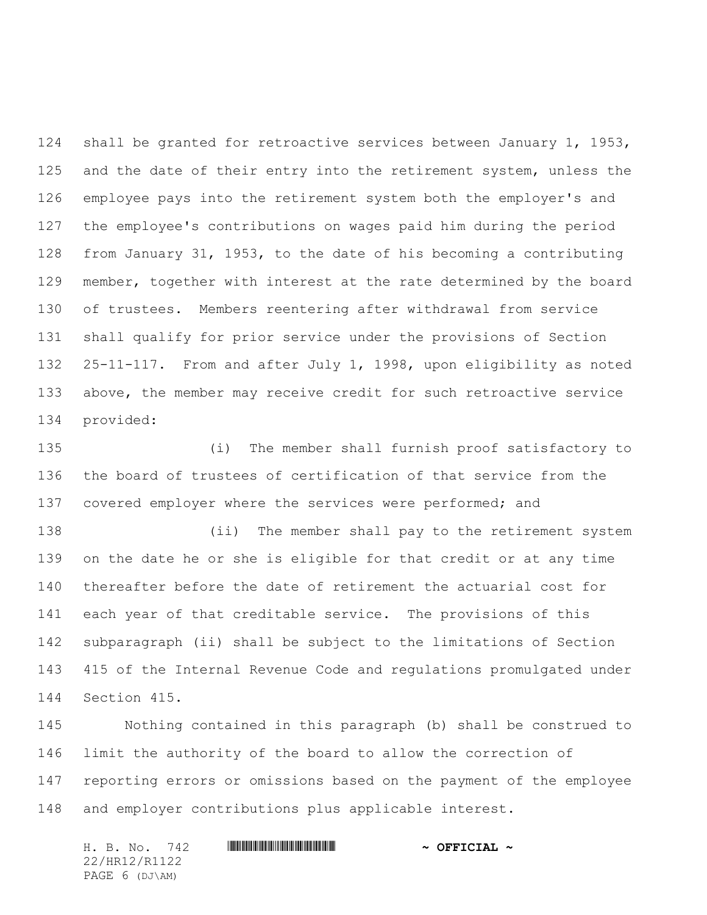shall be granted for retroactive services between January 1, 1953, and the date of their entry into the retirement system, unless the employee pays into the retirement system both the employer's and the employee's contributions on wages paid him during the period from January 31, 1953, to the date of his becoming a contributing member, together with interest at the rate determined by the board of trustees. Members reentering after withdrawal from service shall qualify for prior service under the provisions of Section 25-11-117. From and after July 1, 1998, upon eligibility as noted above, the member may receive credit for such retroactive service provided:

(i) The member shall furnish proof satisfactory to the board of trustees of certification of that service from the covered employer where the services were performed; and

(ii) The member shall pay to the retirement system on the date he or she is eligible for that credit or at any time thereafter before the date of retirement the actuarial cost for each year of that creditable service. The provisions of this subparagraph (ii) shall be subject to the limitations of Section 415 of the Internal Revenue Code and regulations promulgated under Section 415.

Nothing contained in this paragraph (b) shall be construed to limit the authority of the board to allow the correction of reporting errors or omissions based on the payment of the employee and employer contributions plus applicable interest.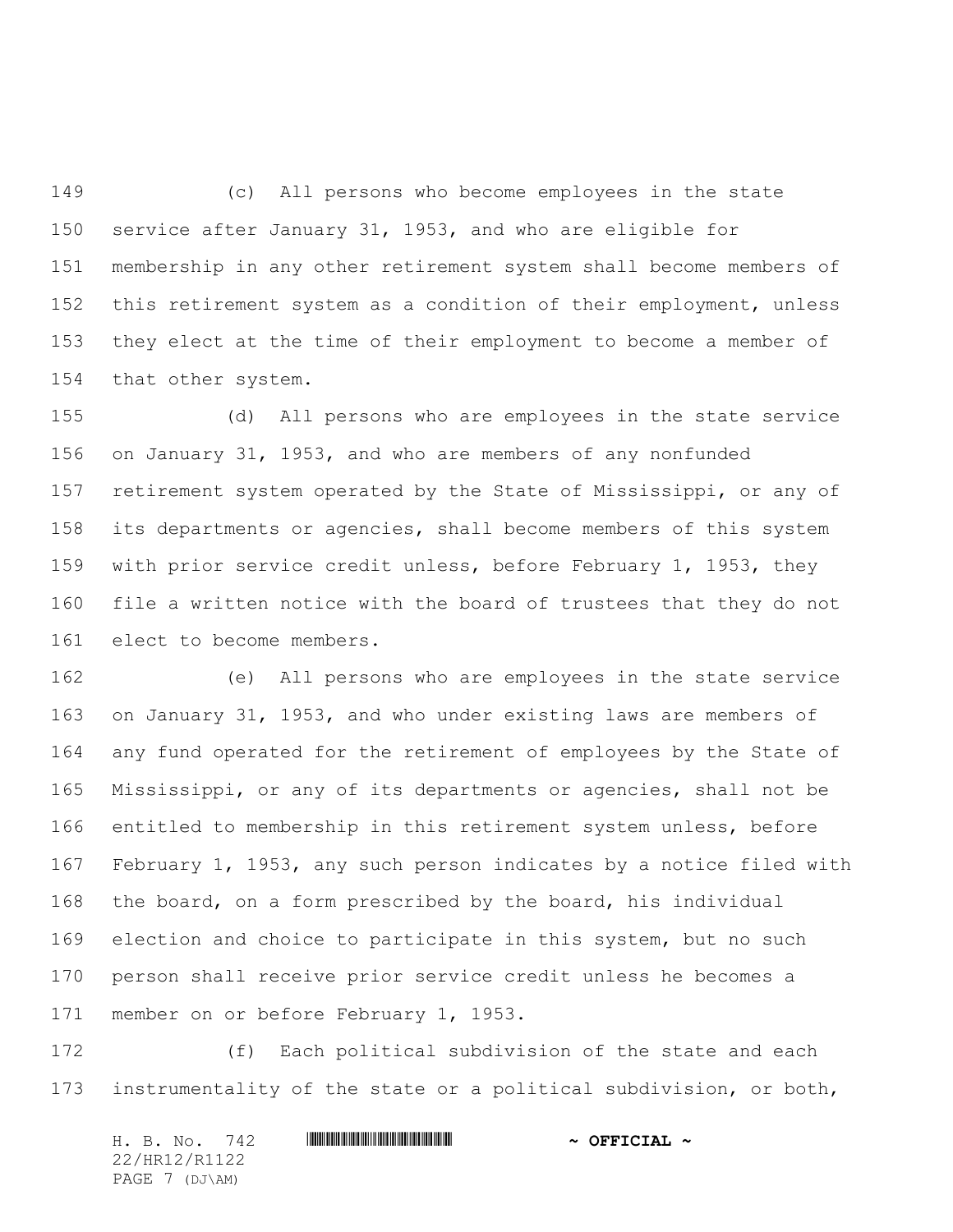(c) All persons who become employees in the state service after January 31, 1953, and who are eligible for membership in any other retirement system shall become members of this retirement system as a condition of their employment, unless they elect at the time of their employment to become a member of that other system.

(d) All persons who are employees in the state service on January 31, 1953, and who are members of any nonfunded retirement system operated by the State of Mississippi, or any of its departments or agencies, shall become members of this system with prior service credit unless, before February 1, 1953, they file a written notice with the board of trustees that they do not elect to become members.

(e) All persons who are employees in the state service on January 31, 1953, and who under existing laws are members of any fund operated for the retirement of employees by the State of Mississippi, or any of its departments or agencies, shall not be entitled to membership in this retirement system unless, before February 1, 1953, any such person indicates by a notice filed with the board, on a form prescribed by the board, his individual election and choice to participate in this system, but no such person shall receive prior service credit unless he becomes a member on or before February 1, 1953.

(f) Each political subdivision of the state and each instrumentality of the state or a political subdivision, or both,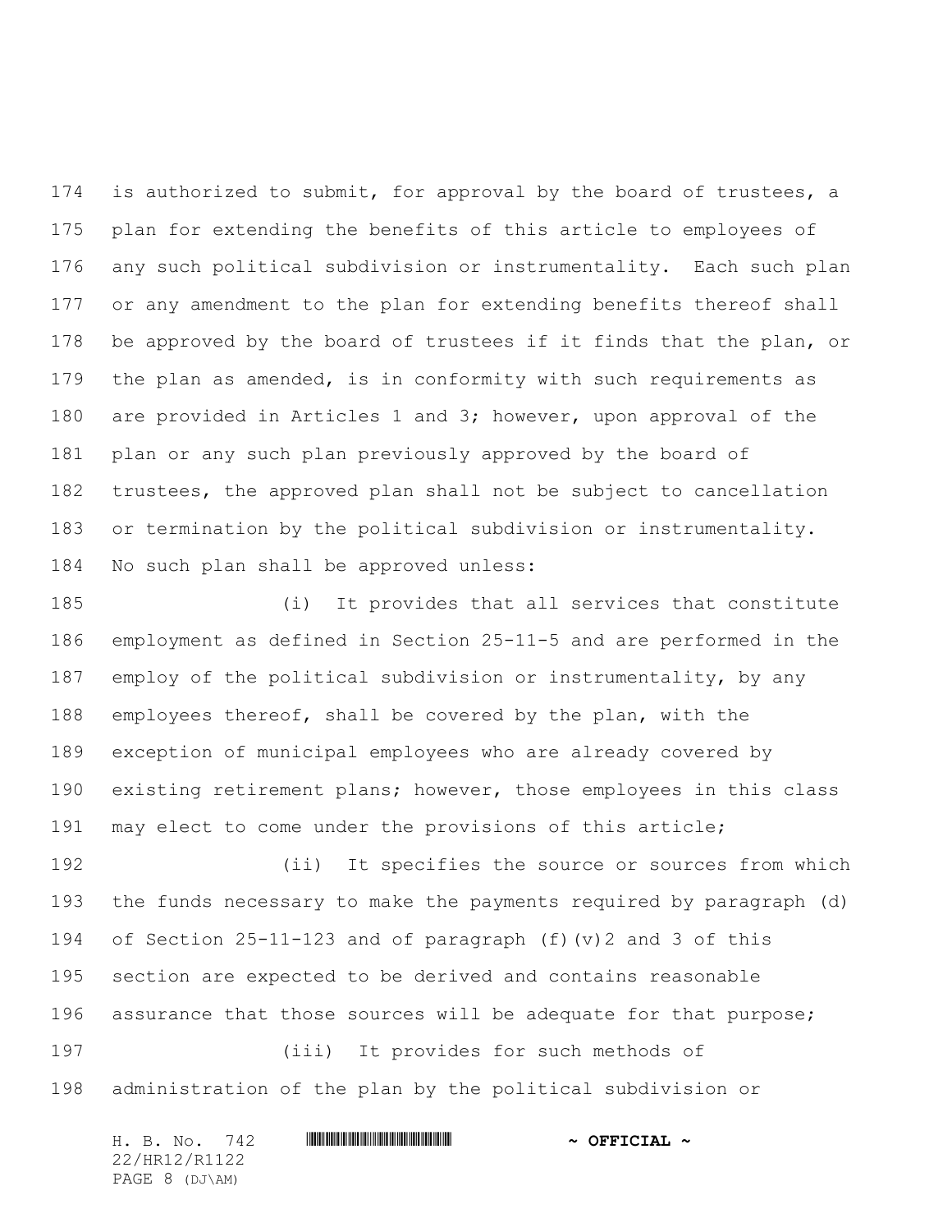is authorized to submit, for approval by the board of trustees, a plan for extending the benefits of this article to employees of any such political subdivision or instrumentality. Each such plan or any amendment to the plan for extending benefits thereof shall be approved by the board of trustees if it finds that the plan, or the plan as amended, is in conformity with such requirements as are provided in Articles 1 and 3; however, upon approval of the plan or any such plan previously approved by the board of trustees, the approved plan shall not be subject to cancellation or termination by the political subdivision or instrumentality. No such plan shall be approved unless:

(i) It provides that all services that constitute employment as defined in Section 25-11-5 and are performed in the employ of the political subdivision or instrumentality, by any employees thereof, shall be covered by the plan, with the exception of municipal employees who are already covered by existing retirement plans; however, those employees in this class may elect to come under the provisions of this article;

(ii) It specifies the source or sources from which the funds necessary to make the payments required by paragraph (d) of Section 25-11-123 and of paragraph (f)(v)2 and 3 of this section are expected to be derived and contains reasonable assurance that those sources will be adequate for that purpose;

(iii) It provides for such methods of administration of the plan by the political subdivision or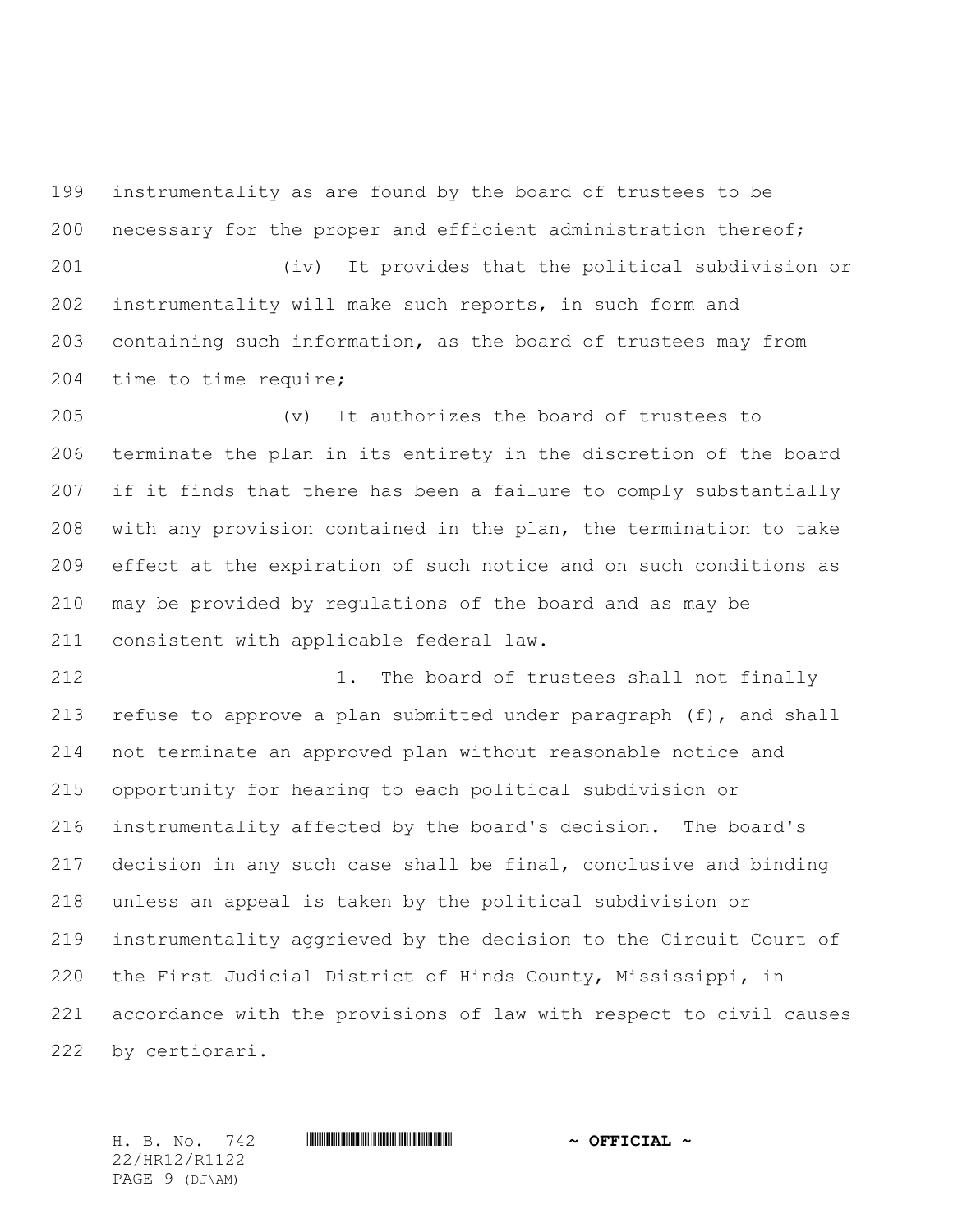instrumentality as are found by the board of trustees to be necessary for the proper and efficient administration thereof;

(iv) It provides that the political subdivision or instrumentality will make such reports, in such form and containing such information, as the board of trustees may from time to time require;

(v) It authorizes the board of trustees to terminate the plan in its entirety in the discretion of the board if it finds that there has been a failure to comply substantially with any provision contained in the plan, the termination to take effect at the expiration of such notice and on such conditions as may be provided by regulations of the board and as may be consistent with applicable federal law.

1. The board of trustees shall not finally refuse to approve a plan submitted under paragraph (f), and shall not terminate an approved plan without reasonable notice and opportunity for hearing to each political subdivision or instrumentality affected by the board's decision. The board's decision in any such case shall be final, conclusive and binding unless an appeal is taken by the political subdivision or instrumentality aggrieved by the decision to the Circuit Court of the First Judicial District of Hinds County, Mississippi, in accordance with the provisions of law with respect to civil causes by certiorari.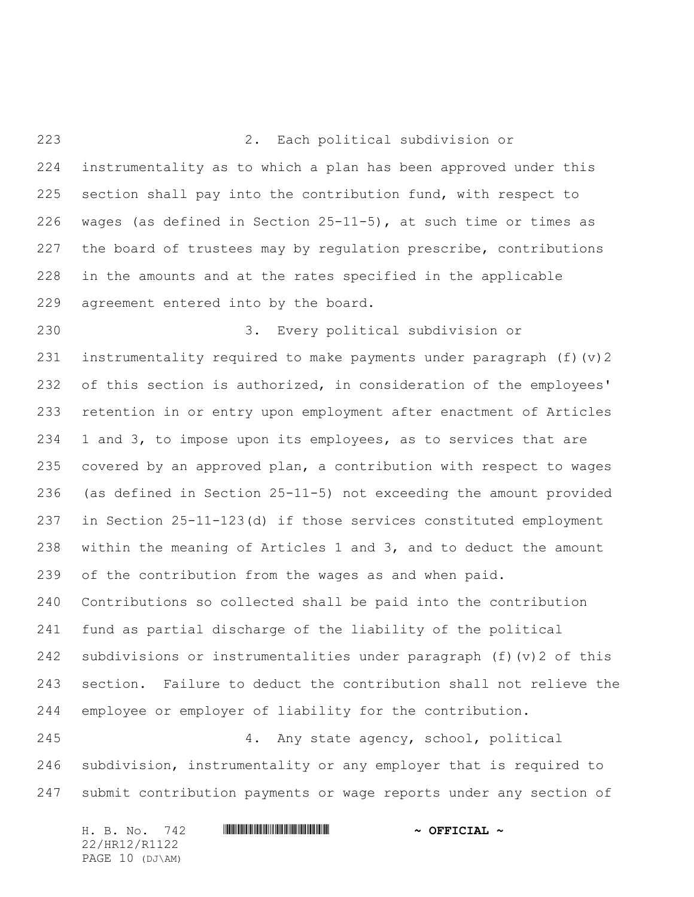2. Each political subdivision or instrumentality as to which a plan has been approved under this section shall pay into the contribution fund, with respect to wages (as defined in Section 25-11-5), at such time or times as the board of trustees may by regulation prescribe, contributions in the amounts and at the rates specified in the applicable agreement entered into by the board.

3. Every political subdivision or instrumentality required to make payments under paragraph (f)(v)2 of this section is authorized, in consideration of the employees' retention in or entry upon employment after enactment of Articles 1 and 3, to impose upon its employees, as to services that are covered by an approved plan, a contribution with respect to wages (as defined in Section 25-11-5) not exceeding the amount provided in Section 25-11-123(d) if those services constituted employment within the meaning of Articles 1 and 3, and to deduct the amount of the contribution from the wages as and when paid. Contributions so collected shall be paid into the contribution fund as partial discharge of the liability of the political subdivisions or instrumentalities under paragraph (f)(v)2 of this section. Failure to deduct the contribution shall not relieve the employee or employer of liability for the contribution.

4. Any state agency, school, political subdivision, instrumentality or any employer that is required to submit contribution payments or wage reports under any section of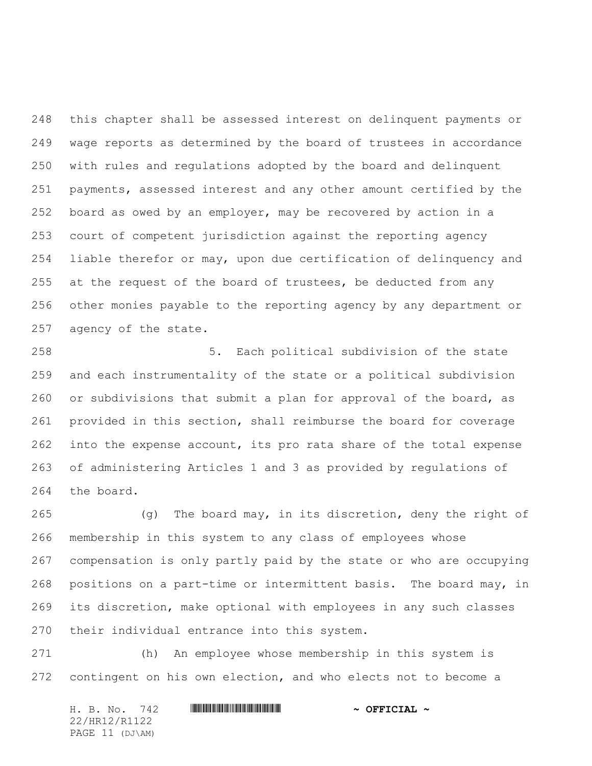this chapter shall be assessed interest on delinquent payments or wage reports as determined by the board of trustees in accordance with rules and regulations adopted by the board and delinquent payments, assessed interest and any other amount certified by the board as owed by an employer, may be recovered by action in a court of competent jurisdiction against the reporting agency liable therefor or may, upon due certification of delinquency and at the request of the board of trustees, be deducted from any other monies payable to the reporting agency by any department or agency of the state.

5. Each political subdivision of the state and each instrumentality of the state or a political subdivision or subdivisions that submit a plan for approval of the board, as provided in this section, shall reimburse the board for coverage into the expense account, its pro rata share of the total expense of administering Articles 1 and 3 as provided by regulations of the board.

(g) The board may, in its discretion, deny the right of membership in this system to any class of employees whose compensation is only partly paid by the state or who are occupying positions on a part-time or intermittent basis. The board may, in its discretion, make optional with employees in any such classes their individual entrance into this system.

(h) An employee whose membership in this system is contingent on his own election, and who elects not to become a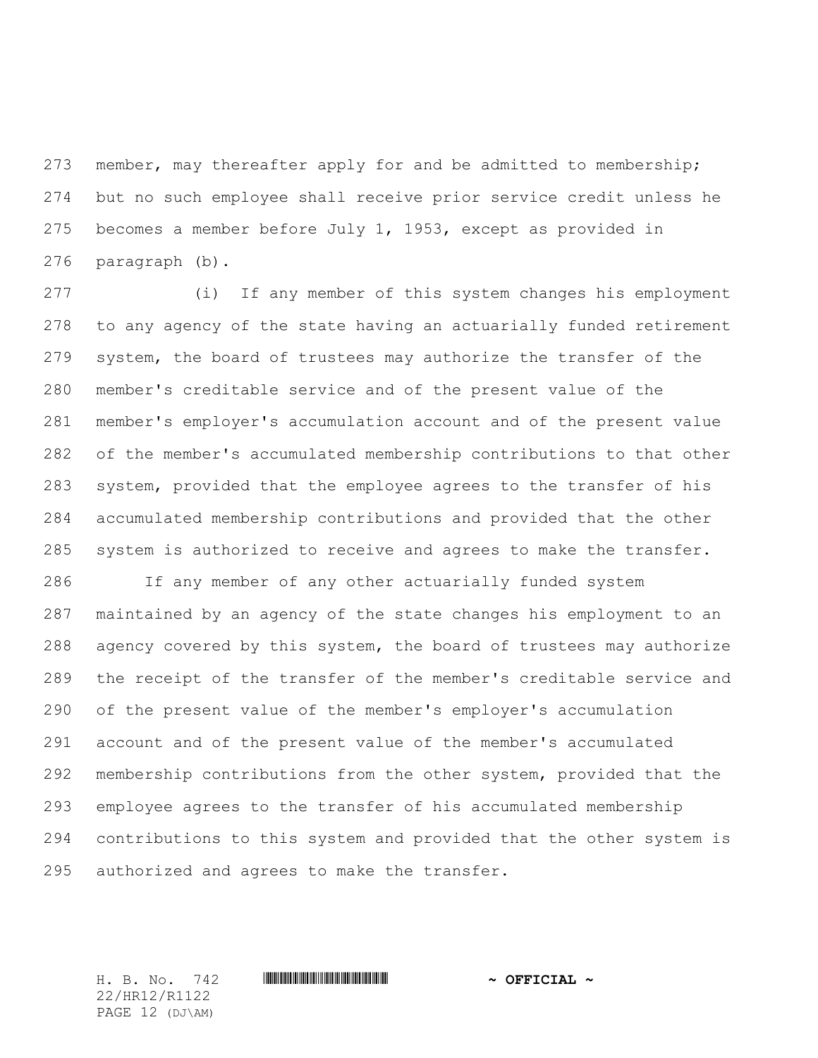member, may thereafter apply for and be admitted to membership; but no such employee shall receive prior service credit unless he becomes a member before July 1, 1953, except as provided in paragraph (b).

(i) If any member of this system changes his employment to any agency of the state having an actuarially funded retirement system, the board of trustees may authorize the transfer of the member's creditable service and of the present value of the member's employer's accumulation account and of the present value of the member's accumulated membership contributions to that other system, provided that the employee agrees to the transfer of his accumulated membership contributions and provided that the other system is authorized to receive and agrees to make the transfer.

If any member of any other actuarially funded system maintained by an agency of the state changes his employment to an agency covered by this system, the board of trustees may authorize the receipt of the transfer of the member's creditable service and of the present value of the member's employer's accumulation account and of the present value of the member's accumulated membership contributions from the other system, provided that the employee agrees to the transfer of his accumulated membership contributions to this system and provided that the other system is authorized and agrees to make the transfer.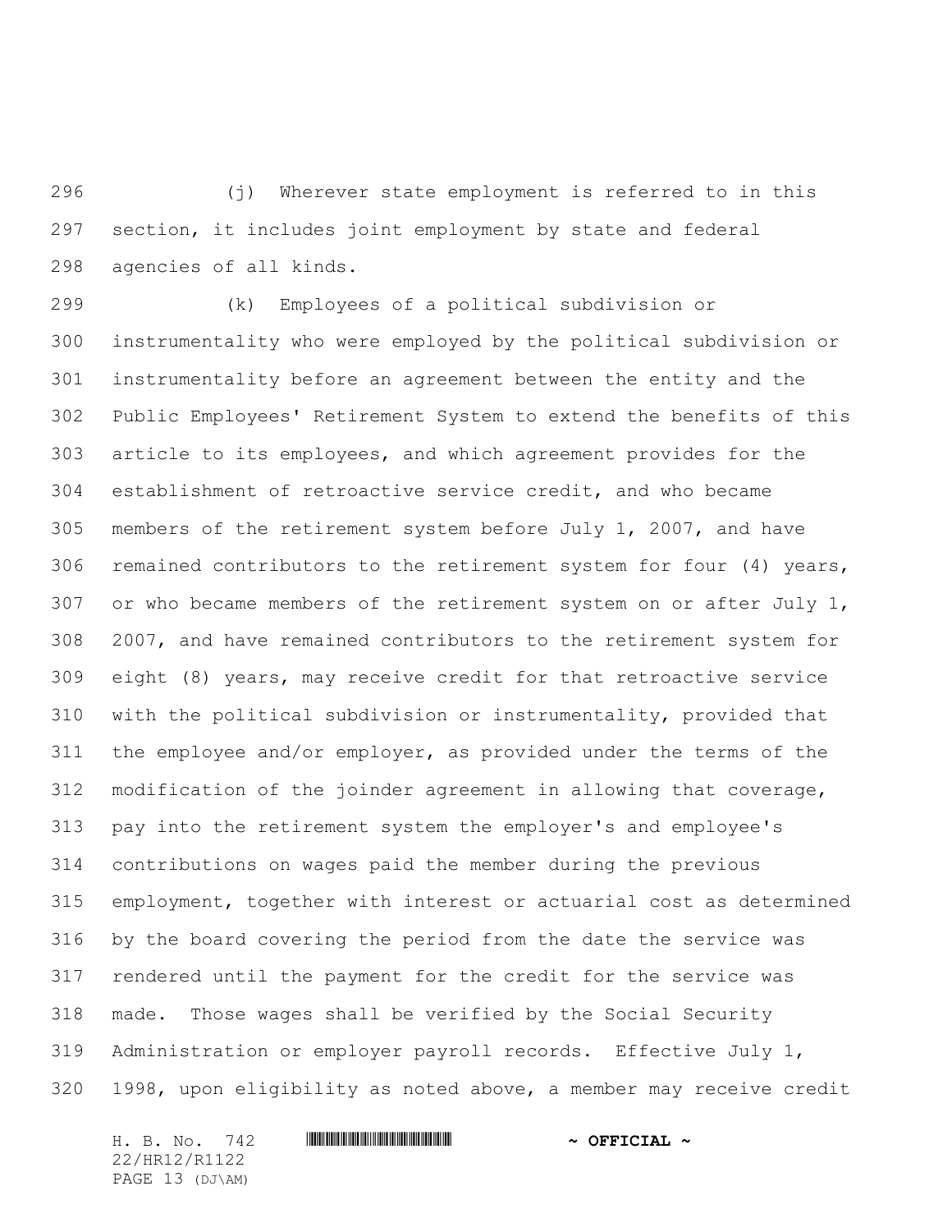(j) Wherever state employment is referred to in this section, it includes joint employment by state and federal agencies of all kinds.

(k) Employees of a political subdivision or instrumentality who were employed by the political subdivision or instrumentality before an agreement between the entity and the Public Employees' Retirement System to extend the benefits of this article to its employees, and which agreement provides for the establishment of retroactive service credit, and who became members of the retirement system before July 1, 2007, and have remained contributors to the retirement system for four (4) years, or who became members of the retirement system on or after July 1, 2007, and have remained contributors to the retirement system for eight (8) years, may receive credit for that retroactive service with the political subdivision or instrumentality, provided that the employee and/or employer, as provided under the terms of the modification of the joinder agreement in allowing that coverage, pay into the retirement system the employer's and employee's contributions on wages paid the member during the previous employment, together with interest or actuarial cost as determined by the board covering the period from the date the service was rendered until the payment for the credit for the service was made. Those wages shall be verified by the Social Security Administration or employer payroll records. Effective July 1, 1998, upon eligibility as noted above, a member may receive credit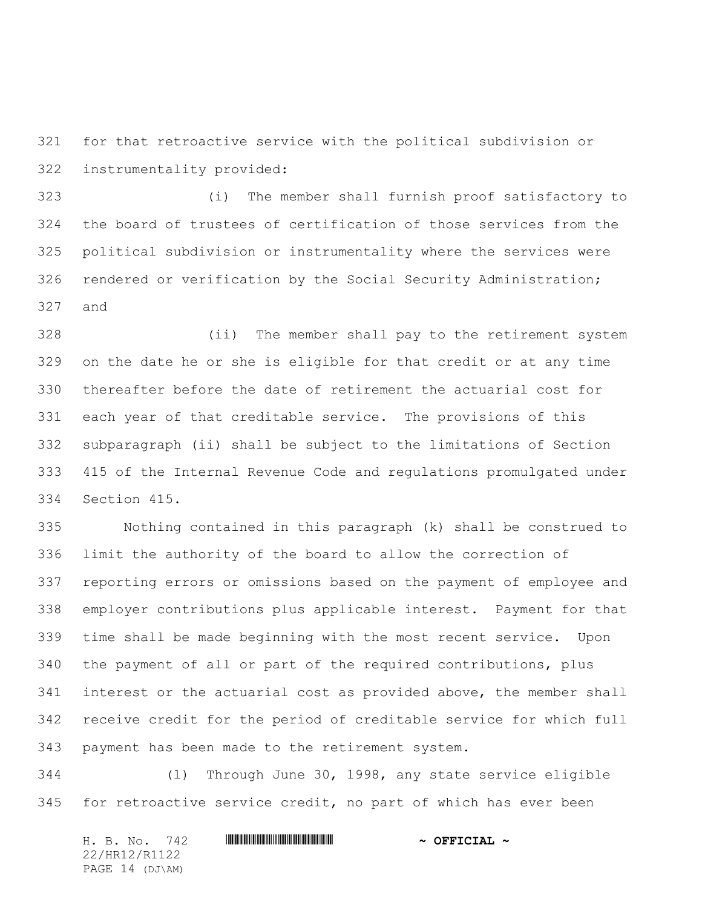for that retroactive service with the political subdivision or instrumentality provided:

(i) The member shall furnish proof satisfactory to the board of trustees of certification of those services from the political subdivision or instrumentality where the services were rendered or verification by the Social Security Administration; and

(ii) The member shall pay to the retirement system on the date he or she is eligible for that credit or at any time thereafter before the date of retirement the actuarial cost for each year of that creditable service. The provisions of this subparagraph (ii) shall be subject to the limitations of Section 415 of the Internal Revenue Code and regulations promulgated under Section 415.

Nothing contained in this paragraph (k) shall be construed to limit the authority of the board to allow the correction of reporting errors or omissions based on the payment of employee and employer contributions plus applicable interest. Payment for that time shall be made beginning with the most recent service. Upon the payment of all or part of the required contributions, plus interest or the actuarial cost as provided above, the member shall receive credit for the period of creditable service for which full payment has been made to the retirement system.

(l) Through June 30, 1998, any state service eligible for retroactive service credit, no part of which has ever been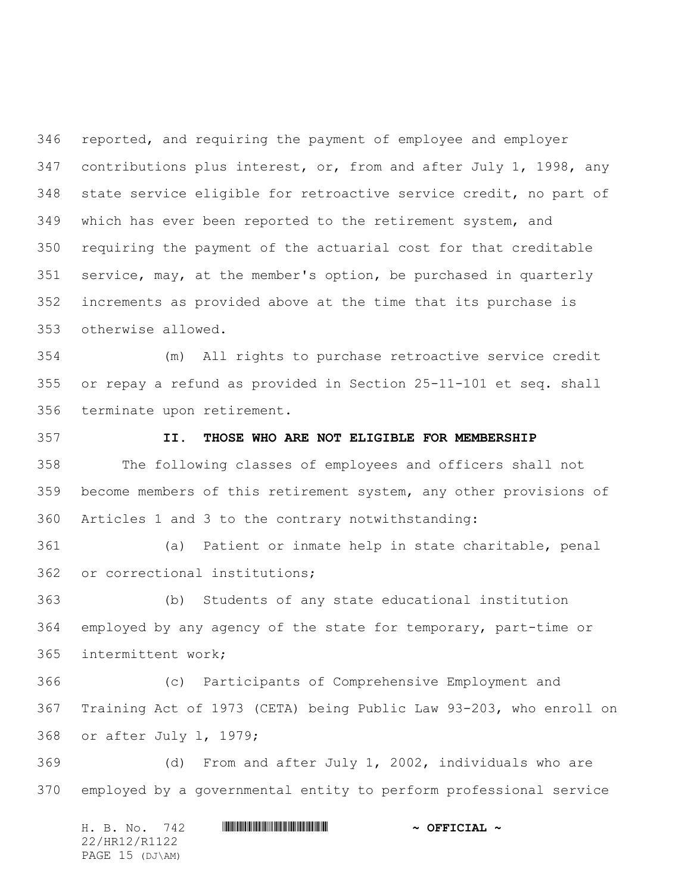reported, and requiring the payment of employee and employer contributions plus interest, or, from and after July 1, 1998, any state service eligible for retroactive service credit, no part of which has ever been reported to the retirement system, and requiring the payment of the actuarial cost for that creditable service, may, at the member's option, be purchased in quarterly increments as provided above at the time that its purchase is otherwise allowed.

(m) All rights to purchase retroactive service credit or repay a refund as provided in Section 25-11-101 et seq. shall terminate upon retirement.

**II. THOSE WHO ARE NOT ELIGIBLE FOR MEMBERSHIP**

The following classes of employees and officers shall not become members of this retirement system, any other provisions of Articles 1 and 3 to the contrary notwithstanding:

(a) Patient or inmate help in state charitable, penal or correctional institutions;

(b) Students of any state educational institution employed by any agency of the state for temporary, part-time or intermittent work;

(c) Participants of Comprehensive Employment and Training Act of 1973 (CETA) being Public Law 93-203, who enroll on or after July l, 1979;

(d) From and after July 1, 2002, individuals who are employed by a governmental entity to perform professional service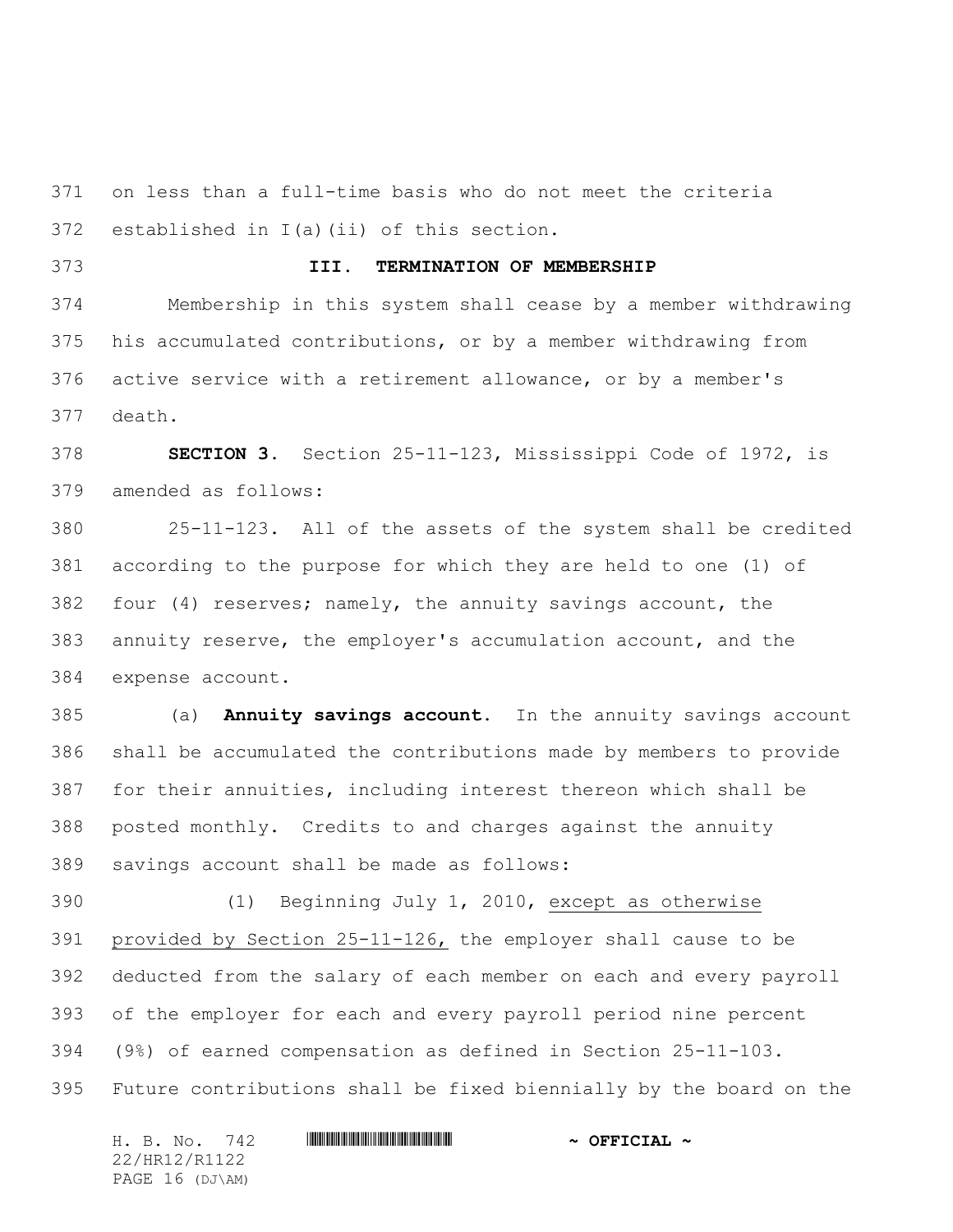on less than a full-time basis who do not meet the criteria established in I(a)(ii) of this section.

**III. TERMINATION OF MEMBERSHIP**

Membership in this system shall cease by a member withdrawing his accumulated contributions, or by a member withdrawing from active service with a retirement allowance, or by a member's death.

**SECTION 3.** Section 25-11-123, Mississippi Code of 1972, is amended as follows:

25-11-123. All of the assets of the system shall be credited according to the purpose for which they are held to one (1) of four (4) reserves; namely, the annuity savings account, the annuity reserve, the employer's accumulation account, and the expense account.

(a) **Annuity savings account.** In the annuity savings account shall be accumulated the contributions made by members to provide for their annuities, including interest thereon which shall be posted monthly. Credits to and charges against the annuity savings account shall be made as follows:

(1) Beginning July 1, 2010, except as otherwise provided by Section 25-11-126, the employer shall cause to be deducted from the salary of each member on each and every payroll of the employer for each and every payroll period nine percent (9%) of earned compensation as defined in Section 25-11-103. Future contributions shall be fixed biennially by the board on the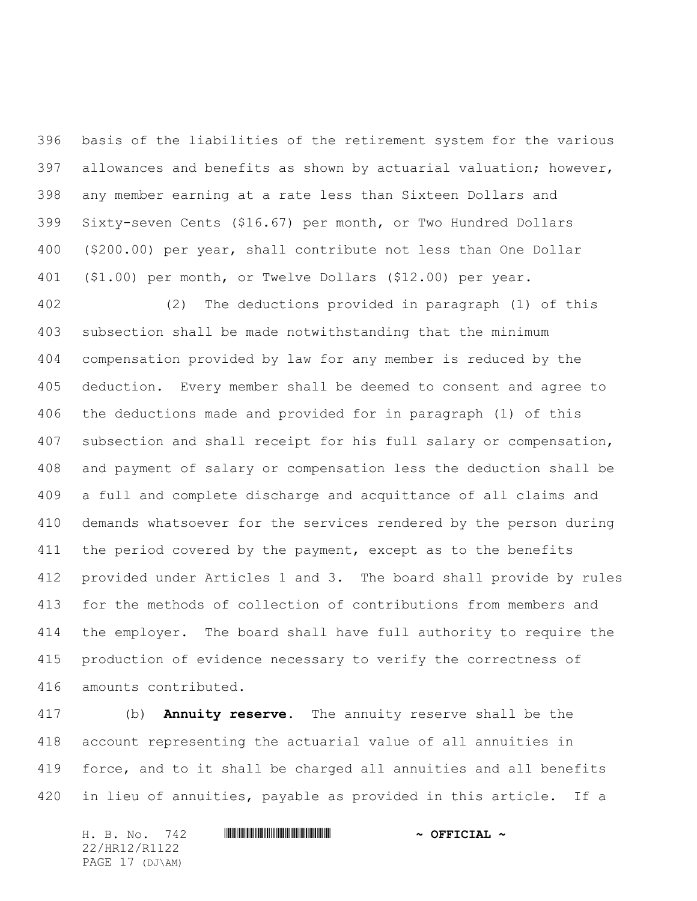basis of the liabilities of the retirement system for the various allowances and benefits as shown by actuarial valuation; however, any member earning at a rate less than Sixteen Dollars and Sixty-seven Cents ($16.67) per month, or Two Hundred Dollars ($200.00) per year, shall contribute not less than One Dollar ($1.00) per month, or Twelve Dollars ($12.00) per year.

(2) The deductions provided in paragraph (1) of this subsection shall be made notwithstanding that the minimum compensation provided by law for any member is reduced by the deduction. Every member shall be deemed to consent and agree to the deductions made and provided for in paragraph (1) of this subsection and shall receipt for his full salary or compensation, and payment of salary or compensation less the deduction shall be a full and complete discharge and acquittance of all claims and demands whatsoever for the services rendered by the person during the period covered by the payment, except as to the benefits provided under Articles 1 and 3. The board shall provide by rules for the methods of collection of contributions from members and the employer. The board shall have full authority to require the production of evidence necessary to verify the correctness of amounts contributed.

(b) **Annuity reserve.** The annuity reserve shall be the account representing the actuarial value of all annuities in force, and to it shall be charged all annuities and all benefits in lieu of annuities, payable as provided in this article. If a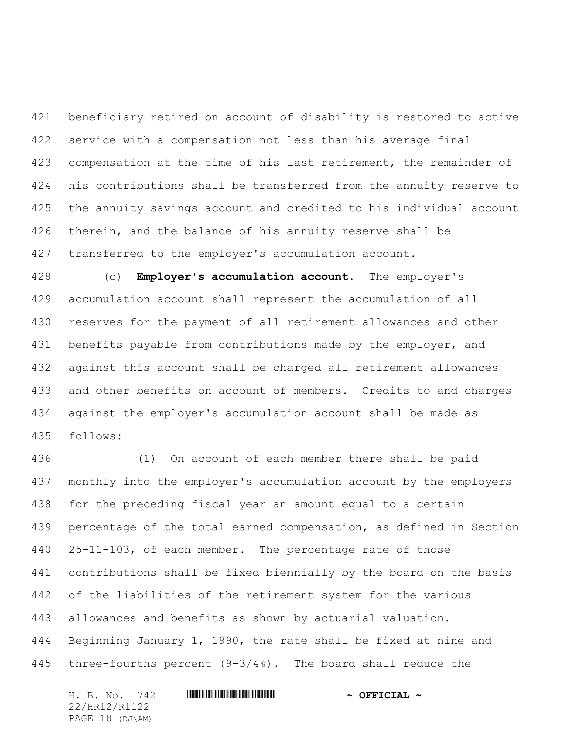beneficiary retired on account of disability is restored to active service with a compensation not less than his average final compensation at the time of his last retirement, the remainder of his contributions shall be transferred from the annuity reserve to the annuity savings account and credited to his individual account therein, and the balance of his annuity reserve shall be transferred to the employer's accumulation account.

(c) **Employer's accumulation account.** The employer's accumulation account shall represent the accumulation of all reserves for the payment of all retirement allowances and other benefits payable from contributions made by the employer, and against this account shall be charged all retirement allowances and other benefits on account of members. Credits to and charges against the employer's accumulation account shall be made as follows:

(1) On account of each member there shall be paid monthly into the employer's accumulation account by the employers for the preceding fiscal year an amount equal to a certain percentage of the total earned compensation, as defined in Section 25-11-103, of each member. The percentage rate of those contributions shall be fixed biennially by the board on the basis of the liabilities of the retirement system for the various allowances and benefits as shown by actuarial valuation. Beginning January 1, 1990, the rate shall be fixed at nine and three-fourths percent (9-3/4%). The board shall reduce the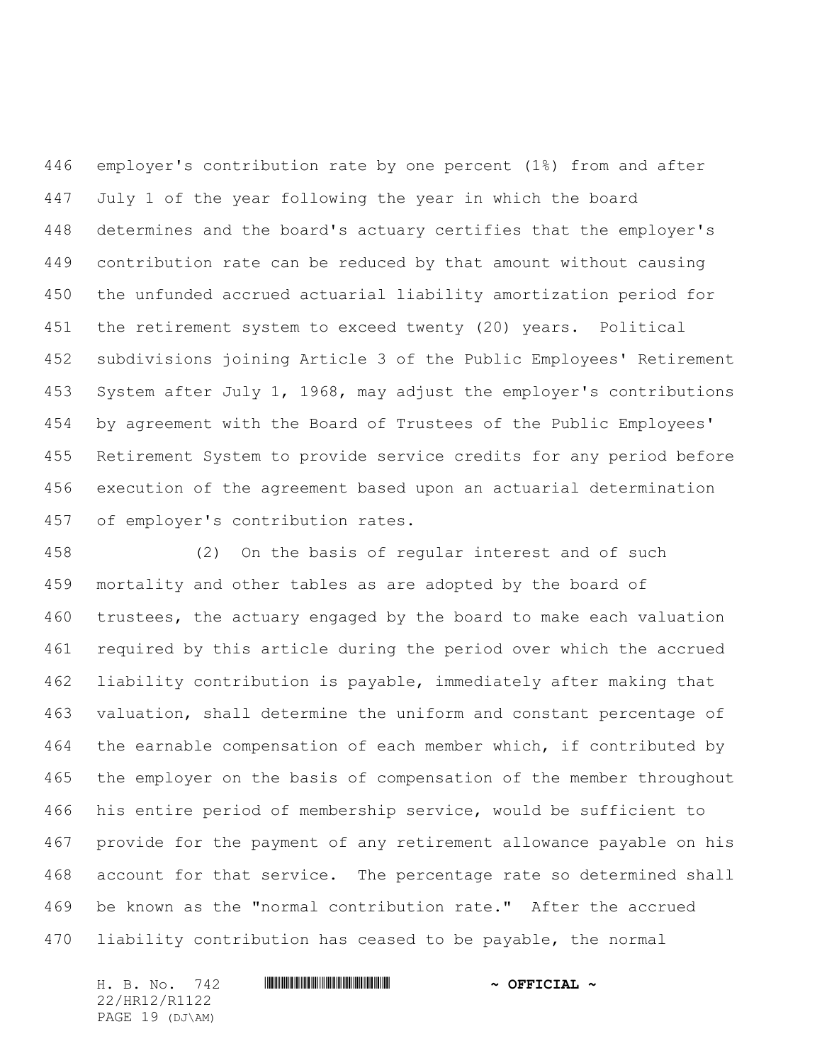employer's contribution rate by one percent (1%) from and after July 1 of the year following the year in which the board determines and the board's actuary certifies that the employer's contribution rate can be reduced by that amount without causing the unfunded accrued actuarial liability amortization period for the retirement system to exceed twenty (20) years. Political subdivisions joining Article 3 of the Public Employees' Retirement System after July 1, 1968, may adjust the employer's contributions by agreement with the Board of Trustees of the Public Employees' Retirement System to provide service credits for any period before execution of the agreement based upon an actuarial determination of employer's contribution rates.

(2) On the basis of regular interest and of such mortality and other tables as are adopted by the board of trustees, the actuary engaged by the board to make each valuation required by this article during the period over which the accrued liability contribution is payable, immediately after making that valuation, shall determine the uniform and constant percentage of the earnable compensation of each member which, if contributed by the employer on the basis of compensation of the member throughout his entire period of membership service, would be sufficient to provide for the payment of any retirement allowance payable on his account for that service. The percentage rate so determined shall be known as the "normal contribution rate." After the accrued liability contribution has ceased to be payable, the normal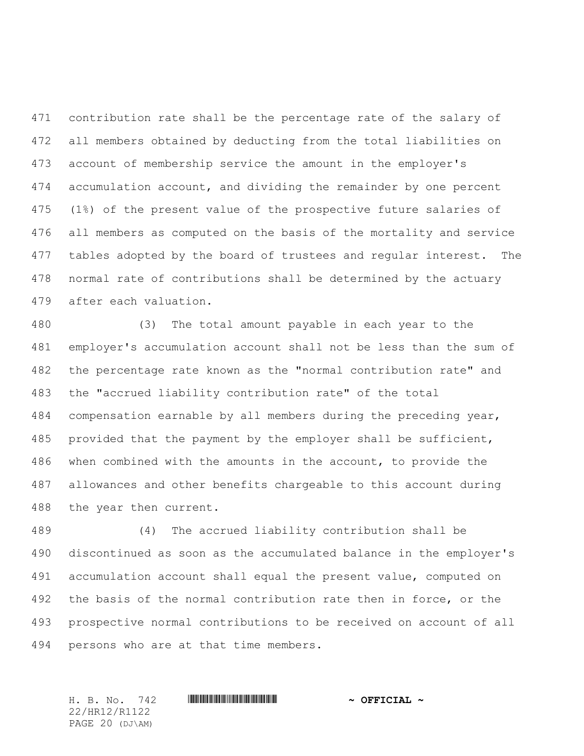contribution rate shall be the percentage rate of the salary of all members obtained by deducting from the total liabilities on account of membership service the amount in the employer's accumulation account, and dividing the remainder by one percent (1%) of the present value of the prospective future salaries of all members as computed on the basis of the mortality and service tables adopted by the board of trustees and regular interest. The normal rate of contributions shall be determined by the actuary after each valuation.

(3) The total amount payable in each year to the employer's accumulation account shall not be less than the sum of the percentage rate known as the "normal contribution rate" and the "accrued liability contribution rate" of the total compensation earnable by all members during the preceding year, provided that the payment by the employer shall be sufficient, when combined with the amounts in the account, to provide the allowances and other benefits chargeable to this account during the year then current.

(4) The accrued liability contribution shall be discontinued as soon as the accumulated balance in the employer's accumulation account shall equal the present value, computed on the basis of the normal contribution rate then in force, or the prospective normal contributions to be received on account of all persons who are at that time members.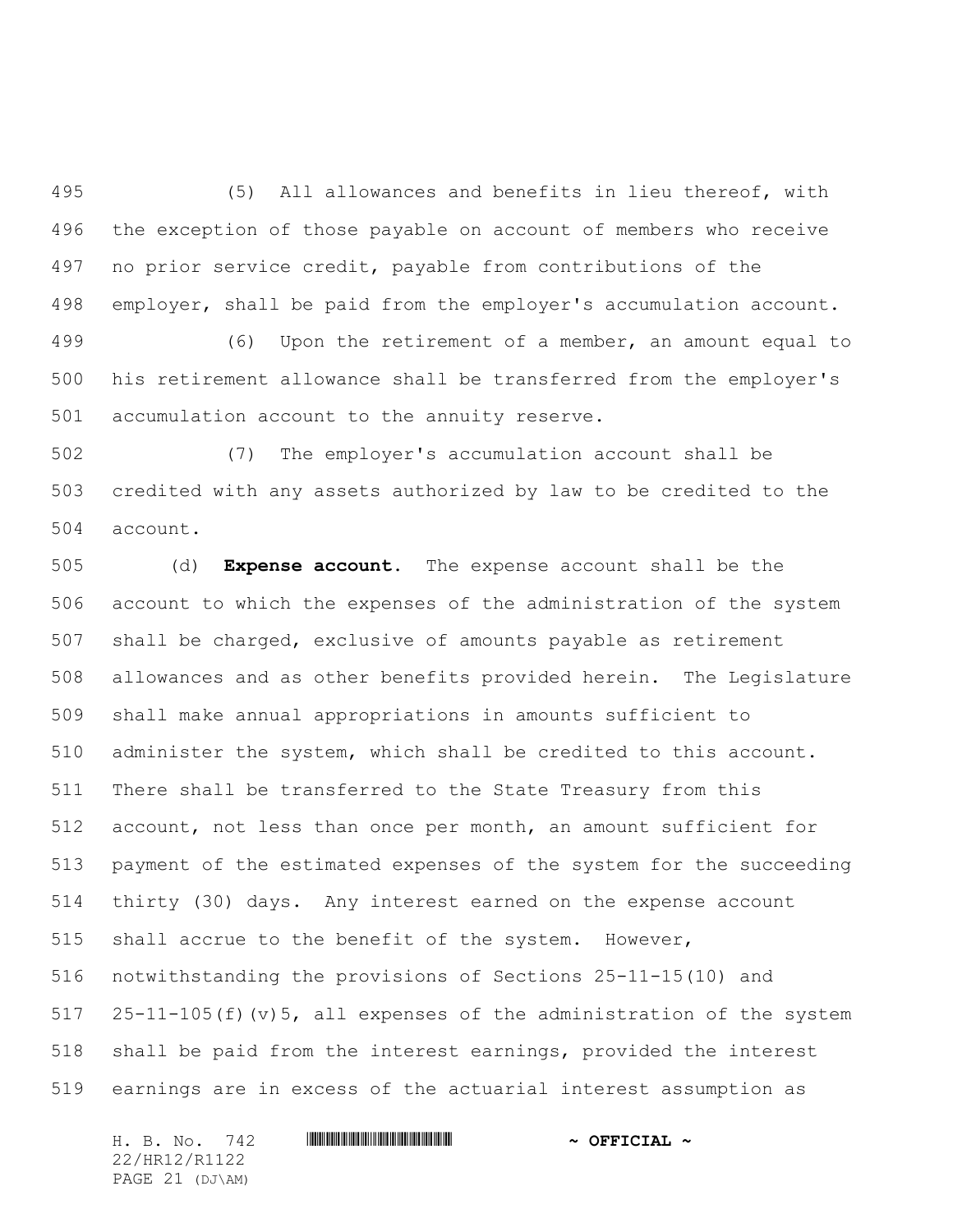(5) All allowances and benefits in lieu thereof, with the exception of those payable on account of members who receive no prior service credit, payable from contributions of the employer, shall be paid from the employer's accumulation account.

(6) Upon the retirement of a member, an amount equal to his retirement allowance shall be transferred from the employer's accumulation account to the annuity reserve.

(7) The employer's accumulation account shall be credited with any assets authorized by law to be credited to the account.

(d) **Expense account.** The expense account shall be the account to which the expenses of the administration of the system shall be charged, exclusive of amounts payable as retirement allowances and as other benefits provided herein. The Legislature shall make annual appropriations in amounts sufficient to administer the system, which shall be credited to this account. There shall be transferred to the State Treasury from this account, not less than once per month, an amount sufficient for payment of the estimated expenses of the system for the succeeding thirty (30) days. Any interest earned on the expense account shall accrue to the benefit of the system. However, notwithstanding the provisions of Sections 25-11-15(10) and 25-11-105(f)(v)5, all expenses of the administration of the system shall be paid from the interest earnings, provided the interest earnings are in excess of the actuarial interest assumption as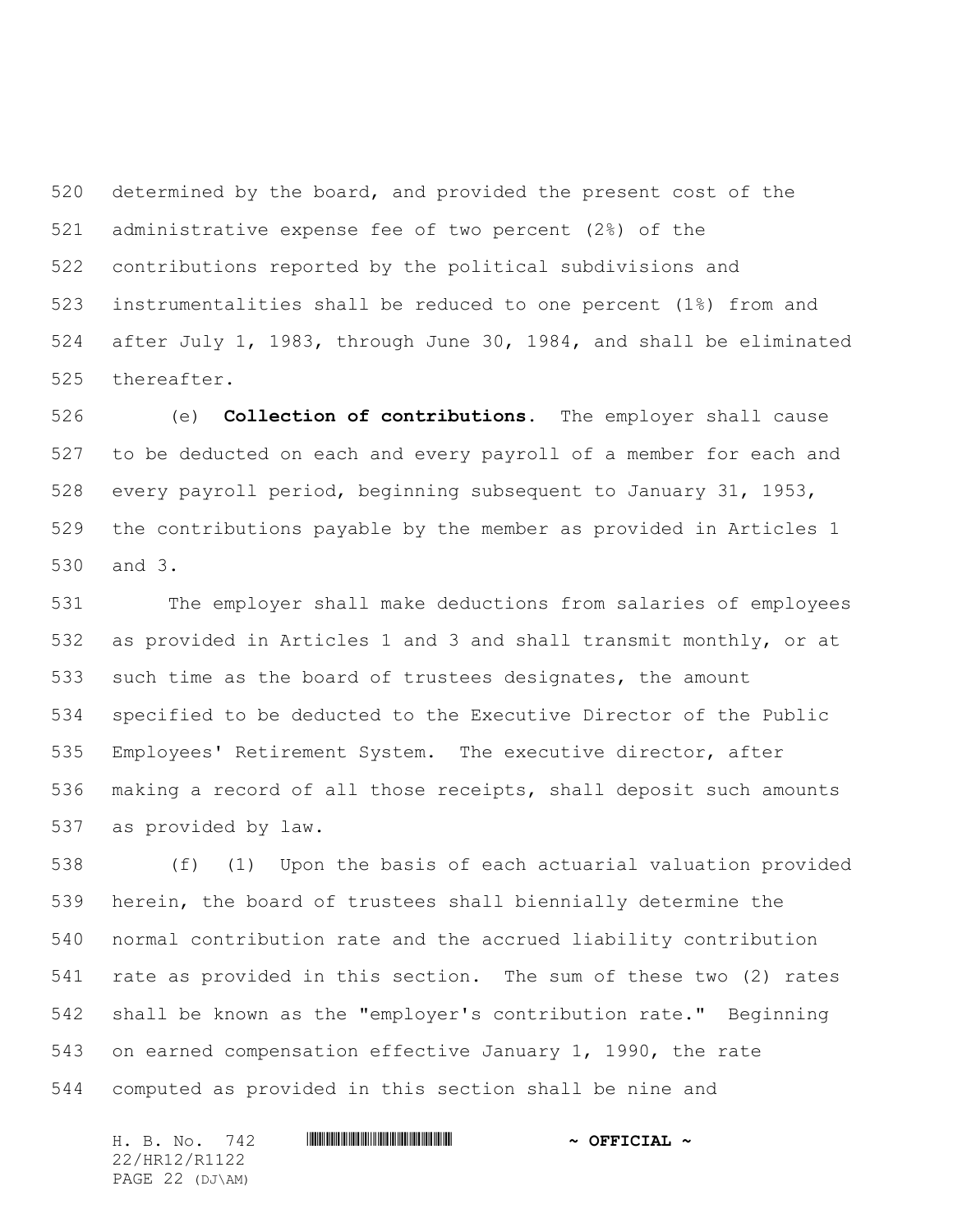determined by the board, and provided the present cost of the administrative expense fee of two percent (2%) of the contributions reported by the political subdivisions and instrumentalities shall be reduced to one percent (1%) from and after July 1, 1983, through June 30, 1984, and shall be eliminated thereafter.

(e) **Collection of contributions.** The employer shall cause to be deducted on each and every payroll of a member for each and every payroll period, beginning subsequent to January 31, 1953, the contributions payable by the member as provided in Articles 1 and 3.

The employer shall make deductions from salaries of employees as provided in Articles 1 and 3 and shall transmit monthly, or at such time as the board of trustees designates, the amount specified to be deducted to the Executive Director of the Public Employees' Retirement System. The executive director, after making a record of all those receipts, shall deposit such amounts as provided by law.

(f) (1) Upon the basis of each actuarial valuation provided herein, the board of trustees shall biennially determine the normal contribution rate and the accrued liability contribution rate as provided in this section. The sum of these two (2) rates shall be known as the "employer's contribution rate." Beginning on earned compensation effective January 1, 1990, the rate computed as provided in this section shall be nine and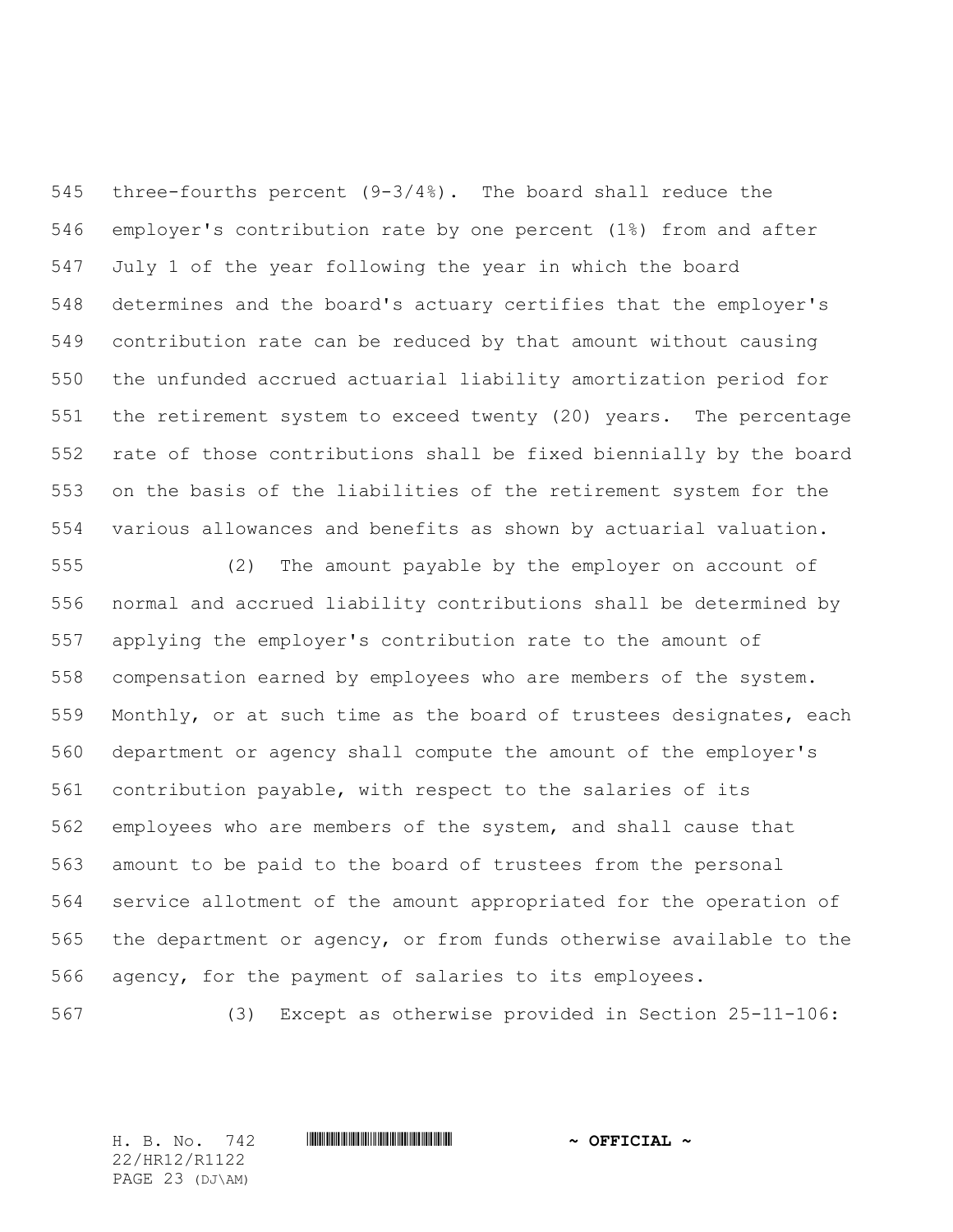three-fourths percent (9-3/4%). The board shall reduce the employer's contribution rate by one percent (1%) from and after July 1 of the year following the year in which the board determines and the board's actuary certifies that the employer's contribution rate can be reduced by that amount without causing the unfunded accrued actuarial liability amortization period for the retirement system to exceed twenty (20) years. The percentage rate of those contributions shall be fixed biennially by the board on the basis of the liabilities of the retirement system for the various allowances and benefits as shown by actuarial valuation.

(2) The amount payable by the employer on account of normal and accrued liability contributions shall be determined by applying the employer's contribution rate to the amount of compensation earned by employees who are members of the system. Monthly, or at such time as the board of trustees designates, each department or agency shall compute the amount of the employer's contribution payable, with respect to the salaries of its employees who are members of the system, and shall cause that amount to be paid to the board of trustees from the personal service allotment of the amount appropriated for the operation of the department or agency, or from funds otherwise available to the agency, for the payment of salaries to its employees.

(3) Except as otherwise provided in Section 25-11-106: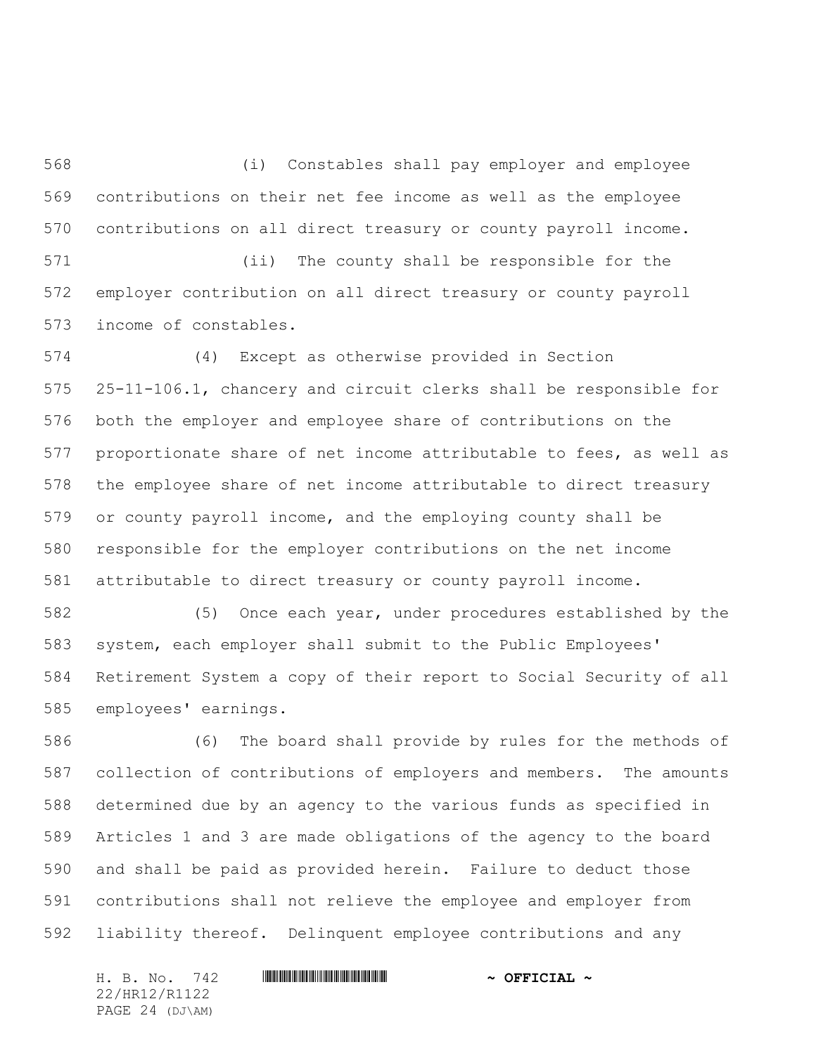(i) Constables shall pay employer and employee contributions on their net fee income as well as the employee contributions on all direct treasury or county payroll income.

(ii) The county shall be responsible for the employer contribution on all direct treasury or county payroll income of constables.

(4) Except as otherwise provided in Section 25-11-106.1, chancery and circuit clerks shall be responsible for both the employer and employee share of contributions on the proportionate share of net income attributable to fees, as well as the employee share of net income attributable to direct treasury or county payroll income, and the employing county shall be responsible for the employer contributions on the net income attributable to direct treasury or county payroll income.

(5) Once each year, under procedures established by the system, each employer shall submit to the Public Employees' Retirement System a copy of their report to Social Security of all employees' earnings.

(6) The board shall provide by rules for the methods of collection of contributions of employers and members. The amounts determined due by an agency to the various funds as specified in Articles 1 and 3 are made obligations of the agency to the board and shall be paid as provided herein. Failure to deduct those contributions shall not relieve the employee and employer from liability thereof. Delinquent employee contributions and any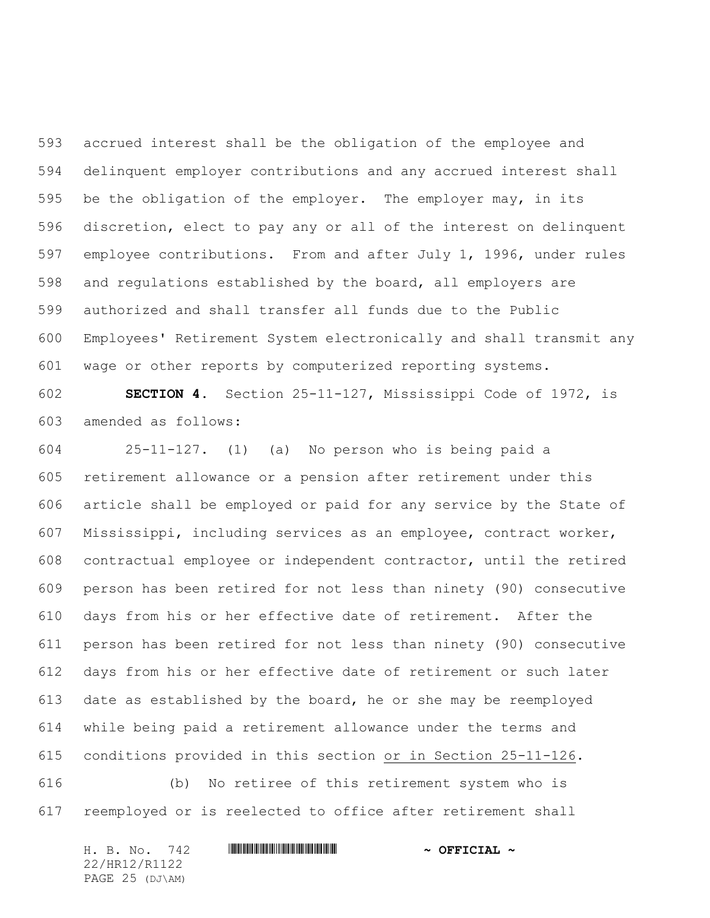accrued interest shall be the obligation of the employee and delinquent employer contributions and any accrued interest shall be the obligation of the employer. The employer may, in its discretion, elect to pay any or all of the interest on delinquent employee contributions. From and after July 1, 1996, under rules and regulations established by the board, all employers are authorized and shall transfer all funds due to the Public Employees' Retirement System electronically and shall transmit any wage or other reports by computerized reporting systems.

**SECTION 4.** Section 25-11-127, Mississippi Code of 1972, is amended as follows:

25-11-127. (1) (a) No person who is being paid a retirement allowance or a pension after retirement under this article shall be employed or paid for any service by the State of Mississippi, including services as an employee, contract worker, contractual employee or independent contractor, until the retired person has been retired for not less than ninety (90) consecutive days from his or her effective date of retirement. After the person has been retired for not less than ninety (90) consecutive days from his or her effective date of retirement or such later date as established by the board, he or she may be reemployed while being paid a retirement allowance under the terms and conditions provided in this section <u>or in Section 25-11-126</u>.

(b) No retiree of this retirement system who is reemployed or is reelected to office after retirement shall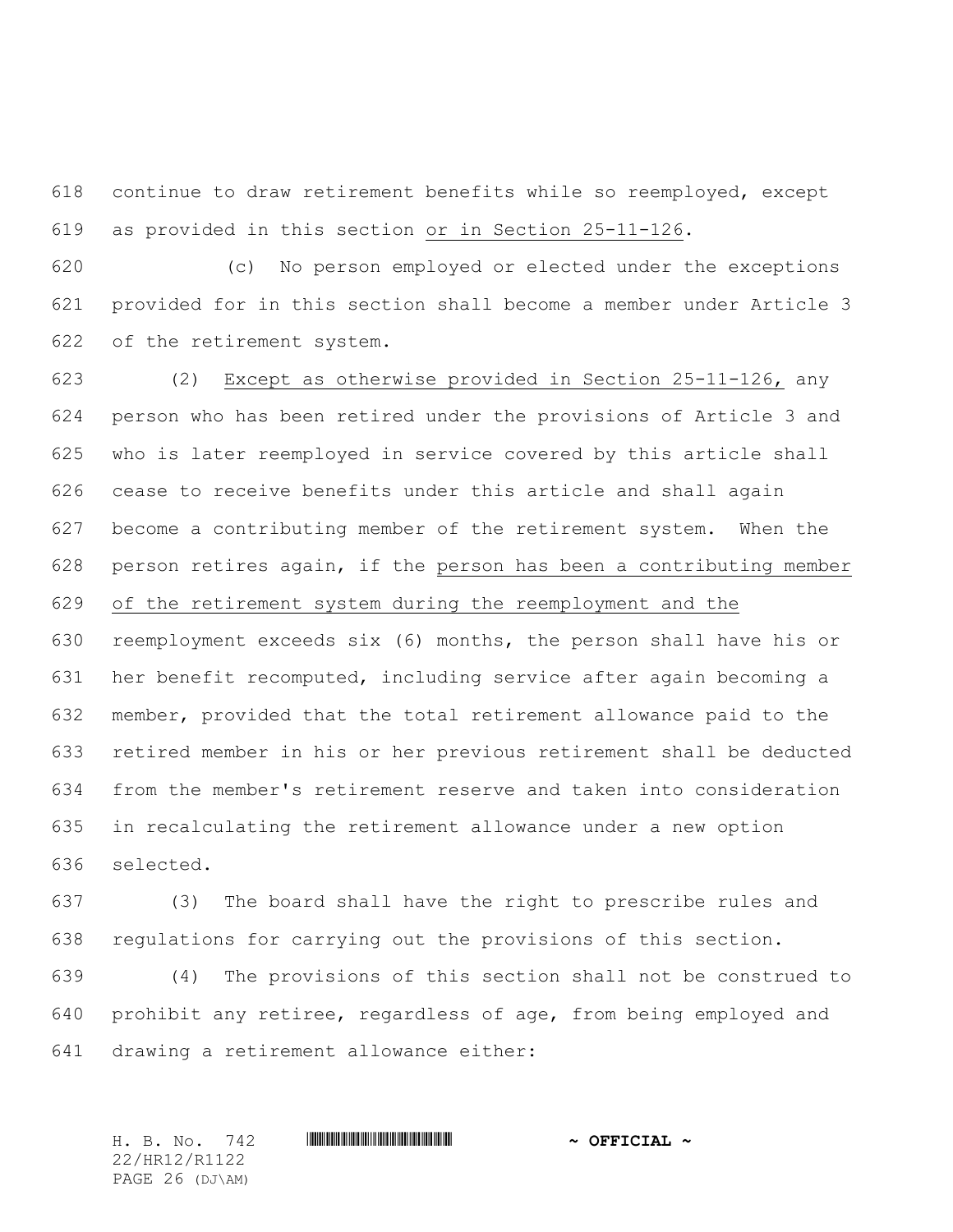continue to draw retirement benefits while so reemployed, except as provided in this section or in Section 25-11-126.

(c) No person employed or elected under the exceptions provided for in this section shall become a member under Article 3 of the retirement system.

(2) Except as otherwise provided in Section 25-11-126, any person who has been retired under the provisions of Article 3 and who is later reemployed in service covered by this article shall cease to receive benefits under this article and shall again become a contributing member of the retirement system. When the person retires again, if the person has been a contributing member of the retirement system during the reemployment and the reemployment exceeds six (6) months, the person shall have his or her benefit recomputed, including service after again becoming a member, provided that the total retirement allowance paid to the retired member in his or her previous retirement shall be deducted from the member's retirement reserve and taken into consideration in recalculating the retirement allowance under a new option selected.

(3) The board shall have the right to prescribe rules and regulations for carrying out the provisions of this section.

(4) The provisions of this section shall not be construed to prohibit any retiree, regardless of age, from being employed and drawing a retirement allowance either: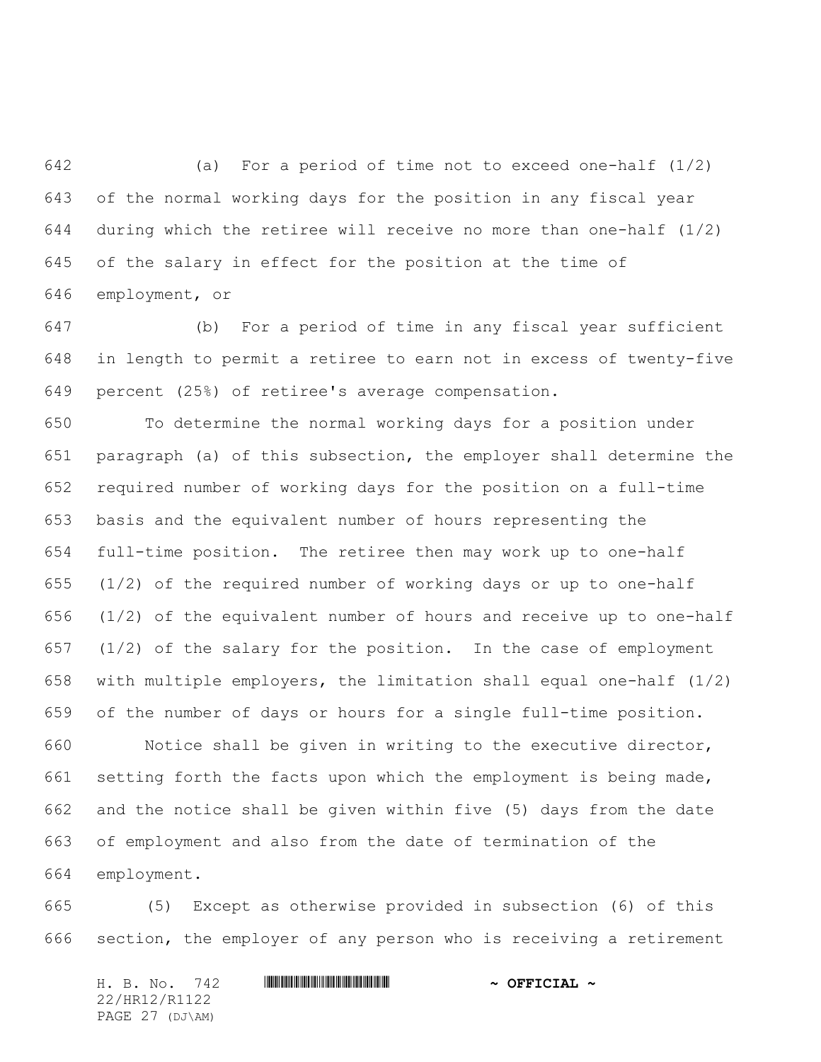(a) For a period of time not to exceed one-half (1/2) of the normal working days for the position in any fiscal year during which the retiree will receive no more than one-half (1/2) of the salary in effect for the position at the time of employment, or

(b) For a period of time in any fiscal year sufficient in length to permit a retiree to earn not in excess of twenty-five percent (25%) of retiree's average compensation.

To determine the normal working days for a position under paragraph (a) of this subsection, the employer shall determine the required number of working days for the position on a full-time basis and the equivalent number of hours representing the full-time position. The retiree then may work up to one-half (1/2) of the required number of working days or up to one-half (1/2) of the equivalent number of hours and receive up to one-half (1/2) of the salary for the position. In the case of employment with multiple employers, the limitation shall equal one-half (1/2) of the number of days or hours for a single full-time position.

Notice shall be given in writing to the executive director, setting forth the facts upon which the employment is being made, and the notice shall be given within five (5) days from the date of employment and also from the date of termination of the employment.

(5) Except as otherwise provided in subsection (6) of this section, the employer of any person who is receiving a retirement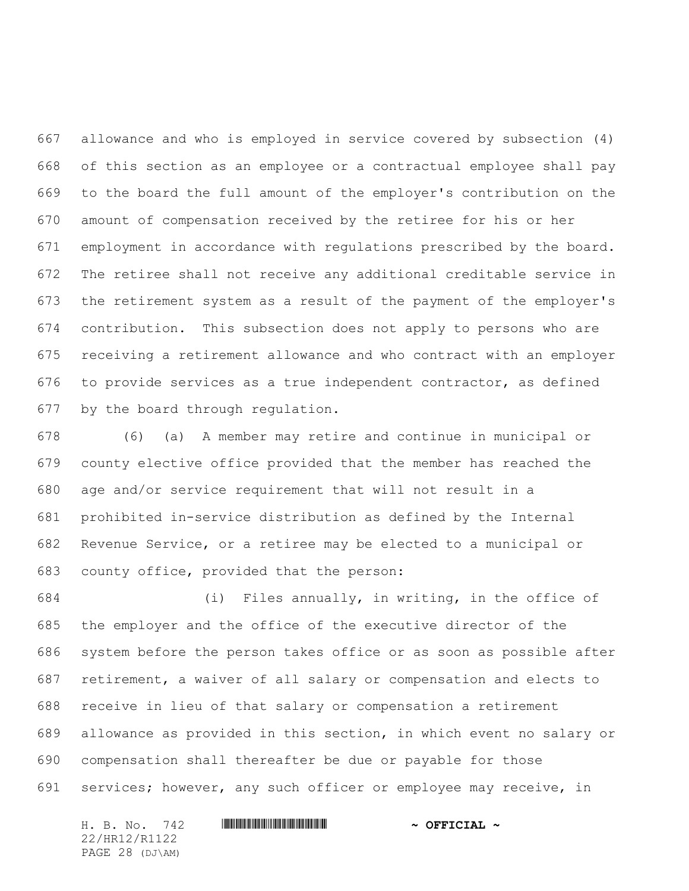allowance and who is employed in service covered by subsection (4) of this section as an employee or a contractual employee shall pay to the board the full amount of the employer's contribution on the amount of compensation received by the retiree for his or her employment in accordance with regulations prescribed by the board. The retiree shall not receive any additional creditable service in the retirement system as a result of the payment of the employer's contribution. This subsection does not apply to persons who are receiving a retirement allowance and who contract with an employer to provide services as a true independent contractor, as defined by the board through regulation.

(6) (a) A member may retire and continue in municipal or county elective office provided that the member has reached the age and/or service requirement that will not result in a prohibited in-service distribution as defined by the Internal Revenue Service, or a retiree may be elected to a municipal or county office, provided that the person:

(i) Files annually, in writing, in the office of the employer and the office of the executive director of the system before the person takes office or as soon as possible after retirement, a waiver of all salary or compensation and elects to receive in lieu of that salary or compensation a retirement allowance as provided in this section, in which event no salary or compensation shall thereafter be due or payable for those services; however, any such officer or employee may receive, in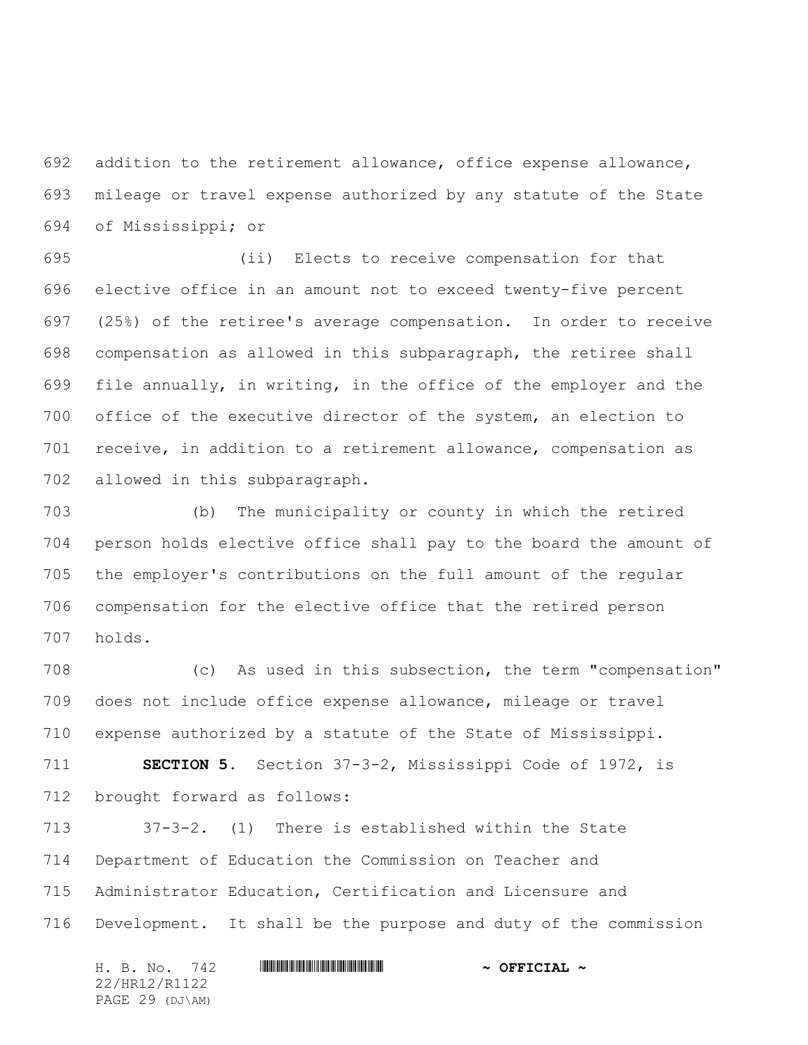addition to the retirement allowance, office expense allowance, mileage or travel expense authorized by any statute of the State of Mississippi; or

(ii) Elects to receive compensation for that elective office in an amount not to exceed twenty-five percent (25%) of the retiree's average compensation. In order to receive compensation as allowed in this subparagraph, the retiree shall file annually, in writing, in the office of the employer and the office of the executive director of the system, an election to receive, in addition to a retirement allowance, compensation as allowed in this subparagraph.

(b) The municipality or county in which the retired person holds elective office shall pay to the board the amount of the employer's contributions on the full amount of the regular compensation for the elective office that the retired person holds.

(c) As used in this subsection, the term "compensation" does not include office expense allowance, mileage or travel expense authorized by a statute of the State of Mississippi.

**SECTION 5.** Section 37-3-2, Mississippi Code of 1972, is brought forward as follows:

37-3-2. (1) There is established within the State Department of Education the Commission on Teacher and Administrator Education, Certification and Licensure and Development. It shall be the purpose and duty of the commission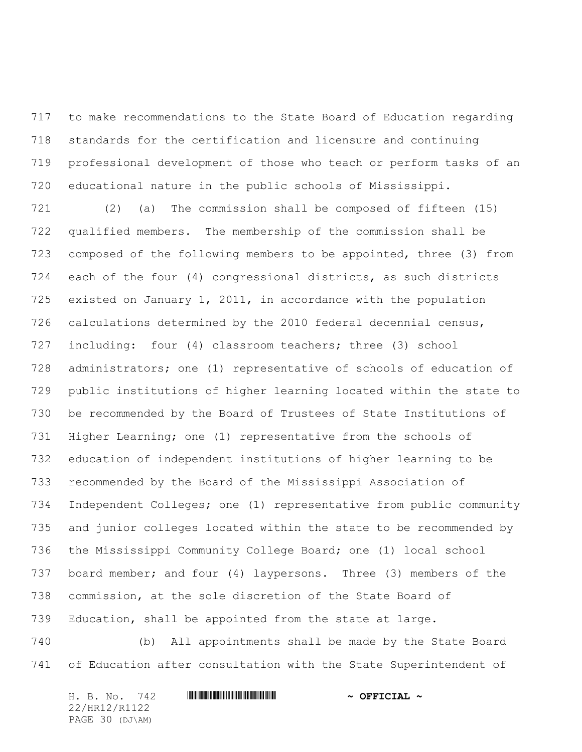to make recommendations to the State Board of Education regarding standards for the certification and licensure and continuing professional development of those who teach or perform tasks of an educational nature in the public schools of Mississippi.

(2) (a) The commission shall be composed of fifteen (15) qualified members. The membership of the commission shall be composed of the following members to be appointed, three (3) from each of the four (4) congressional districts, as such districts existed on January 1, 2011, in accordance with the population calculations determined by the 2010 federal decennial census, including: four (4) classroom teachers; three (3) school administrators; one (1) representative of schools of education of public institutions of higher learning located within the state to be recommended by the Board of Trustees of State Institutions of Higher Learning; one (1) representative from the schools of education of independent institutions of higher learning to be recommended by the Board of the Mississippi Association of Independent Colleges; one (1) representative from public community and junior colleges located within the state to be recommended by the Mississippi Community College Board; one (1) local school board member; and four (4) laypersons. Three (3) members of the commission, at the sole discretion of the State Board of Education, shall be appointed from the state at large.

(b) All appointments shall be made by the State Board of Education after consultation with the State Superintendent of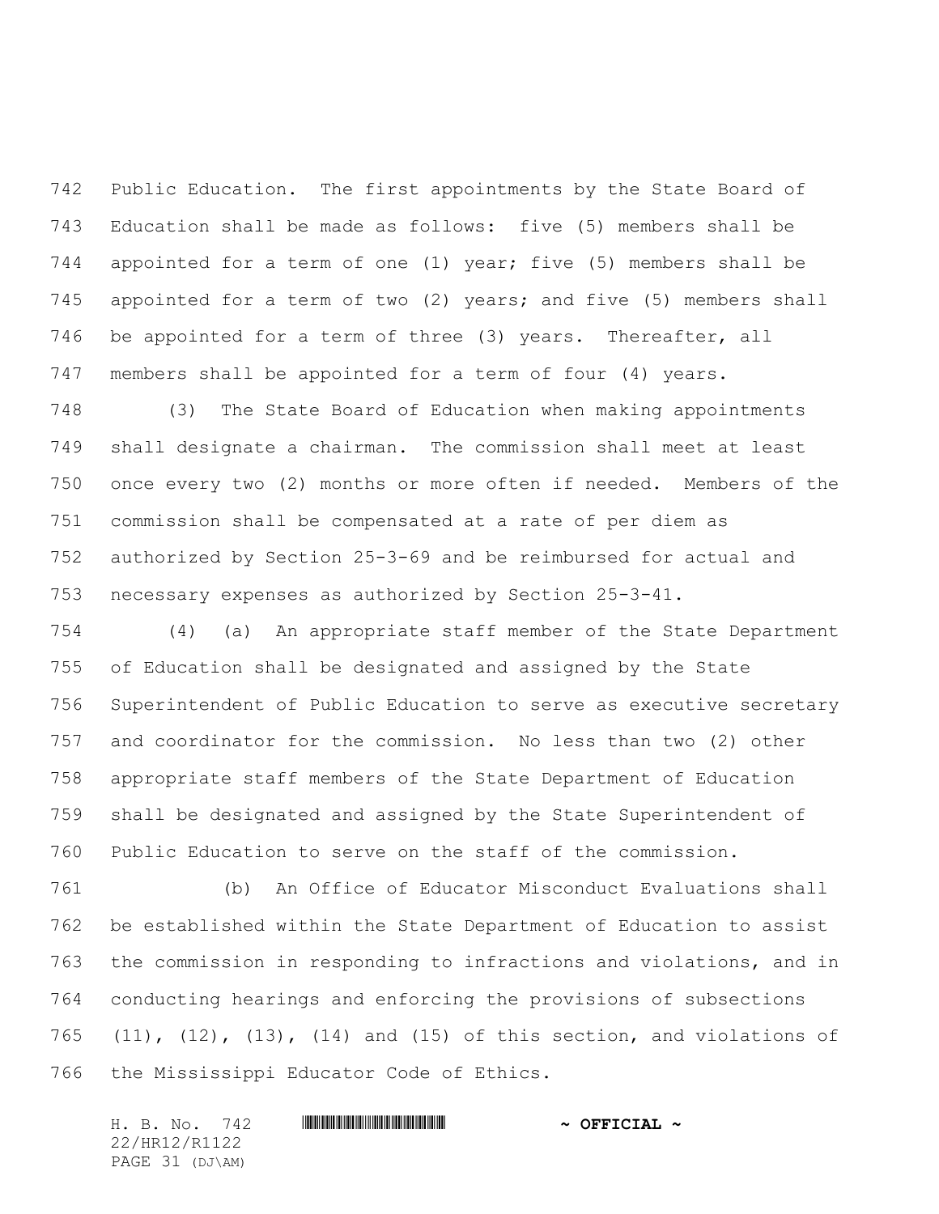Public Education. The first appointments by the State Board of Education shall be made as follows: five (5) members shall be appointed for a term of one (1) year; five (5) members shall be appointed for a term of two (2) years; and five (5) members shall be appointed for a term of three (3) years. Thereafter, all members shall be appointed for a term of four (4) years.

(3) The State Board of Education when making appointments shall designate a chairman. The commission shall meet at least once every two (2) months or more often if needed. Members of the commission shall be compensated at a rate of per diem as authorized by Section 25-3-69 and be reimbursed for actual and necessary expenses as authorized by Section 25-3-41.

(4) (a) An appropriate staff member of the State Department of Education shall be designated and assigned by the State Superintendent of Public Education to serve as executive secretary and coordinator for the commission. No less than two (2) other appropriate staff members of the State Department of Education shall be designated and assigned by the State Superintendent of Public Education to serve on the staff of the commission.

(b) An Office of Educator Misconduct Evaluations shall be established within the State Department of Education to assist the commission in responding to infractions and violations, and in conducting hearings and enforcing the provisions of subsections (11), (12), (13), (14) and (15) of this section, and violations of the Mississippi Educator Code of Ethics.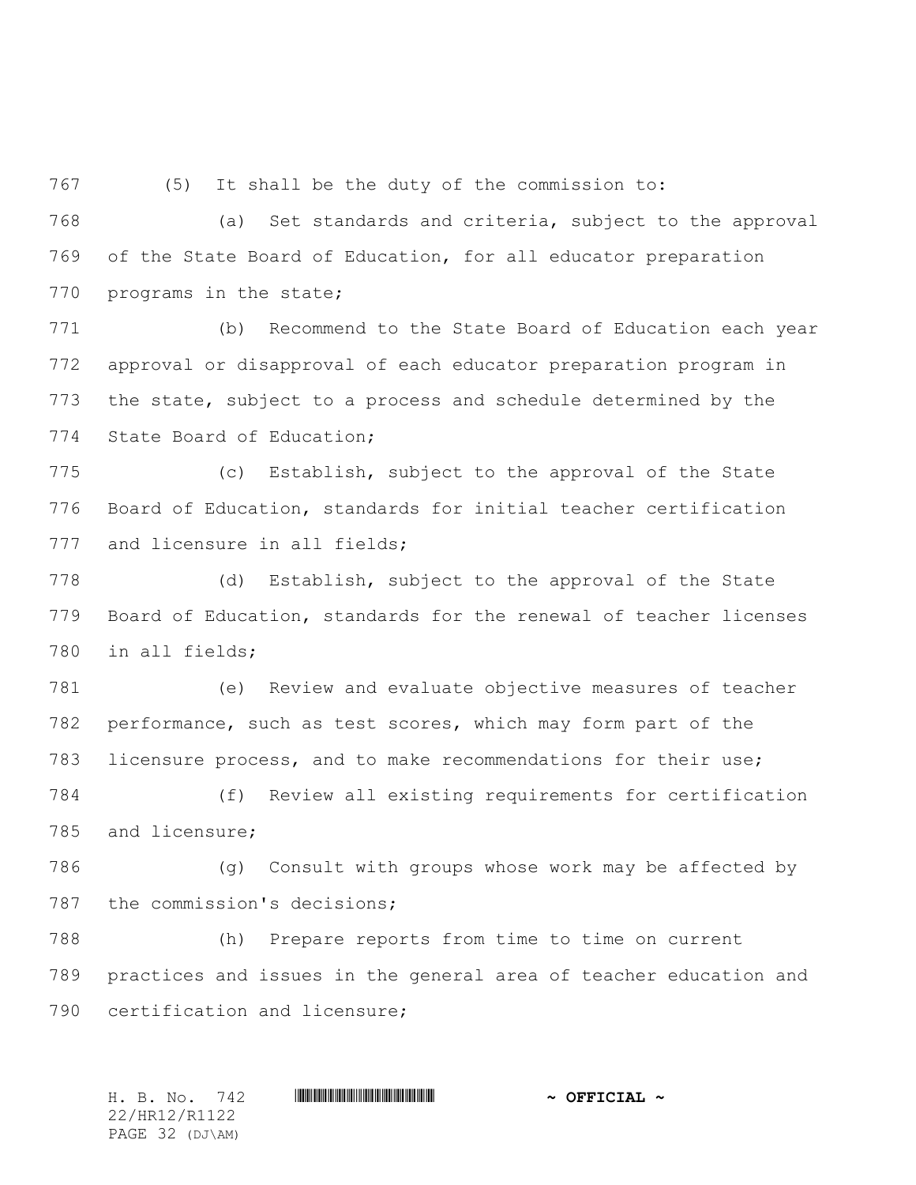(5) It shall be the duty of the commission to:

(a) Set standards and criteria, subject to the approval of the State Board of Education, for all educator preparation programs in the state;

(b) Recommend to the State Board of Education each year approval or disapproval of each educator preparation program in the state, subject to a process and schedule determined by the State Board of Education;

(c) Establish, subject to the approval of the State Board of Education, standards for initial teacher certification and licensure in all fields;

(d) Establish, subject to the approval of the State Board of Education, standards for the renewal of teacher licenses in all fields;

(e) Review and evaluate objective measures of teacher performance, such as test scores, which may form part of the licensure process, and to make recommendations for their use;

(f) Review all existing requirements for certification and licensure;

(g) Consult with groups whose work may be affected by the commission's decisions;

(h) Prepare reports from time to time on current practices and issues in the general area of teacher education and certification and licensure;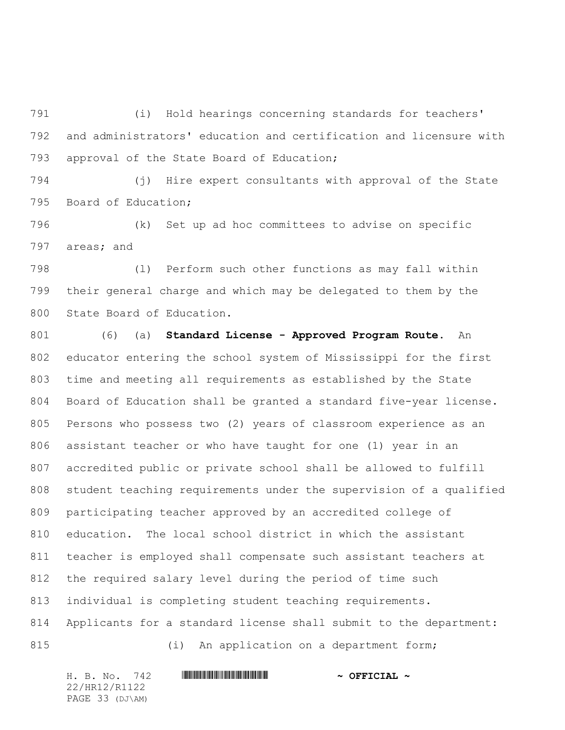(i) Hold hearings concerning standards for teachers' and administrators' education and certification and licensure with approval of the State Board of Education;

(j) Hire expert consultants with approval of the State Board of Education;

(k) Set up ad hoc committees to advise on specific areas; and

(l) Perform such other functions as may fall within their general charge and which may be delegated to them by the State Board of Education.

(6) (a) **Standard License - Approved Program Route.** An educator entering the school system of Mississippi for the first time and meeting all requirements as established by the State Board of Education shall be granted a standard five-year license. Persons who possess two (2) years of classroom experience as an assistant teacher or who have taught for one (1) year in an accredited public or private school shall be allowed to fulfill student teaching requirements under the supervision of a qualified participating teacher approved by an accredited college of education. The local school district in which the assistant teacher is employed shall compensate such assistant teachers at the required salary level during the period of time such individual is completing student teaching requirements. Applicants for a standard license shall submit to the department:

(i) An application on a department form;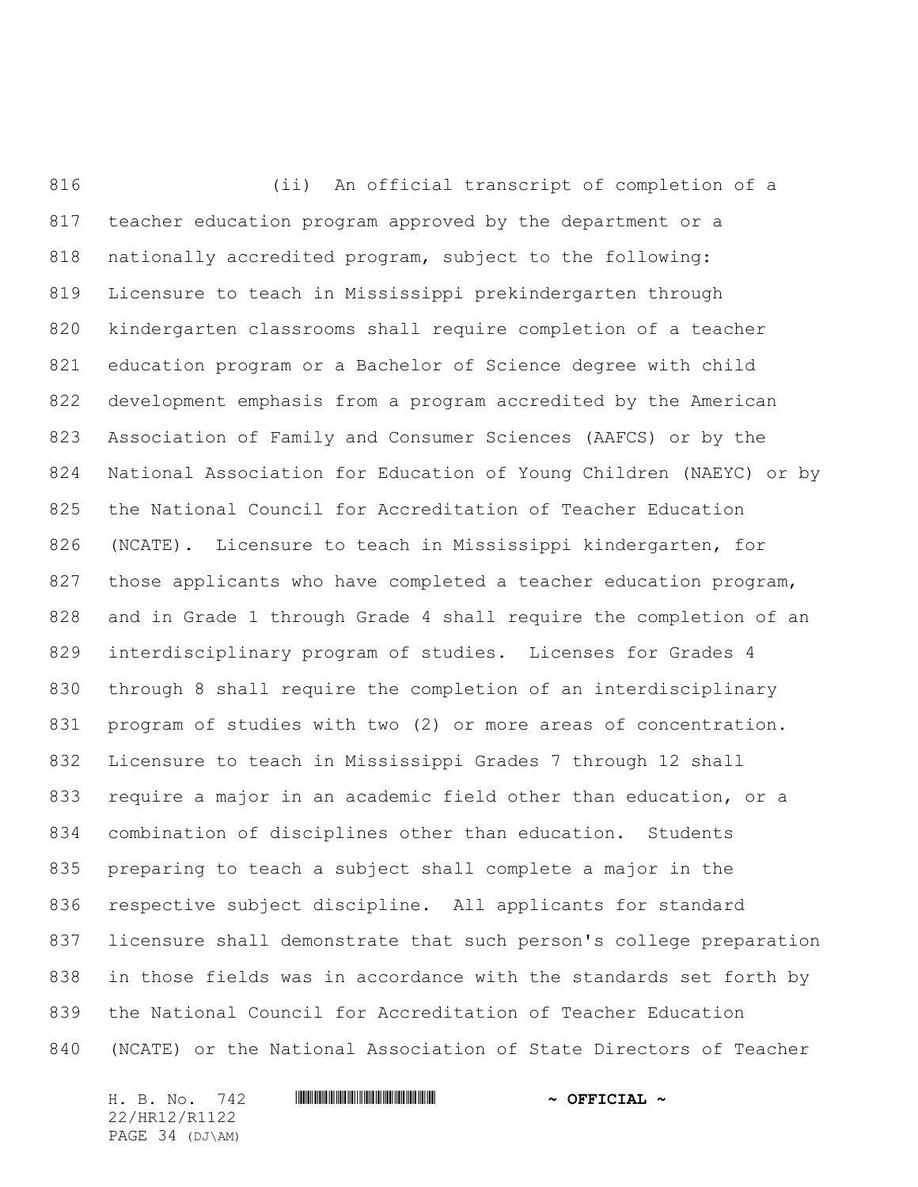(ii) An official transcript of completion of a teacher education program approved by the department or a nationally accredited program, subject to the following: Licensure to teach in Mississippi prekindergarten through kindergarten classrooms shall require completion of a teacher education program or a Bachelor of Science degree with child development emphasis from a program accredited by the American Association of Family and Consumer Sciences (AAFCS) or by the National Association for Education of Young Children (NAEYC) or by the National Council for Accreditation of Teacher Education (NCATE). Licensure to teach in Mississippi kindergarten, for those applicants who have completed a teacher education program, and in Grade 1 through Grade 4 shall require the completion of an interdisciplinary program of studies. Licenses for Grades 4 through 8 shall require the completion of an interdisciplinary program of studies with two (2) or more areas of concentration. Licensure to teach in Mississippi Grades 7 through 12 shall require a major in an academic field other than education, or a combination of disciplines other than education. Students preparing to teach a subject shall complete a major in the respective subject discipline. All applicants for standard licensure shall demonstrate that such person's college preparation in those fields was in accordance with the standards set forth by the National Council for Accreditation of Teacher Education (NCATE) or the National Association of State Directors of Teacher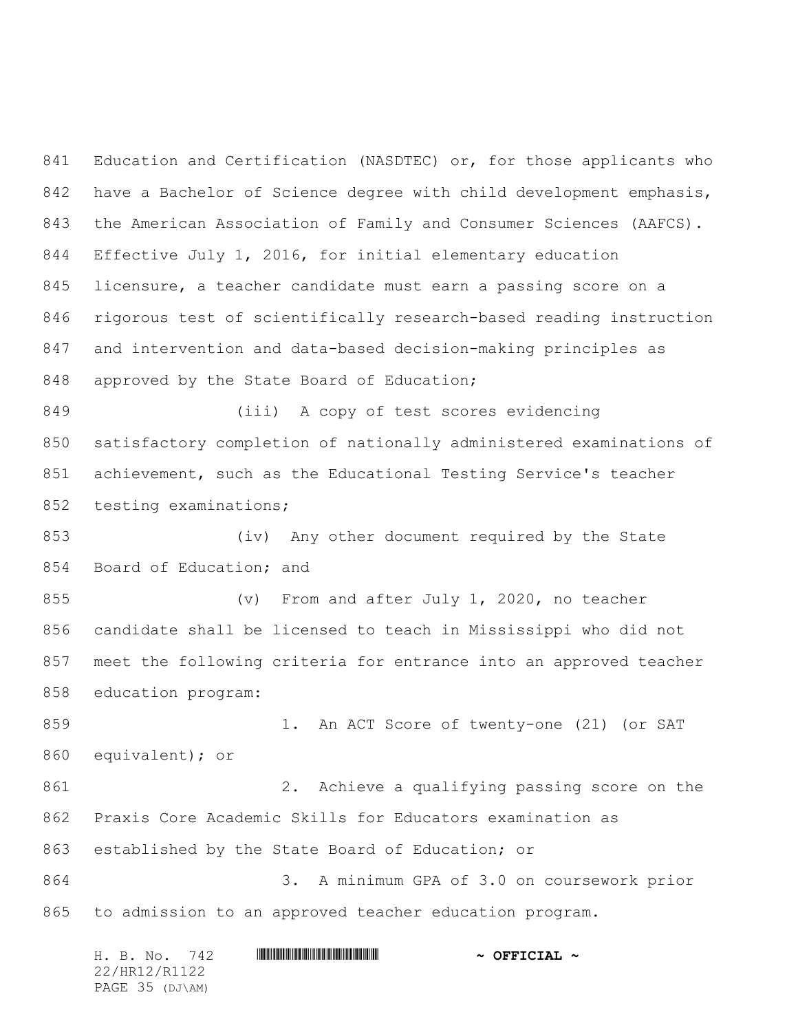Education and Certification (NASDTEC) or, for those applicants who have a Bachelor of Science degree with child development emphasis, the American Association of Family and Consumer Sciences (AAFCS). Effective July 1, 2016, for initial elementary education licensure, a teacher candidate must earn a passing score on a rigorous test of scientifically research-based reading instruction and intervention and data-based decision-making principles as approved by the State Board of Education;

(iii) A copy of test scores evidencing satisfactory completion of nationally administered examinations of achievement, such as the Educational Testing Service's teacher testing examinations;

(iv) Any other document required by the State Board of Education; and

(v) From and after July 1, 2020, no teacher candidate shall be licensed to teach in Mississippi who did not meet the following criteria for entrance into an approved teacher education program:

1. An ACT Score of twenty-one (21) (or SAT equivalent); or

2. Achieve a qualifying passing score on the Praxis Core Academic Skills for Educators examination as established by the State Board of Education; or

3. A minimum GPA of 3.0 on coursework prior to admission to an approved teacher education program.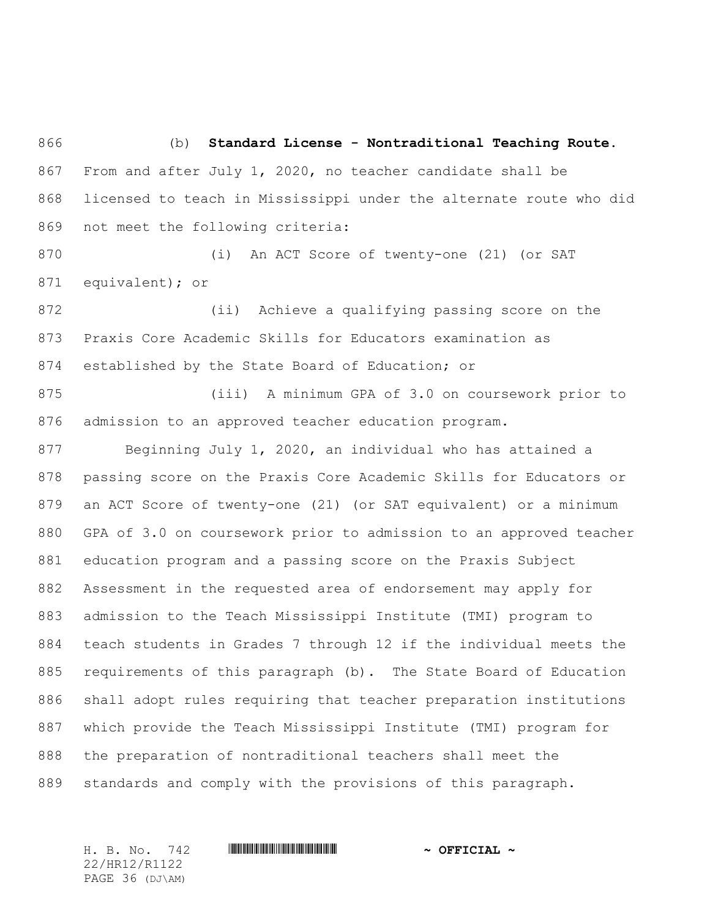(b) **Standard License - Nontraditional Teaching Route.** From and after July 1, 2020, no teacher candidate shall be licensed to teach in Mississippi under the alternate route who did not meet the following criteria:

(i) An ACT Score of twenty-one (21) (or SAT equivalent); or

(ii) Achieve a qualifying passing score on the Praxis Core Academic Skills for Educators examination as established by the State Board of Education; or

(iii) A minimum GPA of 3.0 on coursework prior to admission to an approved teacher education program.

Beginning July 1, 2020, an individual who has attained a passing score on the Praxis Core Academic Skills for Educators or an ACT Score of twenty-one (21) (or SAT equivalent) or a minimum GPA of 3.0 on coursework prior to admission to an approved teacher education program and a passing score on the Praxis Subject Assessment in the requested area of endorsement may apply for admission to the Teach Mississippi Institute (TMI) program to teach students in Grades 7 through 12 if the individual meets the requirements of this paragraph (b). The State Board of Education shall adopt rules requiring that teacher preparation institutions which provide the Teach Mississippi Institute (TMI) program for the preparation of nontraditional teachers shall meet the standards and comply with the provisions of this paragraph.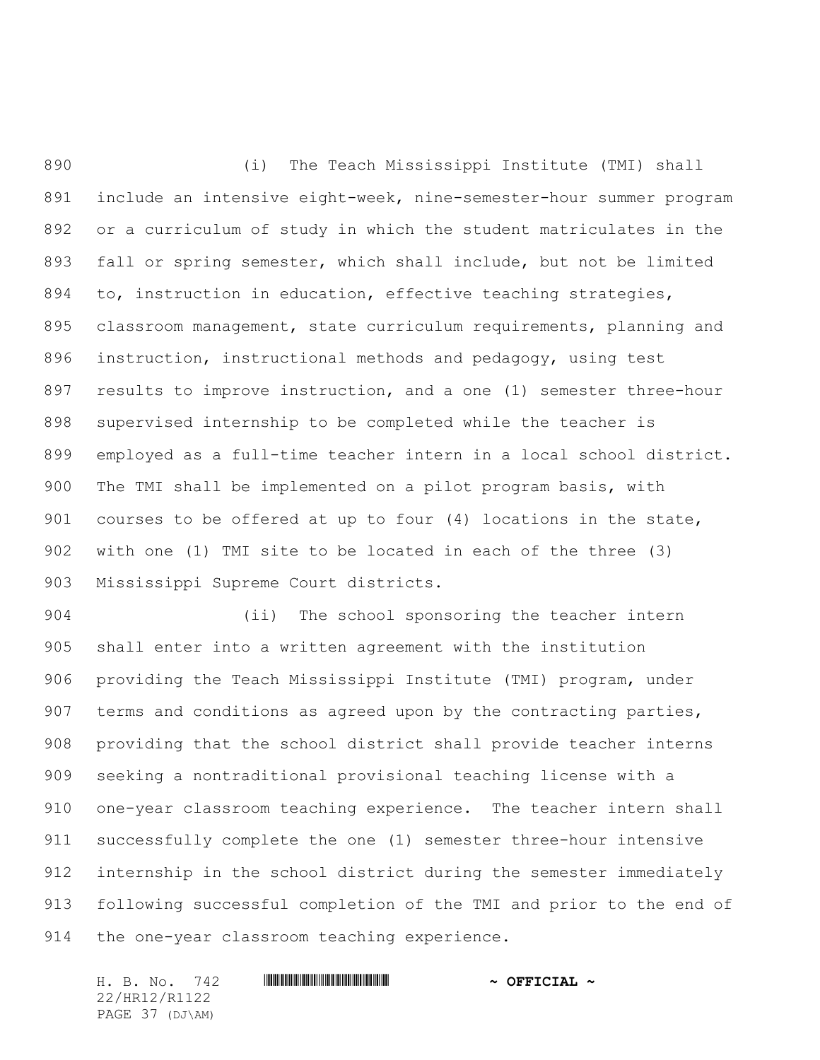(i) The Teach Mississippi Institute (TMI) shall include an intensive eight-week, nine-semester-hour summer program or a curriculum of study in which the student matriculates in the fall or spring semester, which shall include, but not be limited to, instruction in education, effective teaching strategies, classroom management, state curriculum requirements, planning and instruction, instructional methods and pedagogy, using test results to improve instruction, and a one (1) semester three-hour supervised internship to be completed while the teacher is employed as a full-time teacher intern in a local school district. The TMI shall be implemented on a pilot program basis, with courses to be offered at up to four (4) locations in the state, with one (1) TMI site to be located in each of the three (3) Mississippi Supreme Court districts.

(ii) The school sponsoring the teacher intern shall enter into a written agreement with the institution providing the Teach Mississippi Institute (TMI) program, under terms and conditions as agreed upon by the contracting parties, providing that the school district shall provide teacher interns seeking a nontraditional provisional teaching license with a one-year classroom teaching experience. The teacher intern shall successfully complete the one (1) semester three-hour intensive internship in the school district during the semester immediately following successful completion of the TMI and prior to the end of the one-year classroom teaching experience.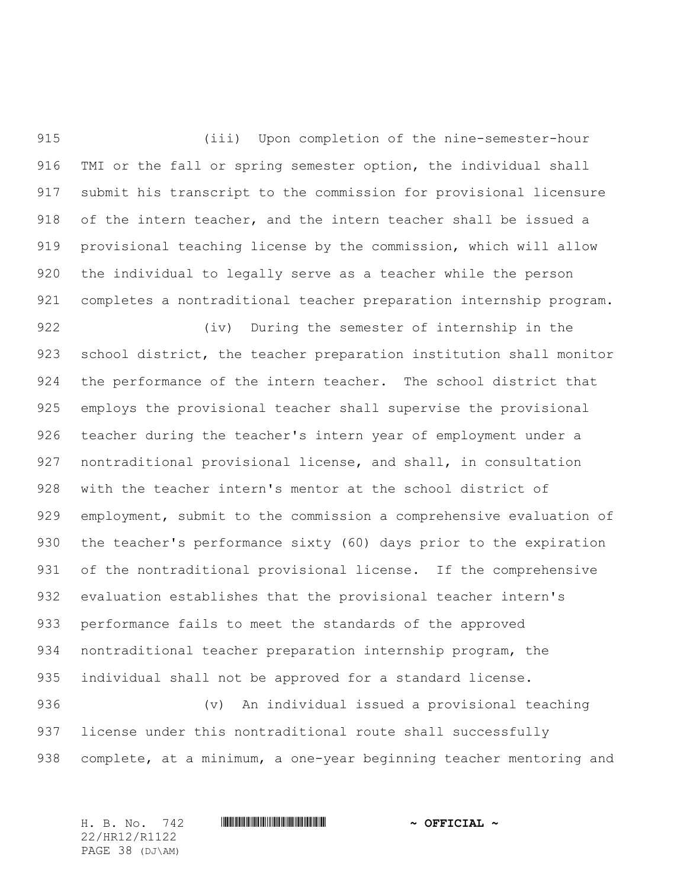(iii) Upon completion of the nine-semester-hour TMI or the fall or spring semester option, the individual shall submit his transcript to the commission for provisional licensure of the intern teacher, and the intern teacher shall be issued a provisional teaching license by the commission, which will allow the individual to legally serve as a teacher while the person completes a nontraditional teacher preparation internship program.

(iv) During the semester of internship in the school district, the teacher preparation institution shall monitor the performance of the intern teacher. The school district that employs the provisional teacher shall supervise the provisional teacher during the teacher's intern year of employment under a nontraditional provisional license, and shall, in consultation with the teacher intern's mentor at the school district of employment, submit to the commission a comprehensive evaluation of the teacher's performance sixty (60) days prior to the expiration of the nontraditional provisional license. If the comprehensive evaluation establishes that the provisional teacher intern's performance fails to meet the standards of the approved nontraditional teacher preparation internship program, the individual shall not be approved for a standard license.

(v) An individual issued a provisional teaching license under this nontraditional route shall successfully complete, at a minimum, a one-year beginning teacher mentoring and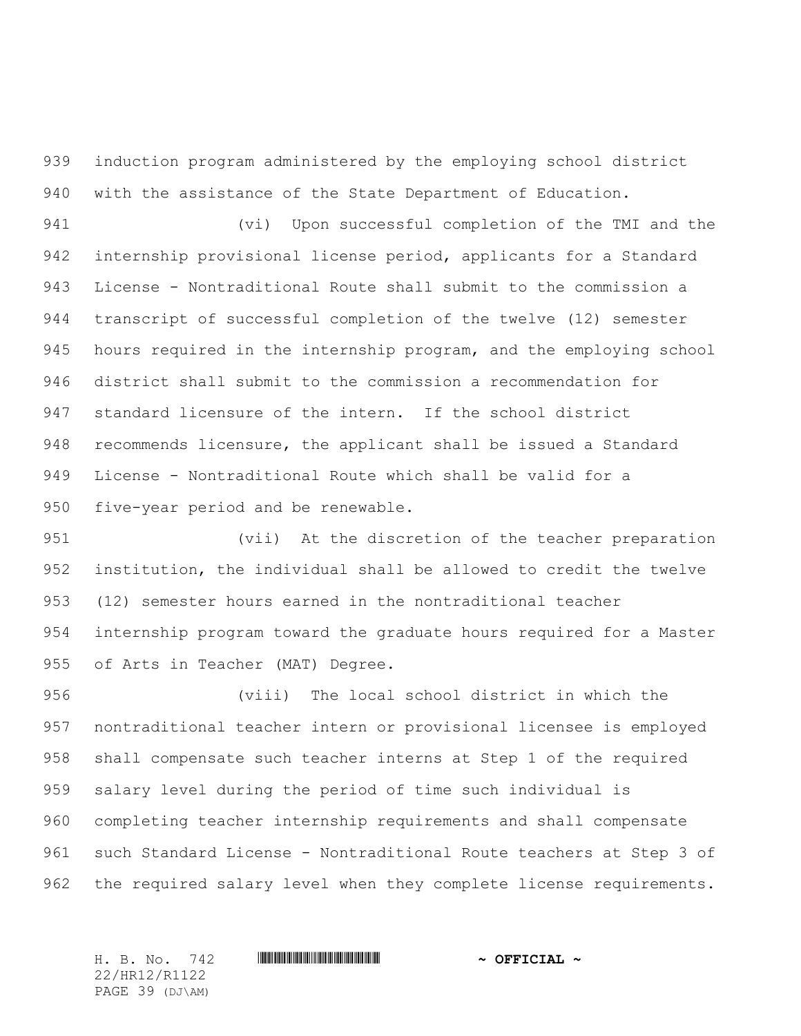induction program administered by the employing school district with the assistance of the State Department of Education.

(vi) Upon successful completion of the TMI and the internship provisional license period, applicants for a Standard License - Nontraditional Route shall submit to the commission a transcript of successful completion of the twelve (12) semester hours required in the internship program, and the employing school district shall submit to the commission a recommendation for standard licensure of the intern. If the school district recommends licensure, the applicant shall be issued a Standard License - Nontraditional Route which shall be valid for a five-year period and be renewable.

(vii) At the discretion of the teacher preparation institution, the individual shall be allowed to credit the twelve (12) semester hours earned in the nontraditional teacher internship program toward the graduate hours required for a Master of Arts in Teacher (MAT) Degree.

(viii) The local school district in which the nontraditional teacher intern or provisional licensee is employed shall compensate such teacher interns at Step 1 of the required salary level during the period of time such individual is completing teacher internship requirements and shall compensate such Standard License - Nontraditional Route teachers at Step 3 of the required salary level when they complete license requirements.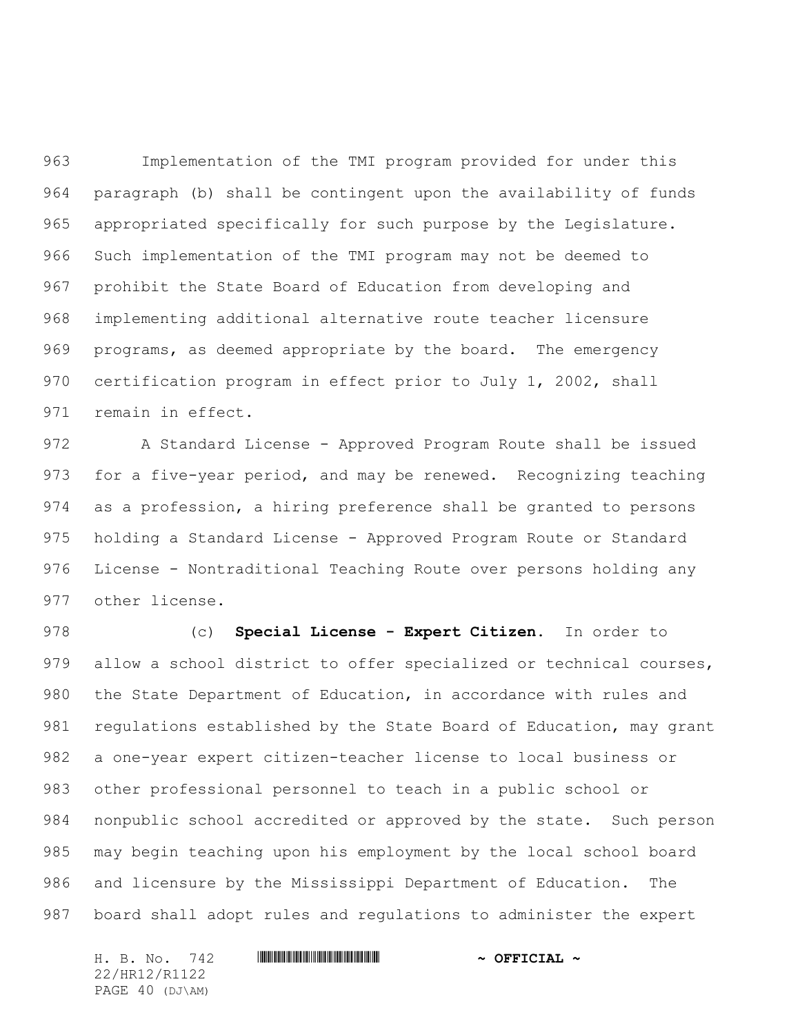Implementation of the TMI program provided for under this paragraph (b) shall be contingent upon the availability of funds appropriated specifically for such purpose by the Legislature. Such implementation of the TMI program may not be deemed to prohibit the State Board of Education from developing and implementing additional alternative route teacher licensure programs, as deemed appropriate by the board. The emergency certification program in effect prior to July 1, 2002, shall remain in effect.

A Standard License - Approved Program Route shall be issued for a five-year period, and may be renewed. Recognizing teaching as a profession, a hiring preference shall be granted to persons holding a Standard License - Approved Program Route or Standard License - Nontraditional Teaching Route over persons holding any other license.

(c) **Special License - Expert Citizen.** In order to allow a school district to offer specialized or technical courses, the State Department of Education, in accordance with rules and regulations established by the State Board of Education, may grant a one-year expert citizen-teacher license to local business or other professional personnel to teach in a public school or nonpublic school accredited or approved by the state. Such person may begin teaching upon his employment by the local school board and licensure by the Mississippi Department of Education. The board shall adopt rules and regulations to administer the expert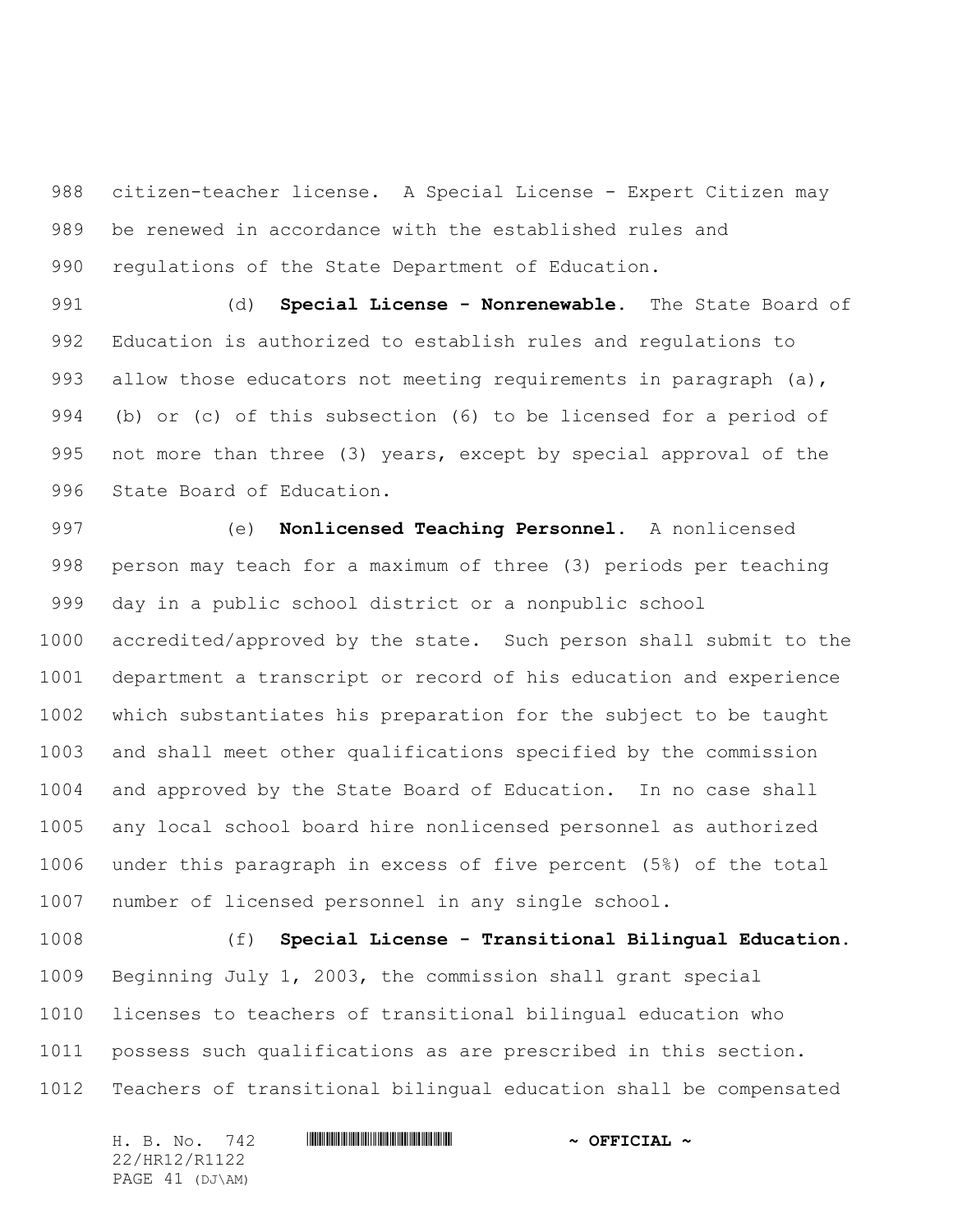citizen-teacher license. A Special License - Expert Citizen may be renewed in accordance with the established rules and regulations of the State Department of Education.

(d) **Special License - Nonrenewable.** The State Board of Education is authorized to establish rules and regulations to allow those educators not meeting requirements in paragraph (a), (b) or (c) of this subsection (6) to be licensed for a period of not more than three (3) years, except by special approval of the State Board of Education.

(e) **Nonlicensed Teaching Personnel.** A nonlicensed person may teach for a maximum of three (3) periods per teaching day in a public school district or a nonpublic school accredited/approved by the state. Such person shall submit to the department a transcript or record of his education and experience which substantiates his preparation for the subject to be taught and shall meet other qualifications specified by the commission and approved by the State Board of Education. In no case shall any local school board hire nonlicensed personnel as authorized under this paragraph in excess of five percent (5%) of the total number of licensed personnel in any single school.

(f) **Special License - Transitional Bilingual Education.** Beginning July 1, 2003, the commission shall grant special licenses to teachers of transitional bilingual education who possess such qualifications as are prescribed in this section. Teachers of transitional bilingual education shall be compensated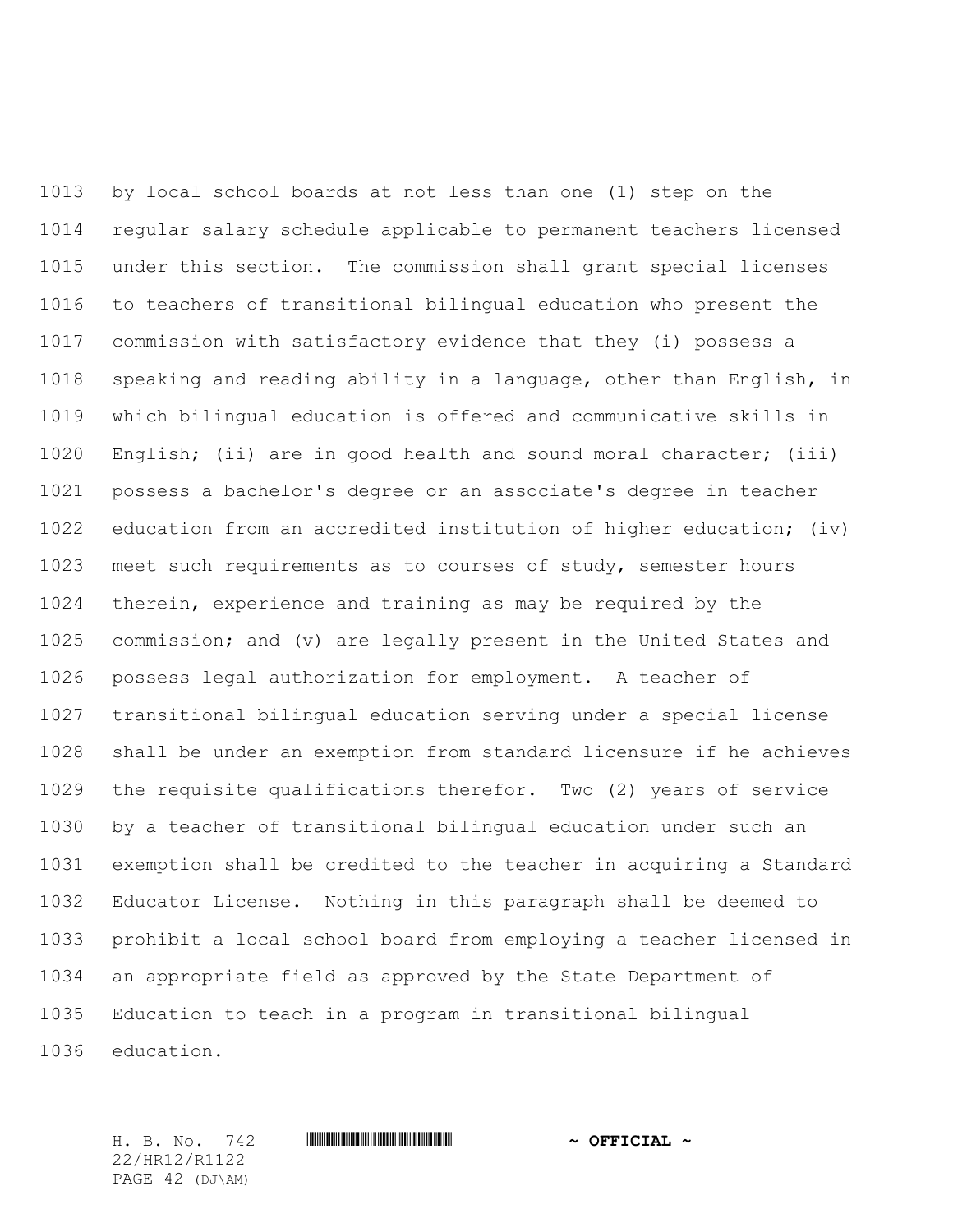by local school boards at not less than one (1) step on the regular salary schedule applicable to permanent teachers licensed under this section. The commission shall grant special licenses to teachers of transitional bilingual education who present the commission with satisfactory evidence that they (i) possess a speaking and reading ability in a language, other than English, in which bilingual education is offered and communicative skills in English; (ii) are in good health and sound moral character; (iii) possess a bachelor's degree or an associate's degree in teacher education from an accredited institution of higher education; (iv) meet such requirements as to courses of study, semester hours therein, experience and training as may be required by the commission; and (v) are legally present in the United States and possess legal authorization for employment. A teacher of transitional bilingual education serving under a special license shall be under an exemption from standard licensure if he achieves the requisite qualifications therefor. Two (2) years of service by a teacher of transitional bilingual education under such an exemption shall be credited to the teacher in acquiring a Standard Educator License. Nothing in this paragraph shall be deemed to prohibit a local school board from employing a teacher licensed in an appropriate field as approved by the State Department of Education to teach in a program in transitional bilingual education.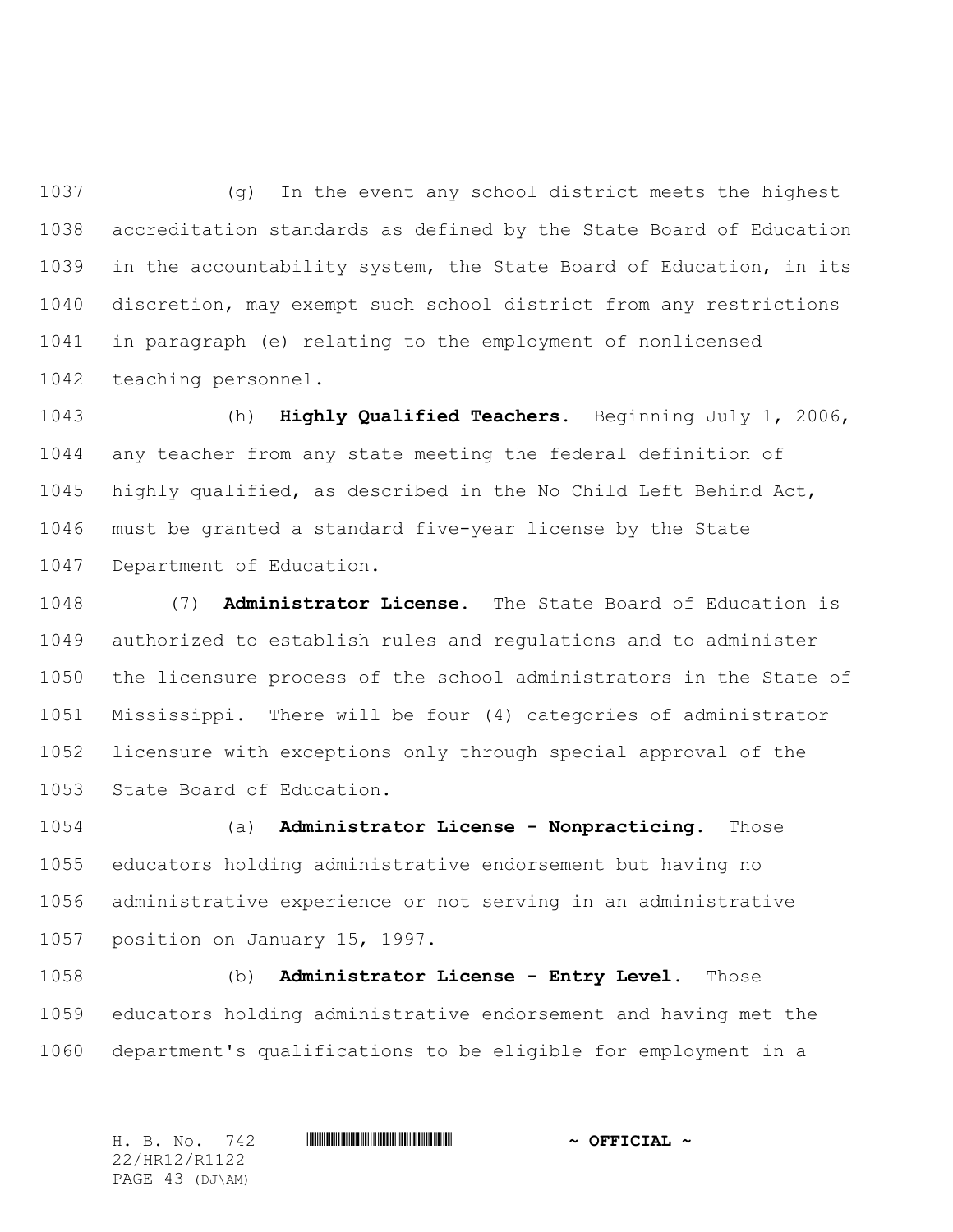(g) In the event any school district meets the highest accreditation standards as defined by the State Board of Education in the accountability system, the State Board of Education, in its discretion, may exempt such school district from any restrictions in paragraph (e) relating to the employment of nonlicensed teaching personnel.

(h) **Highly Qualified Teachers.** Beginning July 1, 2006, any teacher from any state meeting the federal definition of highly qualified, as described in the No Child Left Behind Act, must be granted a standard five-year license by the State Department of Education.

(7) **Administrator License.** The State Board of Education is authorized to establish rules and regulations and to administer the licensure process of the school administrators in the State of Mississippi. There will be four (4) categories of administrator licensure with exceptions only through special approval of the State Board of Education.

(a) **Administrator License - Nonpracticing.** Those educators holding administrative endorsement but having no administrative experience or not serving in an administrative position on January 15, 1997.

(b) **Administrator License - Entry Level.** Those educators holding administrative endorsement and having met the department's qualifications to be eligible for employment in a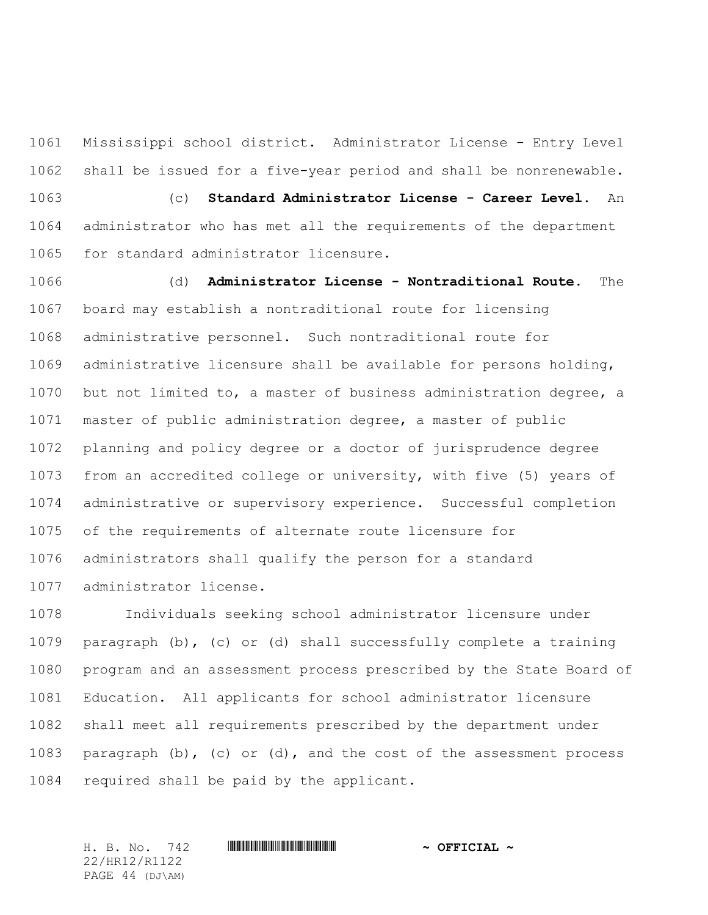Mississippi school district. Administrator License - Entry Level shall be issued for a five-year period and shall be nonrenewable.

(c) **Standard Administrator License - Career Level.** An administrator who has met all the requirements of the department for standard administrator licensure.

(d) **Administrator License - Nontraditional Route.** The board may establish a nontraditional route for licensing administrative personnel. Such nontraditional route for administrative licensure shall be available for persons holding, but not limited to, a master of business administration degree, a master of public administration degree, a master of public planning and policy degree or a doctor of jurisprudence degree from an accredited college or university, with five (5) years of administrative or supervisory experience. Successful completion of the requirements of alternate route licensure for administrators shall qualify the person for a standard administrator license.

Individuals seeking school administrator licensure under paragraph (b), (c) or (d) shall successfully complete a training program and an assessment process prescribed by the State Board of Education. All applicants for school administrator licensure shall meet all requirements prescribed by the department under paragraph (b), (c) or (d), and the cost of the assessment process required shall be paid by the applicant.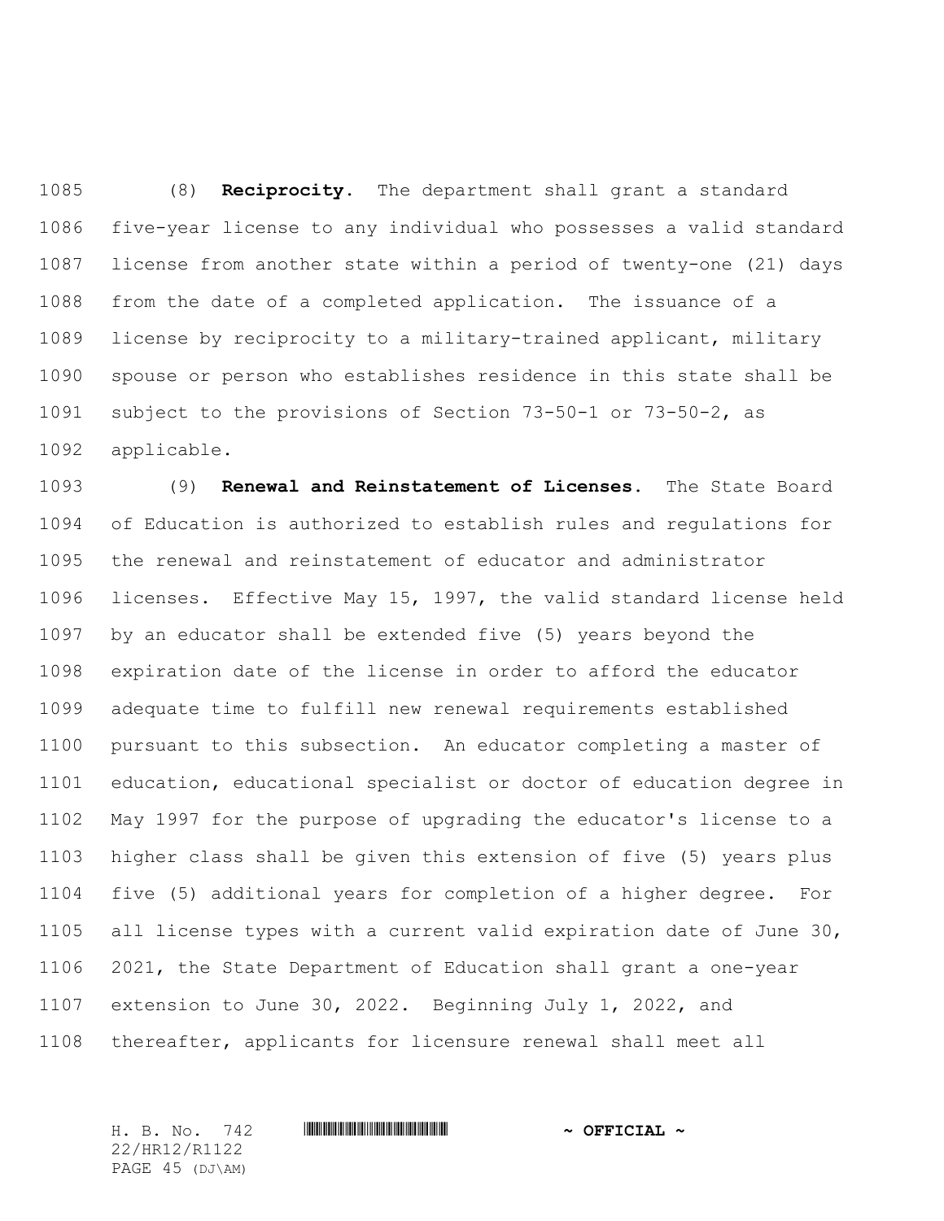(8) **Reciprocity.** The department shall grant a standard five-year license to any individual who possesses a valid standard license from another state within a period of twenty-one (21) days from the date of a completed application. The issuance of a license by reciprocity to a military-trained applicant, military spouse or person who establishes residence in this state shall be subject to the provisions of Section 73-50-1 or 73-50-2, as applicable.

(9) **Renewal and Reinstatement of Licenses.** The State Board of Education is authorized to establish rules and regulations for the renewal and reinstatement of educator and administrator licenses. Effective May 15, 1997, the valid standard license held by an educator shall be extended five (5) years beyond the expiration date of the license in order to afford the educator adequate time to fulfill new renewal requirements established pursuant to this subsection. An educator completing a master of education, educational specialist or doctor of education degree in May 1997 for the purpose of upgrading the educator's license to a higher class shall be given this extension of five (5) years plus five (5) additional years for completion of a higher degree. For all license types with a current valid expiration date of June 30, 2021, the State Department of Education shall grant a one-year extension to June 30, 2022. Beginning July 1, 2022, and thereafter, applicants for licensure renewal shall meet all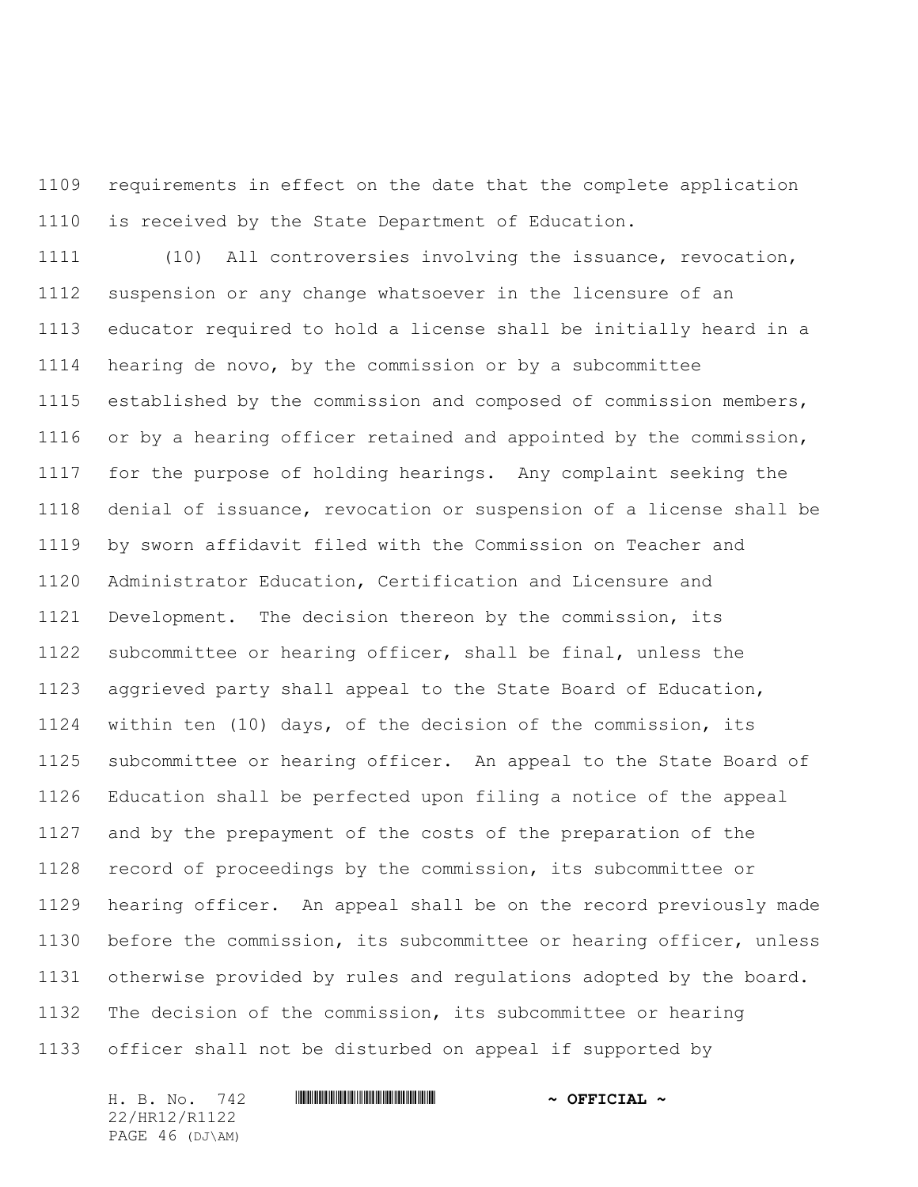requirements in effect on the date that the complete application is received by the State Department of Education.

(10) All controversies involving the issuance, revocation, suspension or any change whatsoever in the licensure of an educator required to hold a license shall be initially heard in a hearing de novo, by the commission or by a subcommittee established by the commission and composed of commission members, or by a hearing officer retained and appointed by the commission, for the purpose of holding hearings. Any complaint seeking the denial of issuance, revocation or suspension of a license shall be by sworn affidavit filed with the Commission on Teacher and Administrator Education, Certification and Licensure and Development. The decision thereon by the commission, its subcommittee or hearing officer, shall be final, unless the aggrieved party shall appeal to the State Board of Education, within ten (10) days, of the decision of the commission, its subcommittee or hearing officer. An appeal to the State Board of Education shall be perfected upon filing a notice of the appeal and by the prepayment of the costs of the preparation of the record of proceedings by the commission, its subcommittee or hearing officer. An appeal shall be on the record previously made before the commission, its subcommittee or hearing officer, unless otherwise provided by rules and regulations adopted by the board. The decision of the commission, its subcommittee or hearing officer shall not be disturbed on appeal if supported by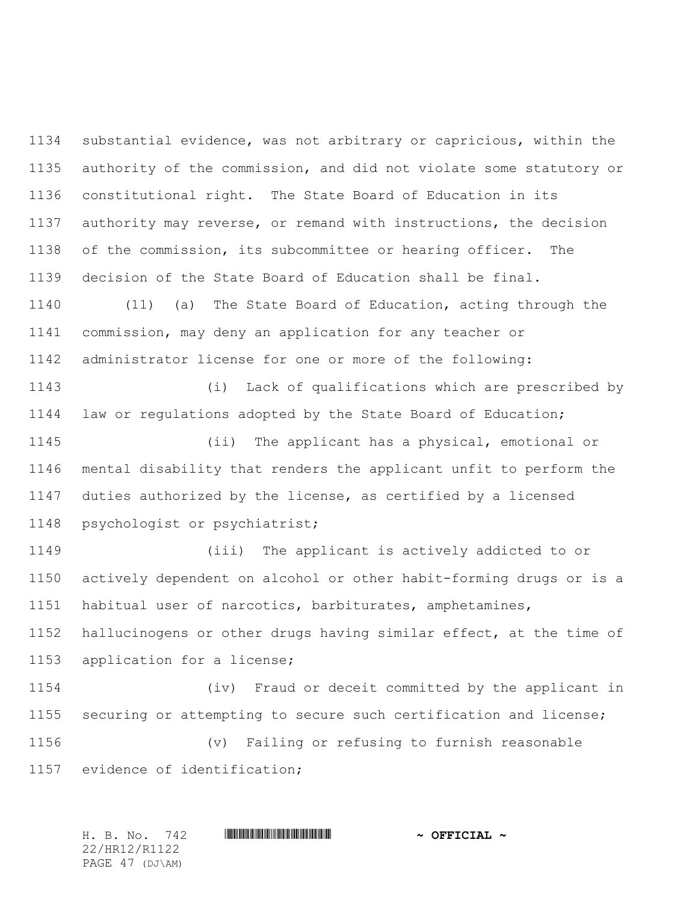substantial evidence, was not arbitrary or capricious, within the authority of the commission, and did not violate some statutory or constitutional right. The State Board of Education in its authority may reverse, or remand with instructions, the decision of the commission, its subcommittee or hearing officer. The decision of the State Board of Education shall be final.

(11) (a) The State Board of Education, acting through the commission, may deny an application for any teacher or administrator license for one or more of the following:

(i) Lack of qualifications which are prescribed by law or regulations adopted by the State Board of Education;

(ii) The applicant has a physical, emotional or mental disability that renders the applicant unfit to perform the duties authorized by the license, as certified by a licensed psychologist or psychiatrist;

(iii) The applicant is actively addicted to or actively dependent on alcohol or other habit-forming drugs or is a habitual user of narcotics, barbiturates, amphetamines, hallucinogens or other drugs having similar effect, at the time of application for a license;

(iv) Fraud or deceit committed by the applicant in securing or attempting to secure such certification and license;

(v) Failing or refusing to furnish reasonable evidence of identification;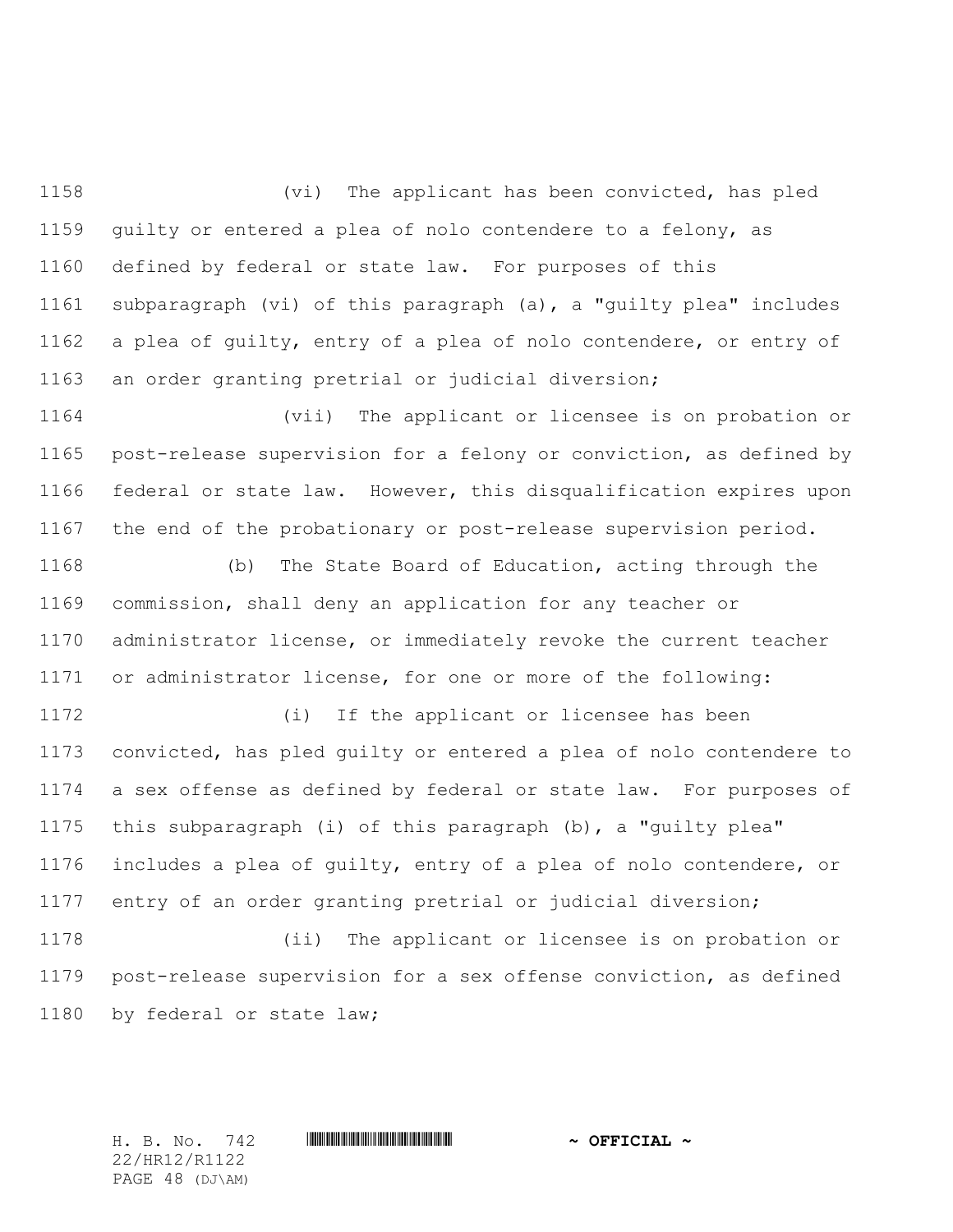(vi) The applicant has been convicted, has pled guilty or entered a plea of nolo contendere to a felony, as defined by federal or state law. For purposes of this subparagraph (vi) of this paragraph (a), a "guilty plea" includes a plea of guilty, entry of a plea of nolo contendere, or entry of an order granting pretrial or judicial diversion;

(vii) The applicant or licensee is on probation or post-release supervision for a felony or conviction, as defined by federal or state law. However, this disqualification expires upon the end of the probationary or post-release supervision period.

(b) The State Board of Education, acting through the commission, shall deny an application for any teacher or administrator license, or immediately revoke the current teacher or administrator license, for one or more of the following:

(i) If the applicant or licensee has been convicted, has pled guilty or entered a plea of nolo contendere to a sex offense as defined by federal or state law. For purposes of this subparagraph (i) of this paragraph (b), a "guilty plea" includes a plea of guilty, entry of a plea of nolo contendere, or entry of an order granting pretrial or judicial diversion;

(ii) The applicant or licensee is on probation or post-release supervision for a sex offense conviction, as defined by federal or state law;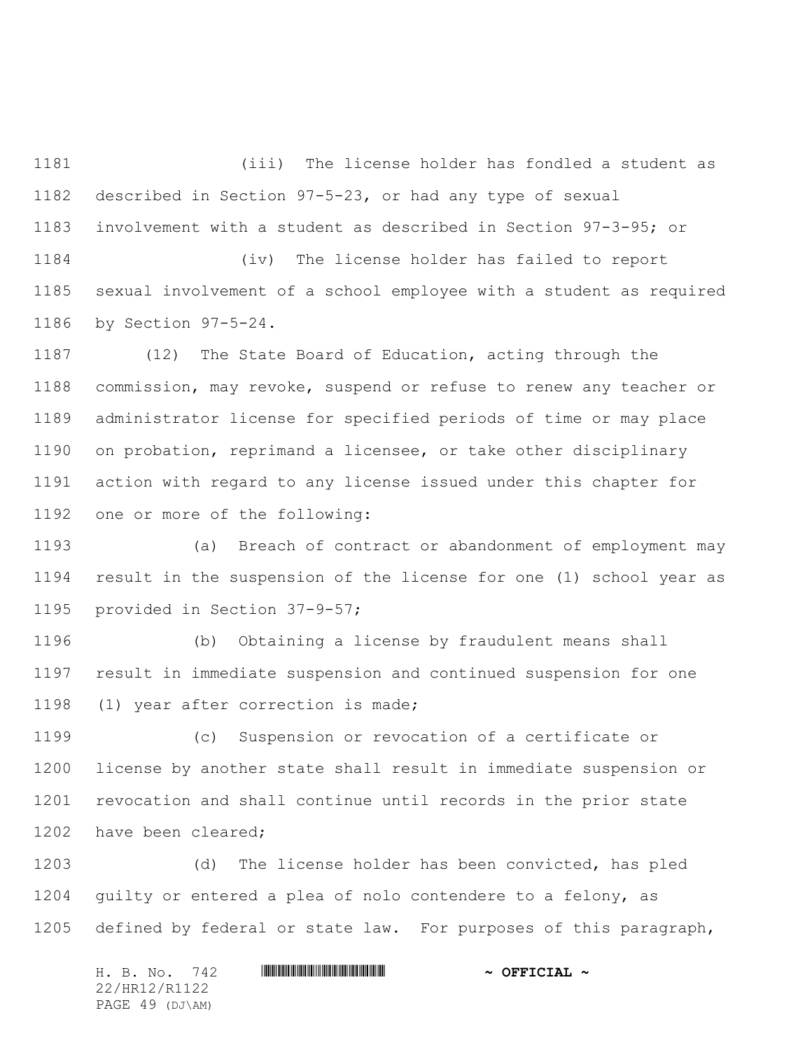(iii) The license holder has fondled a student as described in Section 97-5-23, or had any type of sexual involvement with a student as described in Section 97-3-95; or

(iv) The license holder has failed to report sexual involvement of a school employee with a student as required by Section 97-5-24.

(12) The State Board of Education, acting through the commission, may revoke, suspend or refuse to renew any teacher or administrator license for specified periods of time or may place on probation, reprimand a licensee, or take other disciplinary action with regard to any license issued under this chapter for one or more of the following:

(a) Breach of contract or abandonment of employment may result in the suspension of the license for one (1) school year as provided in Section 37-9-57;

(b) Obtaining a license by fraudulent means shall result in immediate suspension and continued suspension for one (1) year after correction is made;

(c) Suspension or revocation of a certificate or license by another state shall result in immediate suspension or revocation and shall continue until records in the prior state have been cleared;

(d) The license holder has been convicted, has pled guilty or entered a plea of nolo contendere to a felony, as defined by federal or state law. For purposes of this paragraph,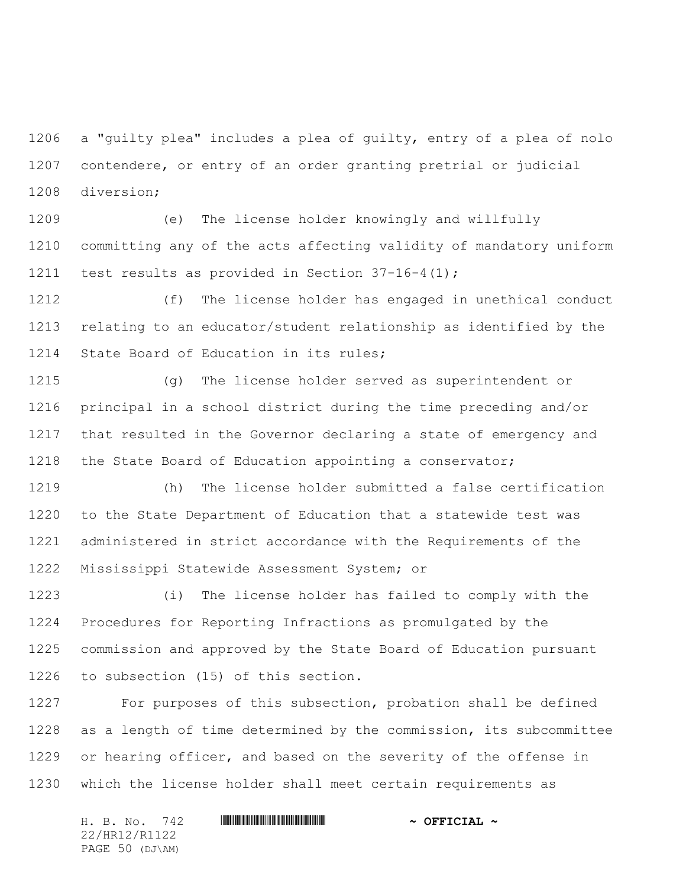a "guilty plea" includes a plea of guilty, entry of a plea of nolo contendere, or entry of an order granting pretrial or judicial diversion;

(e) The license holder knowingly and willfully committing any of the acts affecting validity of mandatory uniform test results as provided in Section 37-16-4(1);

(f) The license holder has engaged in unethical conduct relating to an educator/student relationship as identified by the State Board of Education in its rules;

(g) The license holder served as superintendent or principal in a school district during the time preceding and/or that resulted in the Governor declaring a state of emergency and the State Board of Education appointing a conservator;

(h) The license holder submitted a false certification to the State Department of Education that a statewide test was administered in strict accordance with the Requirements of the Mississippi Statewide Assessment System; or

(i) The license holder has failed to comply with the Procedures for Reporting Infractions as promulgated by the commission and approved by the State Board of Education pursuant to subsection (15) of this section.

For purposes of this subsection, probation shall be defined as a length of time determined by the commission, its subcommittee or hearing officer, and based on the severity of the offense in which the license holder shall meet certain requirements as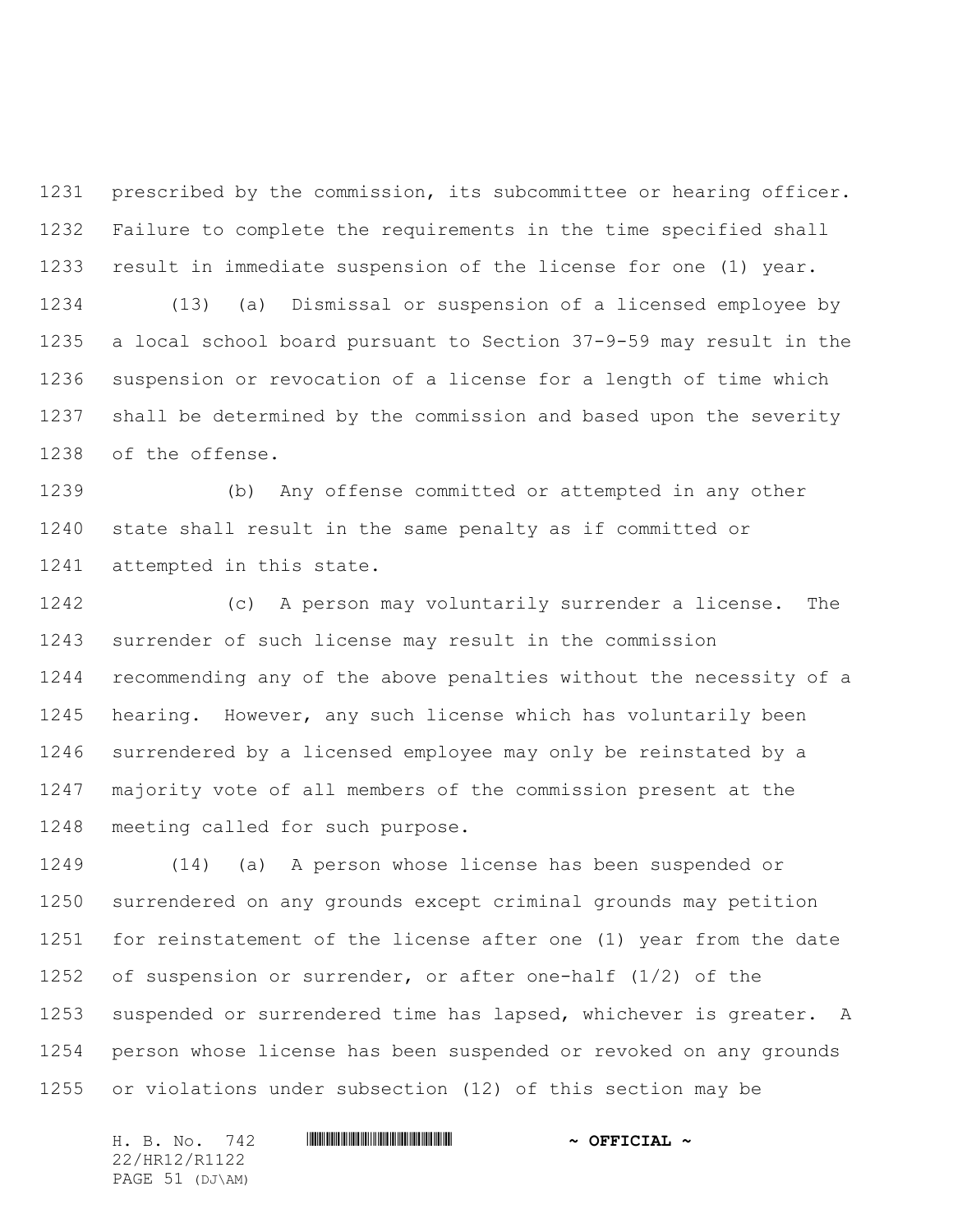prescribed by the commission, its subcommittee or hearing officer. Failure to complete the requirements in the time specified shall result in immediate suspension of the license for one (1) year.

(13) (a) Dismissal or suspension of a licensed employee by a local school board pursuant to Section 37-9-59 may result in the suspension or revocation of a license for a length of time which shall be determined by the commission and based upon the severity of the offense.

(b) Any offense committed or attempted in any other state shall result in the same penalty as if committed or attempted in this state.

(c) A person may voluntarily surrender a license. The surrender of such license may result in the commission recommending any of the above penalties without the necessity of a hearing. However, any such license which has voluntarily been surrendered by a licensed employee may only be reinstated by a majority vote of all members of the commission present at the meeting called for such purpose.

(14) (a) A person whose license has been suspended or surrendered on any grounds except criminal grounds may petition for reinstatement of the license after one (1) year from the date of suspension or surrender, or after one-half (1/2) of the suspended or surrendered time has lapsed, whichever is greater. A person whose license has been suspended or revoked on any grounds or violations under subsection (12) of this section may be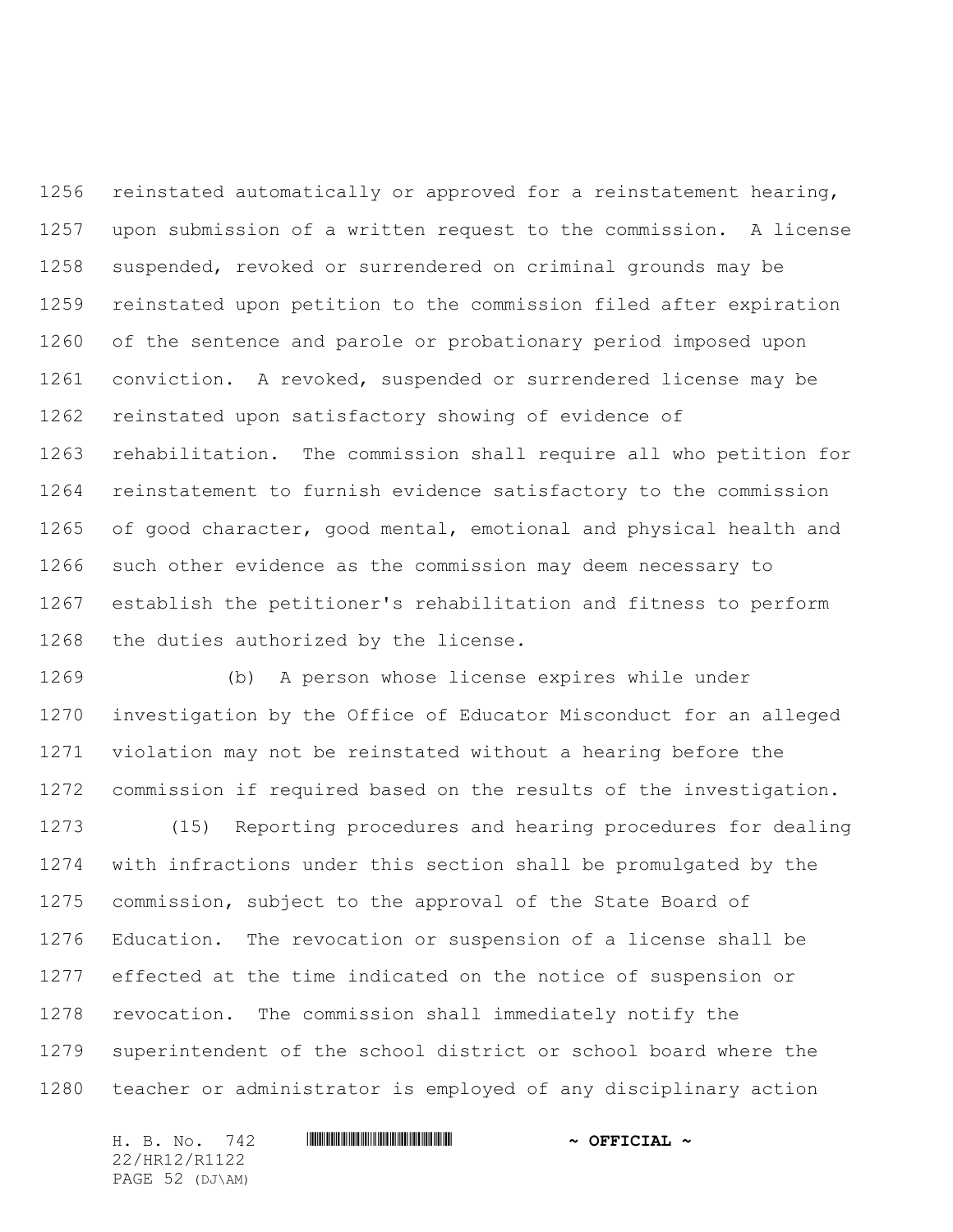reinstated automatically or approved for a reinstatement hearing, upon submission of a written request to the commission. A license suspended, revoked or surrendered on criminal grounds may be reinstated upon petition to the commission filed after expiration of the sentence and parole or probationary period imposed upon conviction. A revoked, suspended or surrendered license may be reinstated upon satisfactory showing of evidence of rehabilitation. The commission shall require all who petition for reinstatement to furnish evidence satisfactory to the commission of good character, good mental, emotional and physical health and such other evidence as the commission may deem necessary to establish the petitioner's rehabilitation and fitness to perform the duties authorized by the license.

(b) A person whose license expires while under investigation by the Office of Educator Misconduct for an alleged violation may not be reinstated without a hearing before the commission if required based on the results of the investigation.

(15) Reporting procedures and hearing procedures for dealing with infractions under this section shall be promulgated by the commission, subject to the approval of the State Board of Education. The revocation or suspension of a license shall be effected at the time indicated on the notice of suspension or revocation. The commission shall immediately notify the superintendent of the school district or school board where the teacher or administrator is employed of any disciplinary action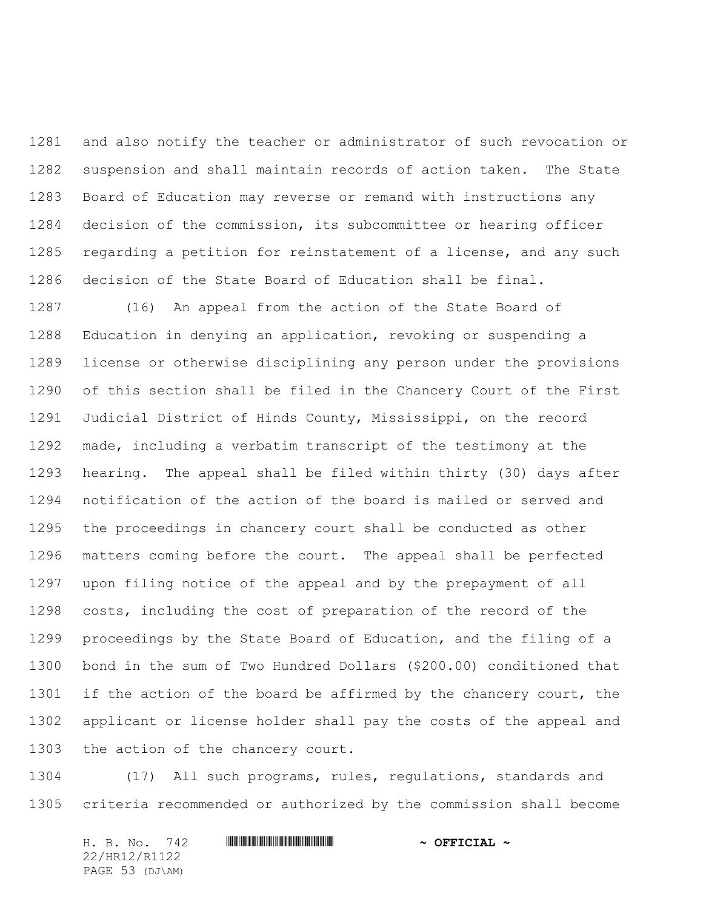and also notify the teacher or administrator of such revocation or suspension and shall maintain records of action taken. The State Board of Education may reverse or remand with instructions any decision of the commission, its subcommittee or hearing officer regarding a petition for reinstatement of a license, and any such decision of the State Board of Education shall be final.

(16) An appeal from the action of the State Board of Education in denying an application, revoking or suspending a license or otherwise disciplining any person under the provisions of this section shall be filed in the Chancery Court of the First Judicial District of Hinds County, Mississippi, on the record made, including a verbatim transcript of the testimony at the hearing. The appeal shall be filed within thirty (30) days after notification of the action of the board is mailed or served and the proceedings in chancery court shall be conducted as other matters coming before the court. The appeal shall be perfected upon filing notice of the appeal and by the prepayment of all costs, including the cost of preparation of the record of the proceedings by the State Board of Education, and the filing of a bond in the sum of Two Hundred Dollars ($200.00) conditioned that if the action of the board be affirmed by the chancery court, the applicant or license holder shall pay the costs of the appeal and the action of the chancery court.

(17) All such programs, rules, regulations, standards and criteria recommended or authorized by the commission shall become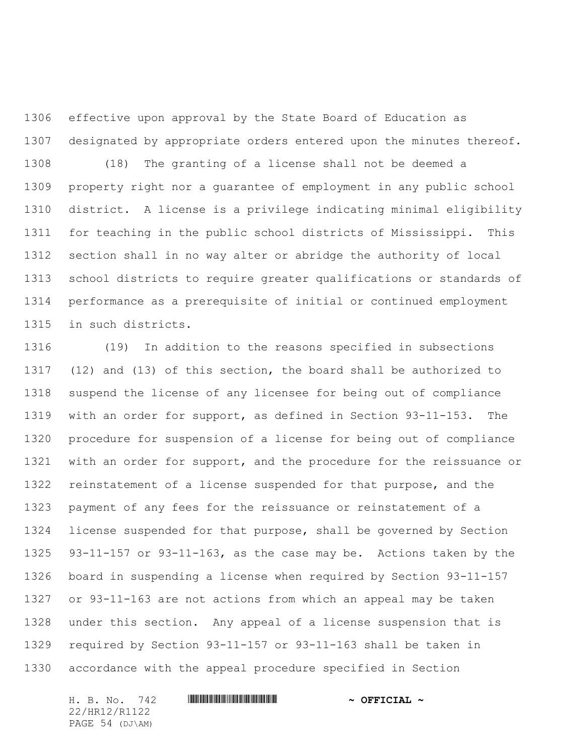effective upon approval by the State Board of Education as designated by appropriate orders entered upon the minutes thereof.

(18) The granting of a license shall not be deemed a property right nor a guarantee of employment in any public school district. A license is a privilege indicating minimal eligibility for teaching in the public school districts of Mississippi. This section shall in no way alter or abridge the authority of local school districts to require greater qualifications or standards of performance as a prerequisite of initial or continued employment in such districts.

(19) In addition to the reasons specified in subsections (12) and (13) of this section, the board shall be authorized to suspend the license of any licensee for being out of compliance with an order for support, as defined in Section 93-11-153. The procedure for suspension of a license for being out of compliance with an order for support, and the procedure for the reissuance or reinstatement of a license suspended for that purpose, and the payment of any fees for the reissuance or reinstatement of a license suspended for that purpose, shall be governed by Section 93-11-157 or 93-11-163, as the case may be. Actions taken by the board in suspending a license when required by Section 93-11-157 or 93-11-163 are not actions from which an appeal may be taken under this section. Any appeal of a license suspension that is required by Section 93-11-157 or 93-11-163 shall be taken in accordance with the appeal procedure specified in Section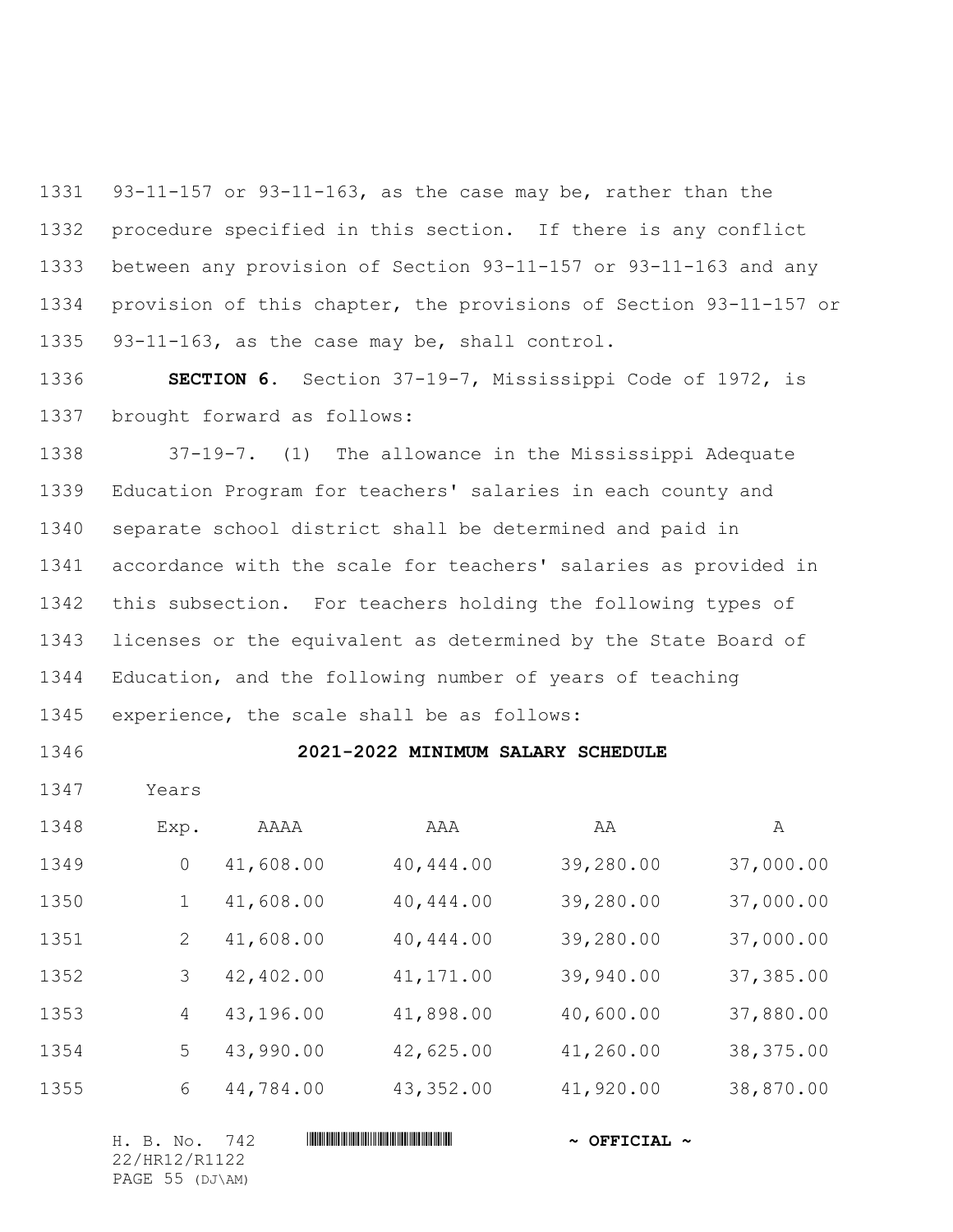93-11-157 or 93-11-163, as the case may be, rather than the procedure specified in this section. If there is any conflict between any provision of Section 93-11-157 or 93-11-163 and any provision of this chapter, the provisions of Section 93-11-157 or 93-11-163, as the case may be, shall control.

**SECTION 6.** Section 37-19-7, Mississippi Code of 1972, is brought forward as follows:

37-19-7. (1) The allowance in the Mississippi Adequate Education Program for teachers' salaries in each county and separate school district shall be determined and paid in accordance with the scale for teachers' salaries as provided in this subsection. For teachers holding the following types of licenses or the equivalent as determined by the State Board of Education, and the following number of years of teaching experience, the scale shall be as follows:

**2021-2022 MINIMUM SALARY SCHEDULE**

| Years Exp. | AAAA | AAA | AA | A |
|---|---|---|---|---|
| 0 | 41,608.00 | 40,444.00 | 39,280.00 | 37,000.00 |
| 1 | 41,608.00 | 40,444.00 | 39,280.00 | 37,000.00 |
| 2 | 41,608.00 | 40,444.00 | 39,280.00 | 37,000.00 |
| 3 | 42,402.00 | 41,171.00 | 39,940.00 | 37,385.00 |
| 4 | 43,196.00 | 41,898.00 | 40,600.00 | 37,880.00 |
| 5 | 43,990.00 | 42,625.00 | 41,260.00 | 38,375.00 |
| 6 | 44,784.00 | 43,352.00 | 41,920.00 | 38,870.00 |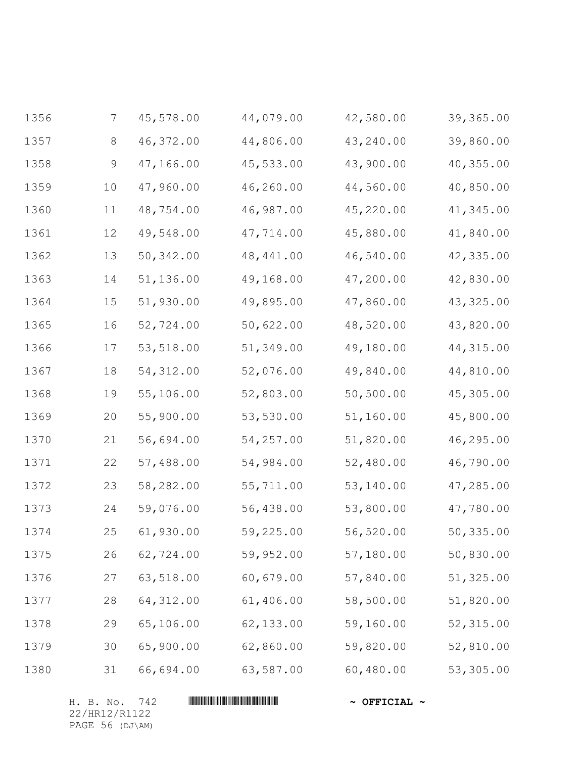| | | | | | |
|---|---|---|---|---|---|
| 1356 | 7 | 45,578.00 | 44,079.00 | 42,580.00 | 39,365.00 |
| 1357 | 8 | 46,372.00 | 44,806.00 | 43,240.00 | 39,860.00 |
| 1358 | 9 | 47,166.00 | 45,533.00 | 43,900.00 | 40,355.00 |
| 1359 | 10 | 47,960.00 | 46,260.00 | 44,560.00 | 40,850.00 |
| 1360 | 11 | 48,754.00 | 46,987.00 | 45,220.00 | 41,345.00 |
| 1361 | 12 | 49,548.00 | 47,714.00 | 45,880.00 | 41,840.00 |
| 1362 | 13 | 50,342.00 | 48,441.00 | 46,540.00 | 42,335.00 |
| 1363 | 14 | 51,136.00 | 49,168.00 | 47,200.00 | 42,830.00 |
| 1364 | 15 | 51,930.00 | 49,895.00 | 47,860.00 | 43,325.00 |
| 1365 | 16 | 52,724.00 | 50,622.00 | 48,520.00 | 43,820.00 |
| 1366 | 17 | 53,518.00 | 51,349.00 | 49,180.00 | 44,315.00 |
| 1367 | 18 | 54,312.00 | 52,076.00 | 49,840.00 | 44,810.00 |
| 1368 | 19 | 55,106.00 | 52,803.00 | 50,500.00 | 45,305.00 |
| 1369 | 20 | 55,900.00 | 53,530.00 | 51,160.00 | 45,800.00 |
| 1370 | 21 | 56,694.00 | 54,257.00 | 51,820.00 | 46,295.00 |
| 1371 | 22 | 57,488.00 | 54,984.00 | 52,480.00 | 46,790.00 |
| 1372 | 23 | 58,282.00 | 55,711.00 | 53,140.00 | 47,285.00 |
| 1373 | 24 | 59,076.00 | 56,438.00 | 53,800.00 | 47,780.00 |
| 1374 | 25 | 61,930.00 | 59,225.00 | 56,520.00 | 50,335.00 |
| 1375 | 26 | 62,724.00 | 59,952.00 | 57,180.00 | 50,830.00 |
| 1376 | 27 | 63,518.00 | 60,679.00 | 57,840.00 | 51,325.00 |
| 1377 | 28 | 64,312.00 | 61,406.00 | 58,500.00 | 51,820.00 |
| 1378 | 29 | 65,106.00 | 62,133.00 | 59,160.00 | 52,315.00 |
| 1379 | 30 | 65,900.00 | 62,860.00 | 59,820.00 | 52,810.00 |
| 1380 | 31 | 66,694.00 | 63,587.00 | 60,480.00 | 53,305.00 |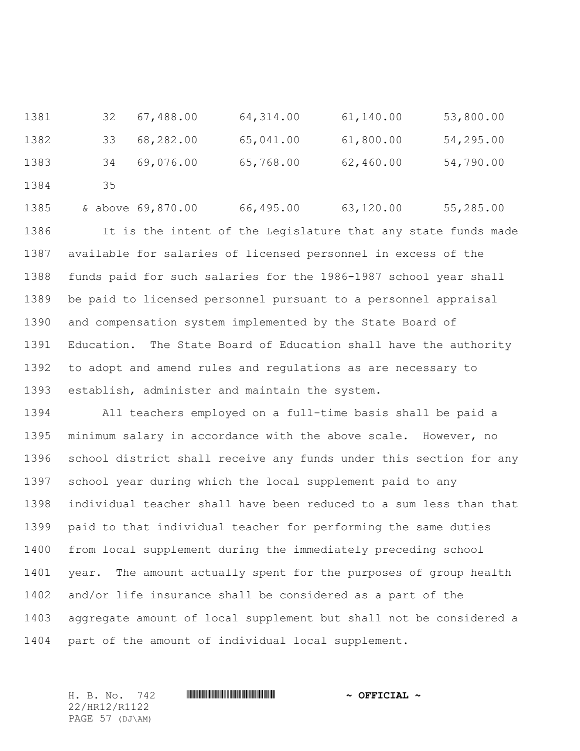| | | | | |
|---|---|---|---|---|
| 32 | 67,488.00 | 64,314.00 | 61,140.00 | 53,800.00 |
| 33 | 68,282.00 | 65,041.00 | 61,800.00 | 54,295.00 |
| 34 | 69,076.00 | 65,768.00 | 62,460.00 | 54,790.00 |
| 35 & above | 69,870.00 | 66,495.00 | 63,120.00 | 55,285.00 |

It is the intent of the Legislature that any state funds made available for salaries of licensed personnel in excess of the funds paid for such salaries for the 1986-1987 school year shall be paid to licensed personnel pursuant to a personnel appraisal and compensation system implemented by the State Board of Education. The State Board of Education shall have the authority to adopt and amend rules and regulations as are necessary to establish, administer and maintain the system.

All teachers employed on a full-time basis shall be paid a minimum salary in accordance with the above scale. However, no school district shall receive any funds under this section for any school year during which the local supplement paid to any individual teacher shall have been reduced to a sum less than that paid to that individual teacher for performing the same duties from local supplement during the immediately preceding school year. The amount actually spent for the purposes of group health and/or life insurance shall be considered as a part of the aggregate amount of local supplement but shall not be considered a part of the amount of individual local supplement.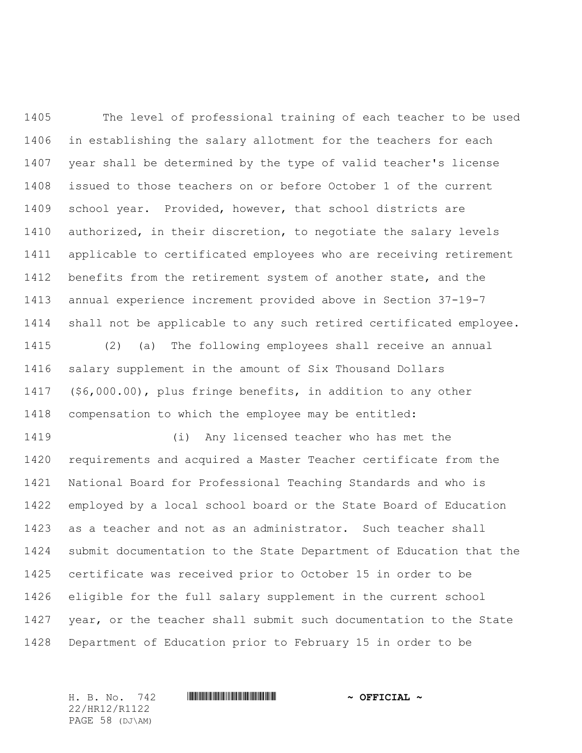The level of professional training of each teacher to be used in establishing the salary allotment for the teachers for each year shall be determined by the type of valid teacher's license issued to those teachers on or before October 1 of the current school year. Provided, however, that school districts are authorized, in their discretion, to negotiate the salary levels applicable to certificated employees who are receiving retirement benefits from the retirement system of another state, and the annual experience increment provided above in Section 37-19-7 shall not be applicable to any such retired certificated employee.

(2) (a) The following employees shall receive an annual salary supplement in the amount of Six Thousand Dollars ($6,000.00), plus fringe benefits, in addition to any other compensation to which the employee may be entitled:

(i) Any licensed teacher who has met the requirements and acquired a Master Teacher certificate from the National Board for Professional Teaching Standards and who is employed by a local school board or the State Board of Education as a teacher and not as an administrator. Such teacher shall submit documentation to the State Department of Education that the certificate was received prior to October 15 in order to be eligible for the full salary supplement in the current school year, or the teacher shall submit such documentation to the State Department of Education prior to February 15 in order to be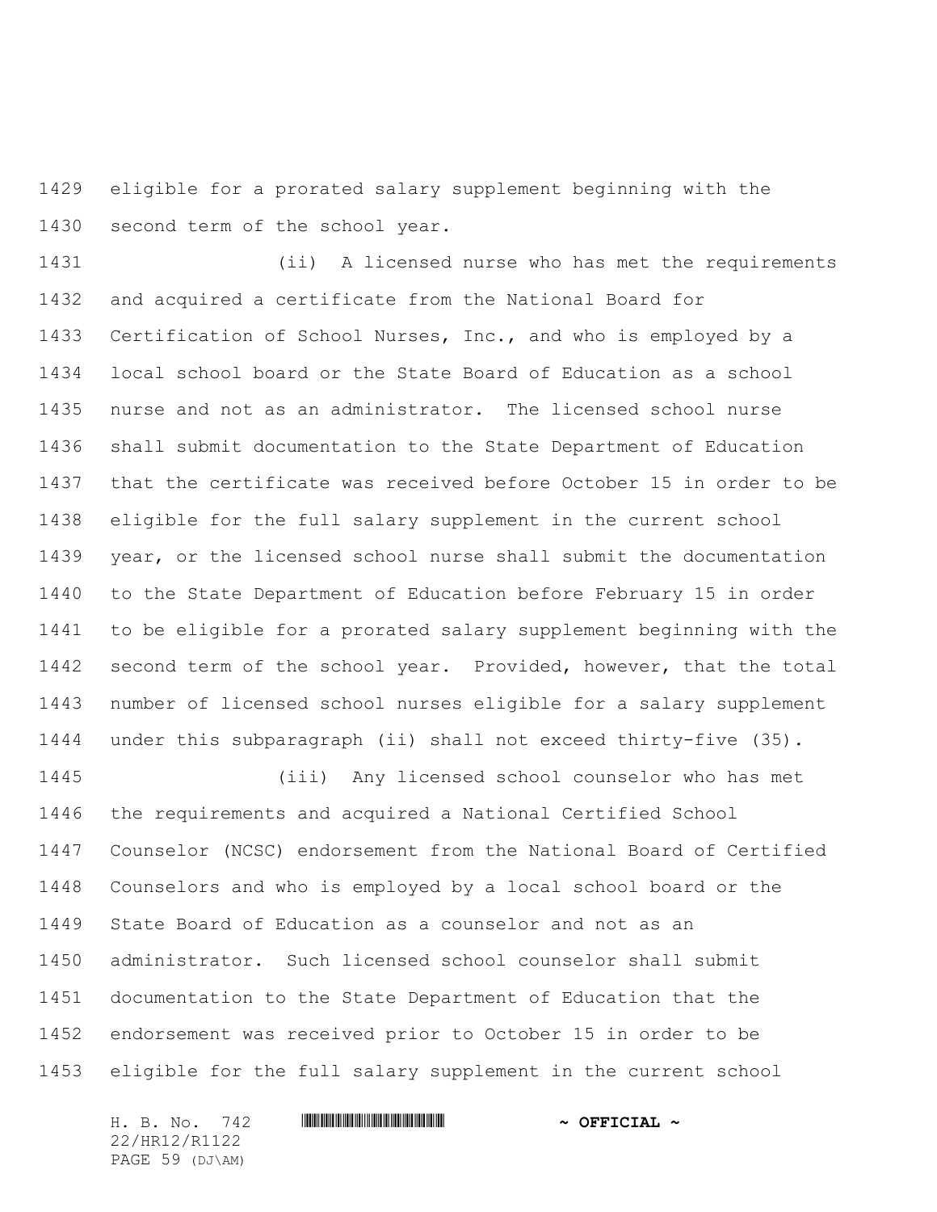eligible for a prorated salary supplement beginning with the second term of the school year.

(ii) A licensed nurse who has met the requirements and acquired a certificate from the National Board for Certification of School Nurses, Inc., and who is employed by a local school board or the State Board of Education as a school nurse and not as an administrator. The licensed school nurse shall submit documentation to the State Department of Education that the certificate was received before October 15 in order to be eligible for the full salary supplement in the current school year, or the licensed school nurse shall submit the documentation to the State Department of Education before February 15 in order to be eligible for a prorated salary supplement beginning with the second term of the school year. Provided, however, that the total number of licensed school nurses eligible for a salary supplement under this subparagraph (ii) shall not exceed thirty-five (35).

(iii) Any licensed school counselor who has met the requirements and acquired a National Certified School Counselor (NCSC) endorsement from the National Board of Certified Counselors and who is employed by a local school board or the State Board of Education as a counselor and not as an administrator. Such licensed school counselor shall submit documentation to the State Department of Education that the endorsement was received prior to October 15 in order to be eligible for the full salary supplement in the current school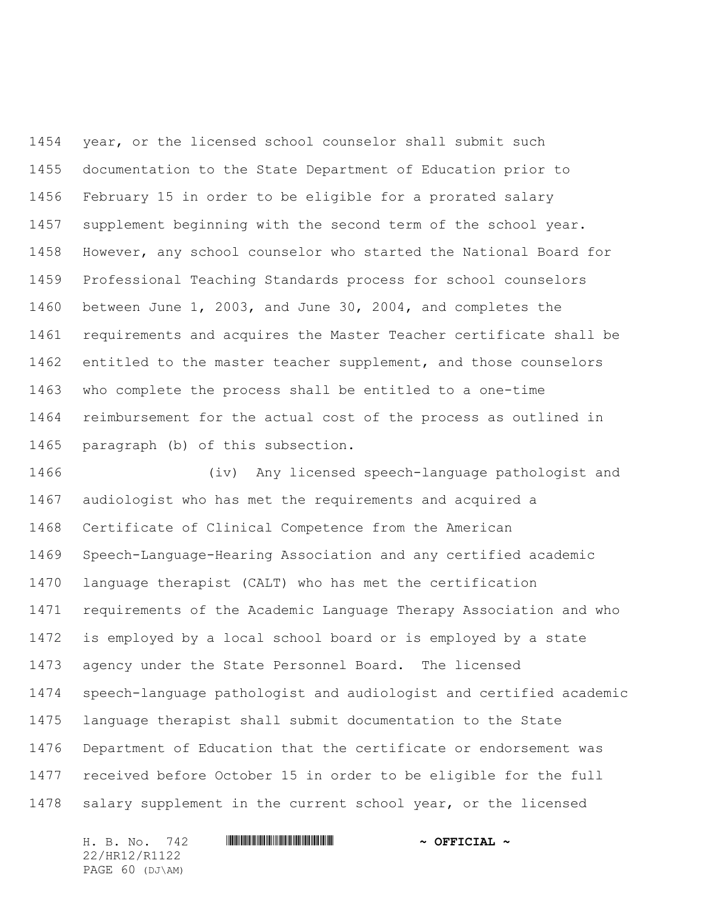year, or the licensed school counselor shall submit such documentation to the State Department of Education prior to February 15 in order to be eligible for a prorated salary supplement beginning with the second term of the school year. However, any school counselor who started the National Board for Professional Teaching Standards process for school counselors between June 1, 2003, and June 30, 2004, and completes the requirements and acquires the Master Teacher certificate shall be entitled to the master teacher supplement, and those counselors who complete the process shall be entitled to a one-time reimbursement for the actual cost of the process as outlined in paragraph (b) of this subsection.

(iv) Any licensed speech-language pathologist and audiologist who has met the requirements and acquired a Certificate of Clinical Competence from the American Speech-Language-Hearing Association and any certified academic language therapist (CALT) who has met the certification requirements of the Academic Language Therapy Association and who is employed by a local school board or is employed by a state agency under the State Personnel Board. The licensed speech-language pathologist and audiologist and certified academic language therapist shall submit documentation to the State Department of Education that the certificate or endorsement was received before October 15 in order to be eligible for the full salary supplement in the current school year, or the licensed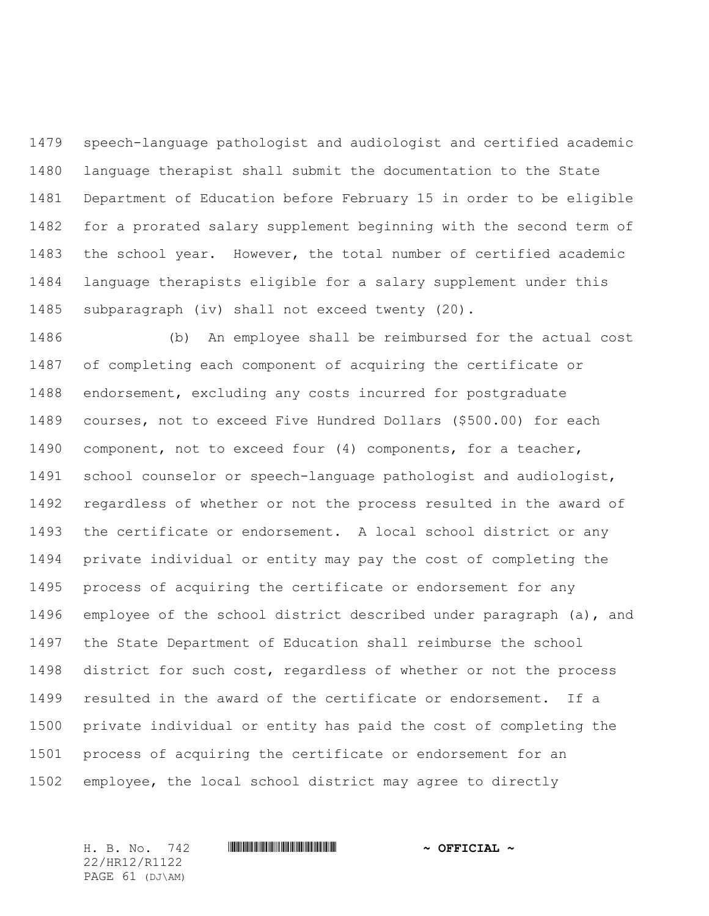speech-language pathologist and audiologist and certified academic language therapist shall submit the documentation to the State Department of Education before February 15 in order to be eligible for a prorated salary supplement beginning with the second term of the school year. However, the total number of certified academic language therapists eligible for a salary supplement under this subparagraph (iv) shall not exceed twenty (20).

(b) An employee shall be reimbursed for the actual cost of completing each component of acquiring the certificate or endorsement, excluding any costs incurred for postgraduate courses, not to exceed Five Hundred Dollars ($500.00) for each component, not to exceed four (4) components, for a teacher, school counselor or speech-language pathologist and audiologist, regardless of whether or not the process resulted in the award of the certificate or endorsement. A local school district or any private individual or entity may pay the cost of completing the process of acquiring the certificate or endorsement for any employee of the school district described under paragraph (a), and the State Department of Education shall reimburse the school district for such cost, regardless of whether or not the process resulted in the award of the certificate or endorsement. If a private individual or entity has paid the cost of completing the process of acquiring the certificate or endorsement for an employee, the local school district may agree to directly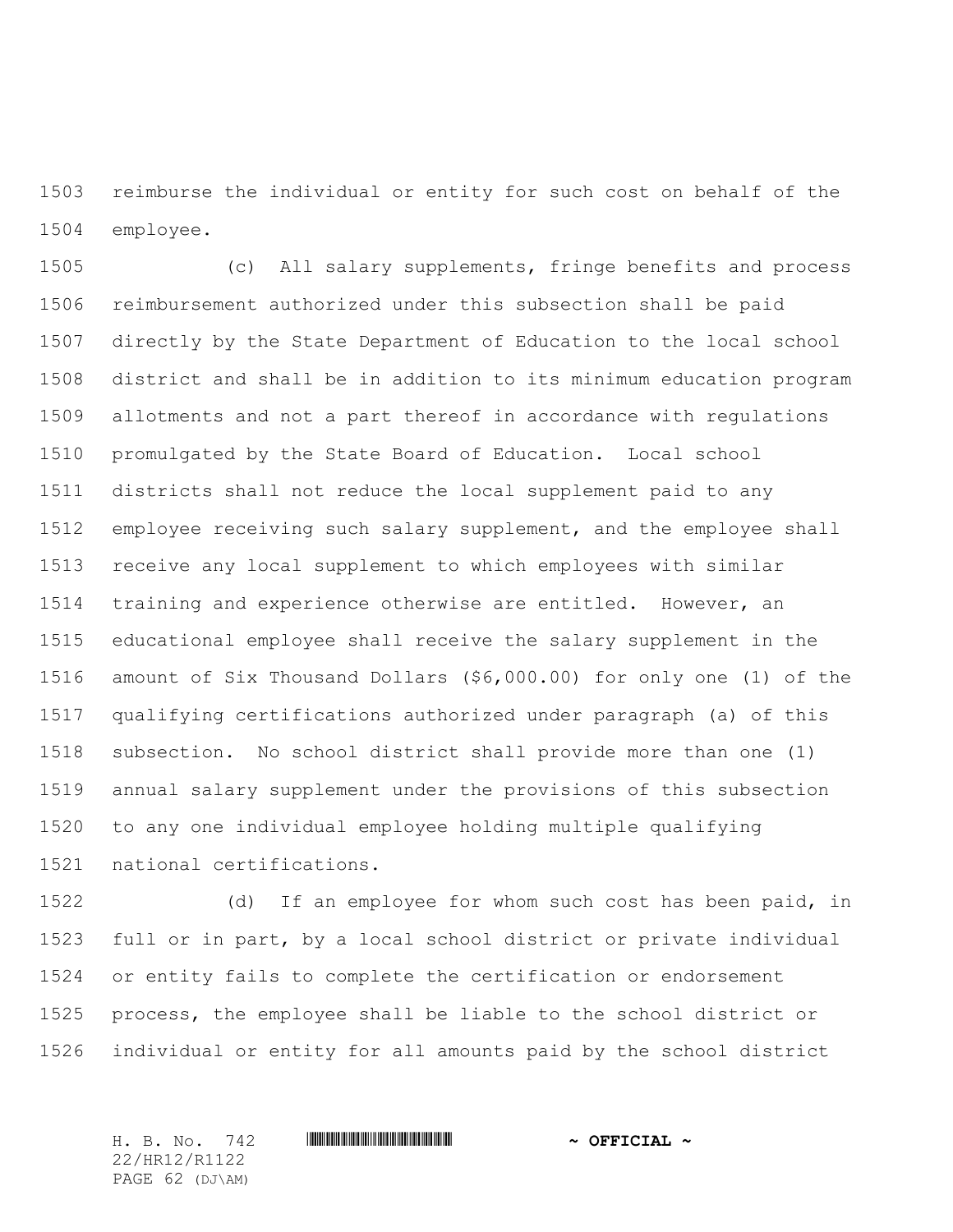reimburse the individual or entity for such cost on behalf of the employee.

(c) All salary supplements, fringe benefits and process reimbursement authorized under this subsection shall be paid directly by the State Department of Education to the local school district and shall be in addition to its minimum education program allotments and not a part thereof in accordance with regulations promulgated by the State Board of Education. Local school districts shall not reduce the local supplement paid to any employee receiving such salary supplement, and the employee shall receive any local supplement to which employees with similar training and experience otherwise are entitled. However, an educational employee shall receive the salary supplement in the amount of Six Thousand Dollars ($6,000.00) for only one (1) of the qualifying certifications authorized under paragraph (a) of this subsection. No school district shall provide more than one (1) annual salary supplement under the provisions of this subsection to any one individual employee holding multiple qualifying national certifications.

(d) If an employee for whom such cost has been paid, in full or in part, by a local school district or private individual or entity fails to complete the certification or endorsement process, the employee shall be liable to the school district or individual or entity for all amounts paid by the school district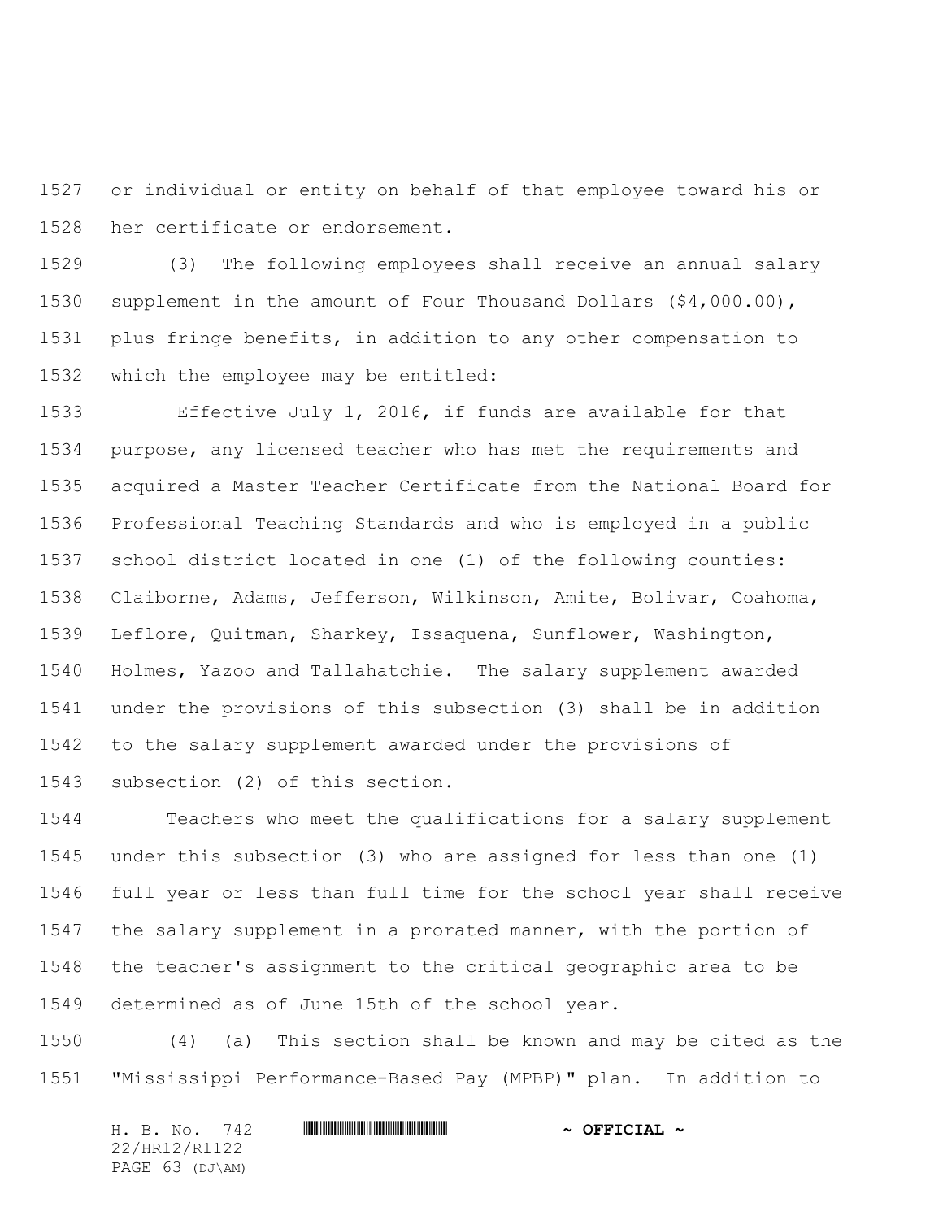or individual or entity on behalf of that employee toward his or her certificate or endorsement.

(3) The following employees shall receive an annual salary supplement in the amount of Four Thousand Dollars ($4,000.00), plus fringe benefits, in addition to any other compensation to which the employee may be entitled:

Effective July 1, 2016, if funds are available for that purpose, any licensed teacher who has met the requirements and acquired a Master Teacher Certificate from the National Board for Professional Teaching Standards and who is employed in a public school district located in one (1) of the following counties: Claiborne, Adams, Jefferson, Wilkinson, Amite, Bolivar, Coahoma, Leflore, Quitman, Sharkey, Issaquena, Sunflower, Washington, Holmes, Yazoo and Tallahatchie. The salary supplement awarded under the provisions of this subsection (3) shall be in addition to the salary supplement awarded under the provisions of subsection (2) of this section.

Teachers who meet the qualifications for a salary supplement under this subsection (3) who are assigned for less than one (1) full year or less than full time for the school year shall receive the salary supplement in a prorated manner, with the portion of the teacher's assignment to the critical geographic area to be determined as of June 15th of the school year.

(4) (a) This section shall be known and may be cited as the "Mississippi Performance-Based Pay (MPBP)" plan. In addition to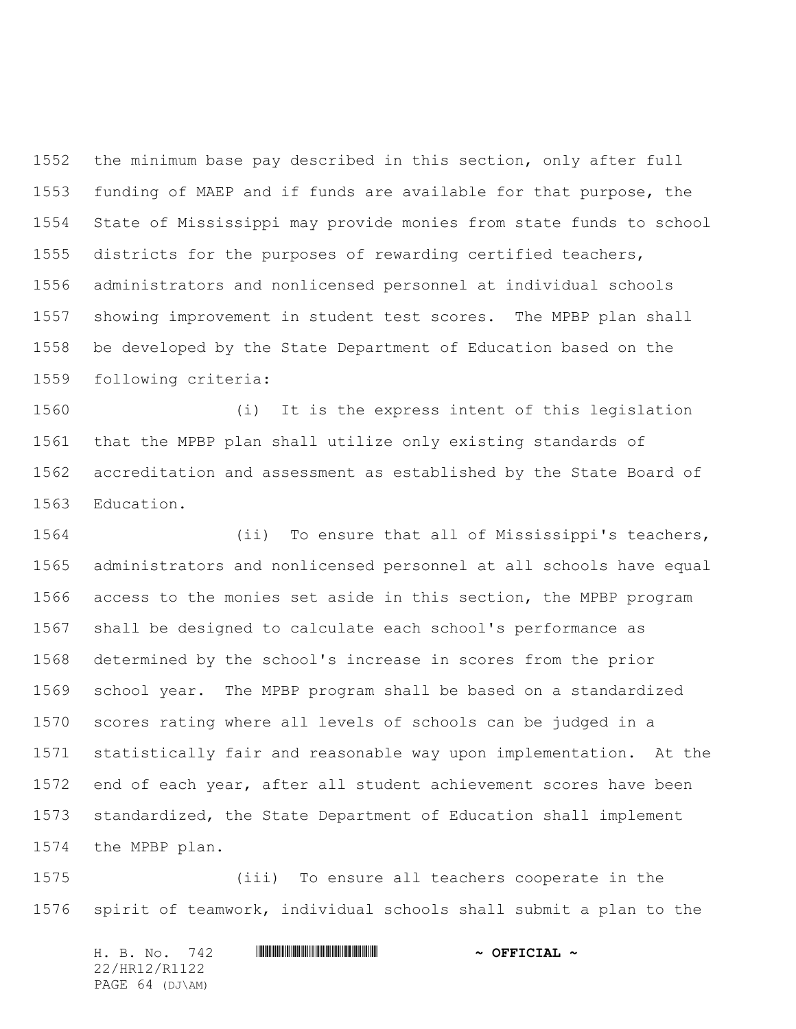the minimum base pay described in this section, only after full funding of MAEP and if funds are available for that purpose, the State of Mississippi may provide monies from state funds to school districts for the purposes of rewarding certified teachers, administrators and nonlicensed personnel at individual schools showing improvement in student test scores. The MPBP plan shall be developed by the State Department of Education based on the following criteria:

(i) It is the express intent of this legislation that the MPBP plan shall utilize only existing standards of accreditation and assessment as established by the State Board of Education.

(ii) To ensure that all of Mississippi's teachers, administrators and nonlicensed personnel at all schools have equal access to the monies set aside in this section, the MPBP program shall be designed to calculate each school's performance as determined by the school's increase in scores from the prior school year. The MPBP program shall be based on a standardized scores rating where all levels of schools can be judged in a statistically fair and reasonable way upon implementation. At the end of each year, after all student achievement scores have been standardized, the State Department of Education shall implement the MPBP plan.

(iii) To ensure all teachers cooperate in the spirit of teamwork, individual schools shall submit a plan to the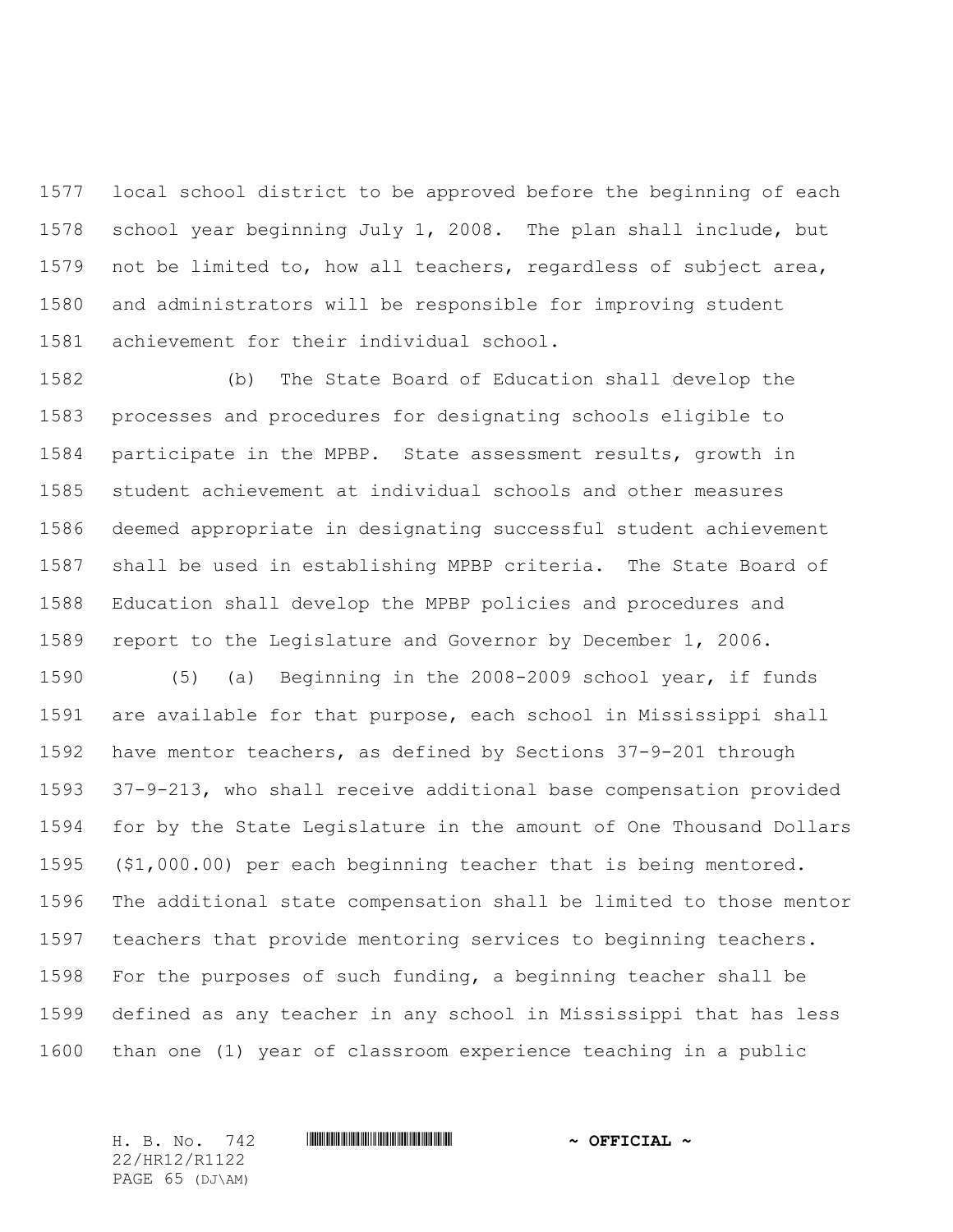local school district to be approved before the beginning of each school year beginning July 1, 2008. The plan shall include, but not be limited to, how all teachers, regardless of subject area, and administrators will be responsible for improving student achievement for their individual school.

(b) The State Board of Education shall develop the processes and procedures for designating schools eligible to participate in the MPBP. State assessment results, growth in student achievement at individual schools and other measures deemed appropriate in designating successful student achievement shall be used in establishing MPBP criteria. The State Board of Education shall develop the MPBP policies and procedures and report to the Legislature and Governor by December 1, 2006.

(5) (a) Beginning in the 2008-2009 school year, if funds are available for that purpose, each school in Mississippi shall have mentor teachers, as defined by Sections 37-9-201 through 37-9-213, who shall receive additional base compensation provided for by the State Legislature in the amount of One Thousand Dollars ($1,000.00) per each beginning teacher that is being mentored. The additional state compensation shall be limited to those mentor teachers that provide mentoring services to beginning teachers. For the purposes of such funding, a beginning teacher shall be defined as any teacher in any school in Mississippi that has less than one (1) year of classroom experience teaching in a public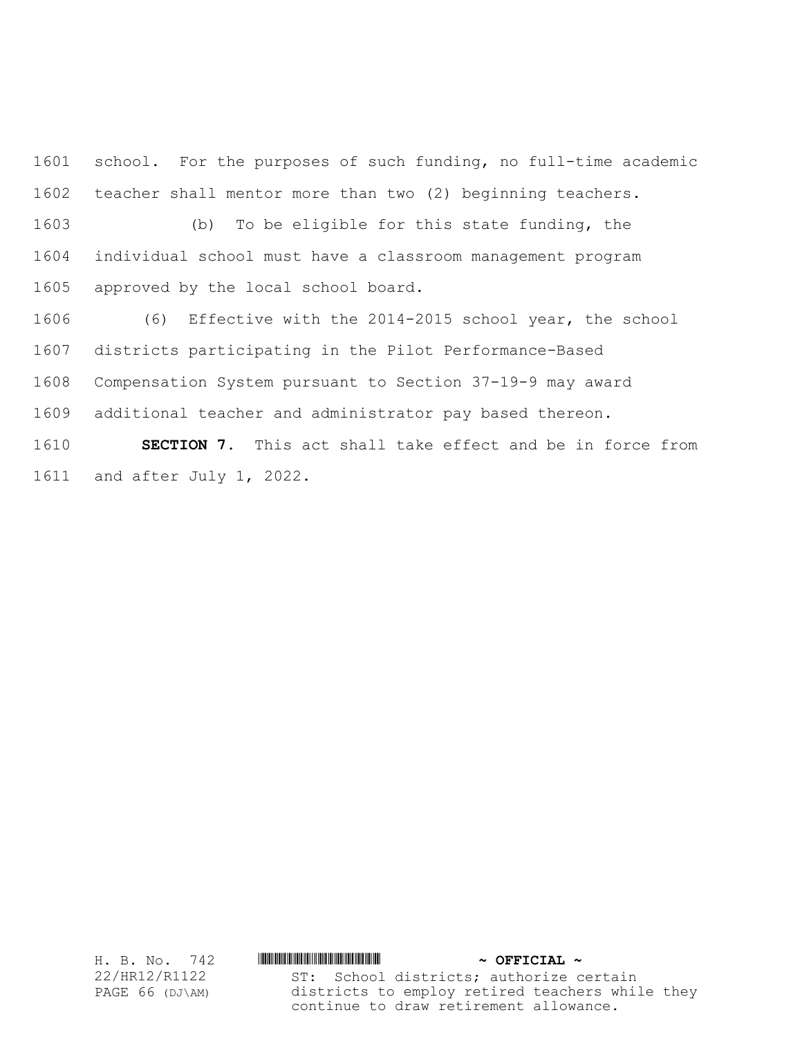school. For the purposes of such funding, no full-time academic teacher shall mentor more than two (2) beginning teachers.

(b) To be eligible for this state funding, the individual school must have a classroom management program approved by the local school board.

(6) Effective with the 2014-2015 school year, the school districts participating in the Pilot Performance-Based Compensation System pursuant to Section 37-19-9 may award additional teacher and administrator pay based thereon.

**SECTION 7.** This act shall take effect and be in force from and after July 1, 2022.